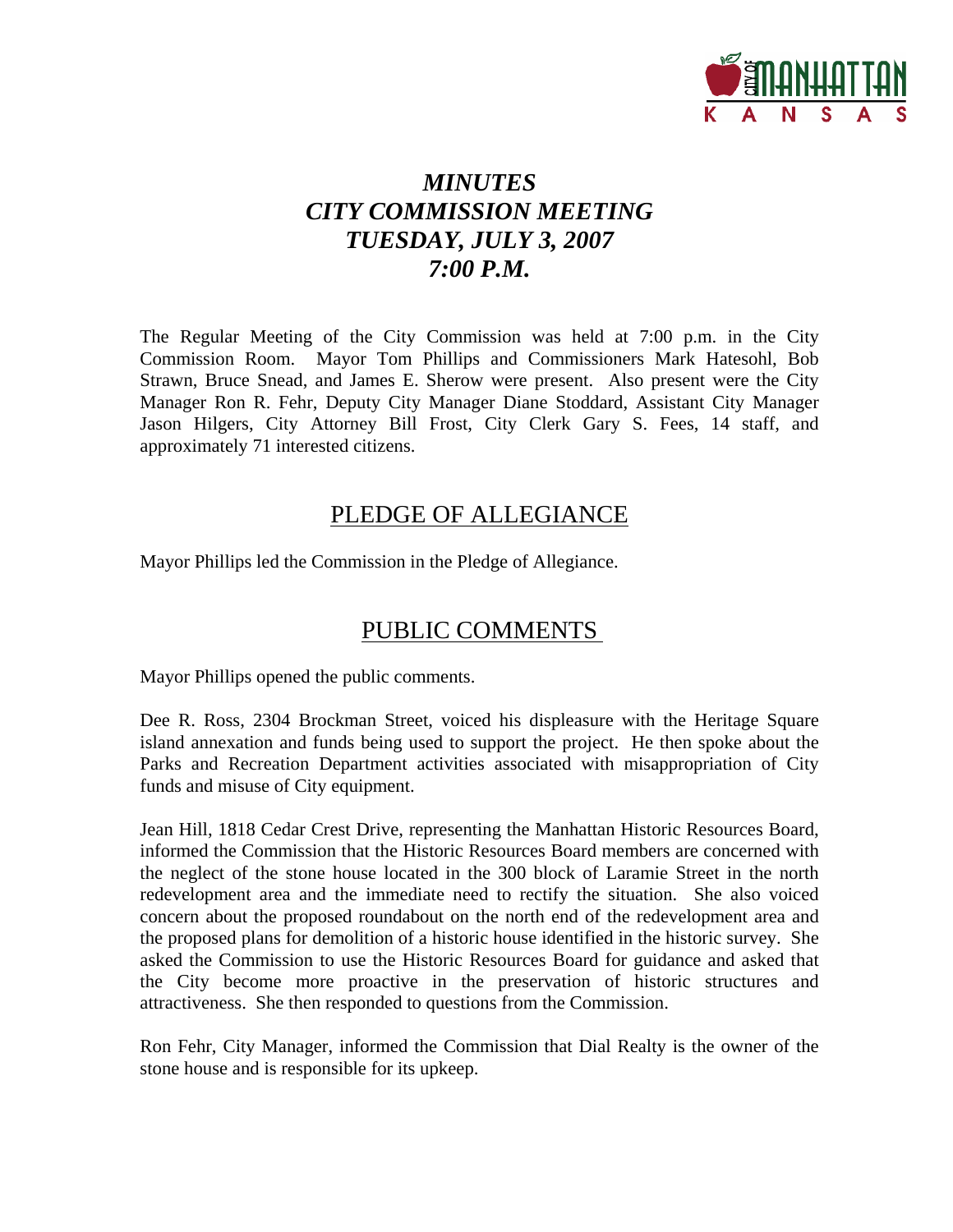# *MINUTES*
# *CITY COMMISSION MEETING*
# *TUESDAY, JULY 3, 2007*
# *7:00 P.M.*

The Regular Meeting of the City Commission was held at 7:00 p.m. in the City Commission Room. Mayor Tom Phillips and Commissioners Mark Hatesohl, Bob Strawn, Bruce Snead, and James E. Sherow were present. Also present were the City Manager Ron R. Fehr, Deputy City Manager Diane Stoddard, Assistant City Manager Jason Hilgers, City Attorney Bill Frost, City Clerk Gary S. Fees, 14 staff, and approximately 71 interested citizens.

## PLEDGE OF ALLEGIANCE

Mayor Phillips led the Commission in the Pledge of Allegiance.

## PUBLIC COMMENTS

Mayor Phillips opened the public comments.

Dee R. Ross, 2304 Brockman Street, voiced his displeasure with the Heritage Square island annexation and funds being used to support the project. He then spoke about the Parks and Recreation Department activities associated with misappropriation of City funds and misuse of City equipment.

Jean Hill, 1818 Cedar Crest Drive, representing the Manhattan Historic Resources Board, informed the Commission that the Historic Resources Board members are concerned with the neglect of the stone house located in the 300 block of Laramie Street in the north redevelopment area and the immediate need to rectify the situation. She also voiced concern about the proposed roundabout on the north end of the redevelopment area and the proposed plans for demolition of a historic house identified in the historic survey. She asked the Commission to use the Historic Resources Board for guidance and asked that the City become more proactive in the preservation of historic structures and attractiveness. She then responded to questions from the Commission.

Ron Fehr, City Manager, informed the Commission that Dial Realty is the owner of the stone house and is responsible for its upkeep.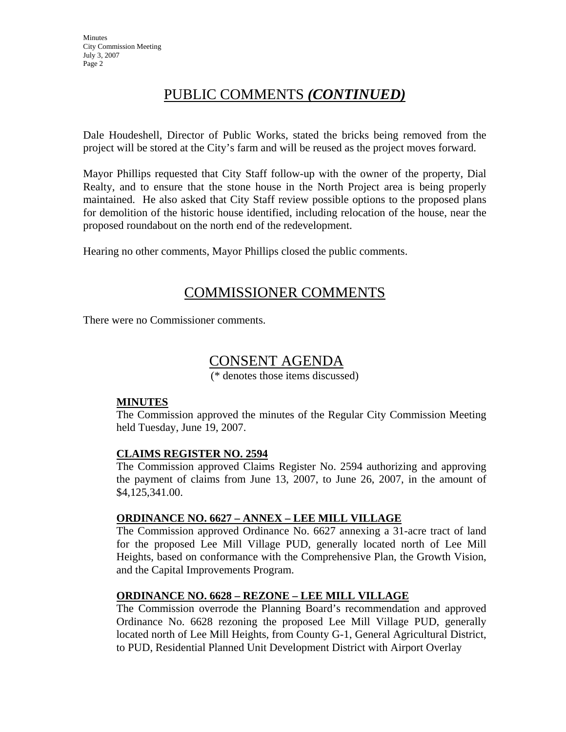# PUBLIC COMMENTS *(CONTINUED)*

Dale Houdeshell, Director of Public Works, stated the bricks being removed from the project will be stored at the City's farm and will be reused as the project moves forward.

Mayor Phillips requested that City Staff follow-up with the owner of the property, Dial Realty, and to ensure that the stone house in the North Project area is being properly maintained. He also asked that City Staff review possible options to the proposed plans for demolition of the historic house identified, including relocation of the house, near the proposed roundabout on the north end of the redevelopment.

Hearing no other comments, Mayor Phillips closed the public comments.

# COMMISSIONER COMMENTS

There were no Commissioner comments.

# CONSENT AGENDA

(* denotes those items discussed)

**MINUTES**
The Commission approved the minutes of the Regular City Commission Meeting held Tuesday, June 19, 2007.

**CLAIMS REGISTER NO. 2594**
The Commission approved Claims Register No. 2594 authorizing and approving the payment of claims from June 13, 2007, to June 26, 2007, in the amount of $4,125,341.00.

**ORDINANCE NO. 6627 – ANNEX – LEE MILL VILLAGE**
The Commission approved Ordinance No. 6627 annexing a 31-acre tract of land for the proposed Lee Mill Village PUD, generally located north of Lee Mill Heights, based on conformance with the Comprehensive Plan, the Growth Vision, and the Capital Improvements Program.

**ORDINANCE NO. 6628 – REZONE – LEE MILL VILLAGE**
The Commission overrode the Planning Board's recommendation and approved Ordinance No. 6628 rezoning the proposed Lee Mill Village PUD, generally located north of Lee Mill Heights, from County G-1, General Agricultural District, to PUD, Residential Planned Unit Development District with Airport Overlay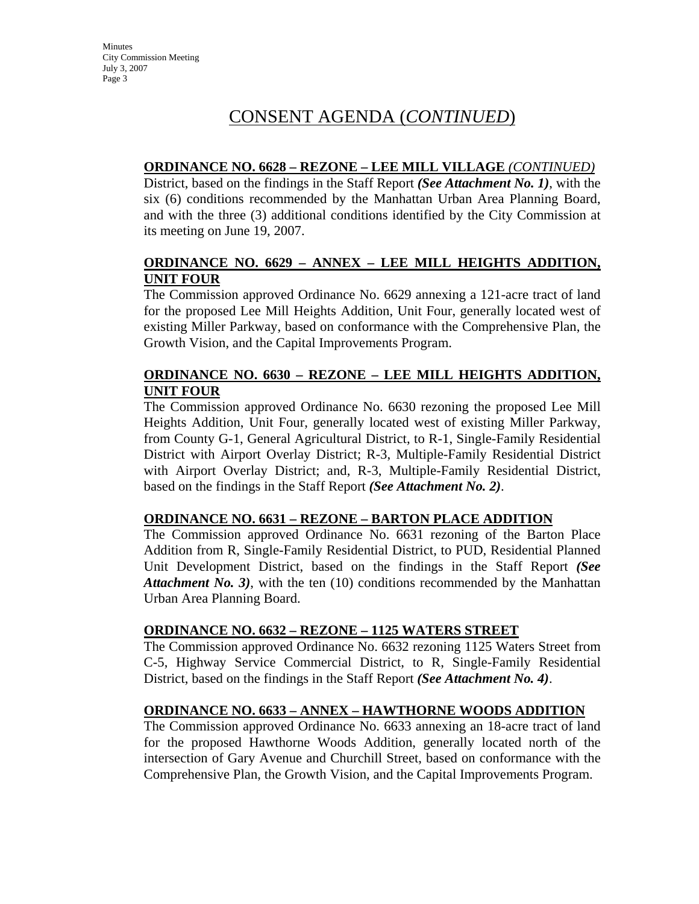# CONSENT AGENDA (*CONTINUED*)

**ORDINANCE NO. 6628 – REZONE – LEE MILL VILLAGE *(CONTINUED)***

District, based on the findings in the Staff Report ***(See Attachment No. 1)***, with the six (6) conditions recommended by the Manhattan Urban Area Planning Board, and with the three (3) additional conditions identified by the City Commission at its meeting on June 19, 2007.

**ORDINANCE NO. 6629 – ANNEX – LEE MILL HEIGHTS ADDITION, UNIT FOUR**

The Commission approved Ordinance No. 6629 annexing a 121-acre tract of land for the proposed Lee Mill Heights Addition, Unit Four, generally located west of existing Miller Parkway, based on conformance with the Comprehensive Plan, the Growth Vision, and the Capital Improvements Program.

**ORDINANCE NO. 6630 – REZONE – LEE MILL HEIGHTS ADDITION, UNIT FOUR**

The Commission approved Ordinance No. 6630 rezoning the proposed Lee Mill Heights Addition, Unit Four, generally located west of existing Miller Parkway, from County G-1, General Agricultural District, to R-1, Single-Family Residential District with Airport Overlay District; R-3, Multiple-Family Residential District with Airport Overlay District; and, R-3, Multiple-Family Residential District, based on the findings in the Staff Report ***(See Attachment No. 2)***.

**ORDINANCE NO. 6631 – REZONE – BARTON PLACE ADDITION**

The Commission approved Ordinance No. 6631 rezoning of the Barton Place Addition from R, Single-Family Residential District, to PUD, Residential Planned Unit Development District, based on the findings in the Staff Report ***(See Attachment No. 3)***, with the ten (10) conditions recommended by the Manhattan Urban Area Planning Board.

**ORDINANCE NO. 6632 – REZONE – 1125 WATERS STREET**

The Commission approved Ordinance No. 6632 rezoning 1125 Waters Street from C-5, Highway Service Commercial District, to R, Single-Family Residential District, based on the findings in the Staff Report ***(See Attachment No. 4)***.

**ORDINANCE NO. 6633 – ANNEX – HAWTHORNE WOODS ADDITION**

The Commission approved Ordinance No. 6633 annexing an 18-acre tract of land for the proposed Hawthorne Woods Addition, generally located north of the intersection of Gary Avenue and Churchill Street, based on conformance with the Comprehensive Plan, the Growth Vision, and the Capital Improvements Program.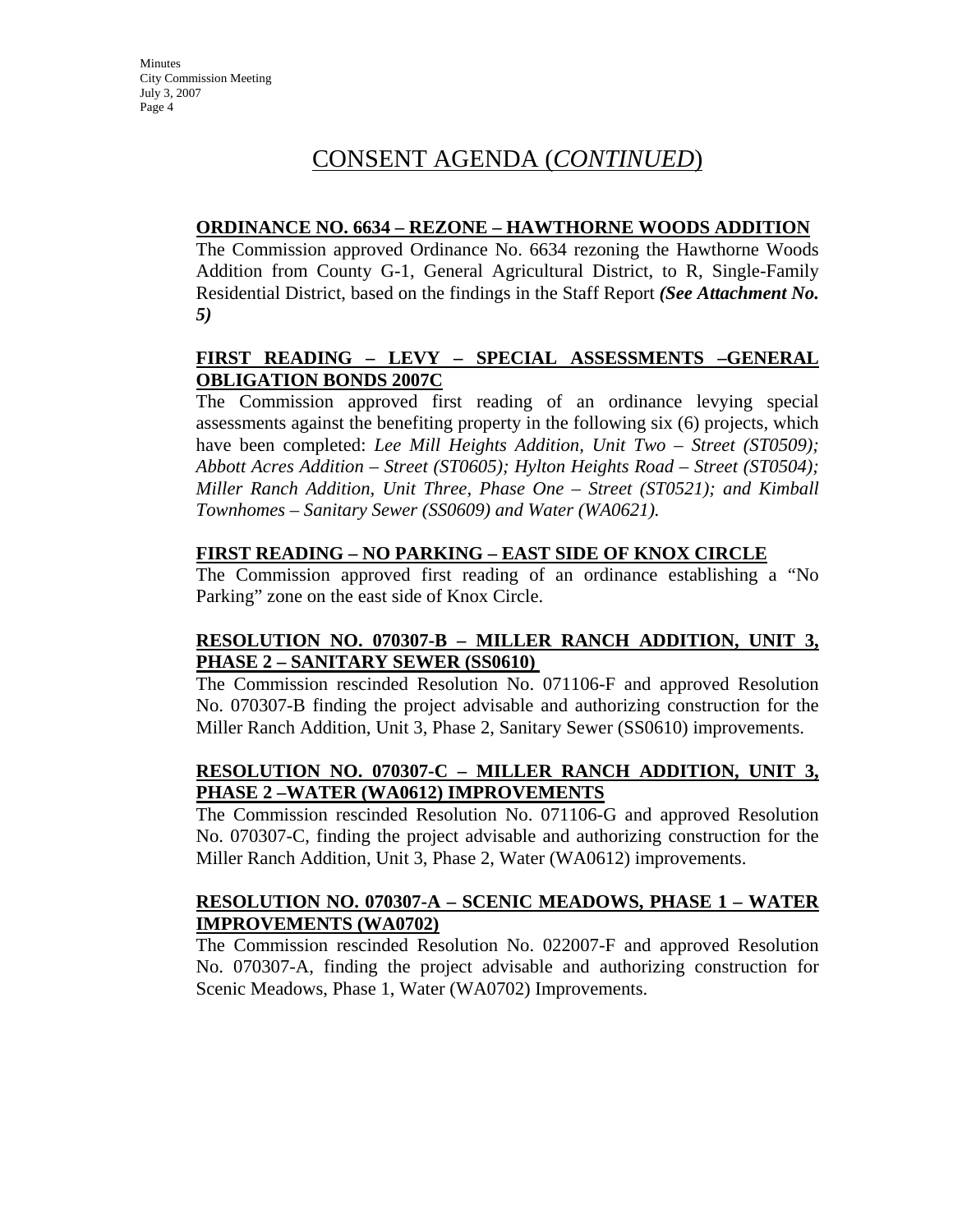# CONSENT AGENDA (*CONTINUED*)

**ORDINANCE NO. 6634 – REZONE – HAWTHORNE WOODS ADDITION**

The Commission approved Ordinance No. 6634 rezoning the Hawthorne Woods Addition from County G-1, General Agricultural District, to R, Single-Family Residential District, based on the findings in the Staff Report ***(See Attachment No. 5)***

**FIRST READING – LEVY – SPECIAL ASSESSMENTS –GENERAL OBLIGATION BONDS 2007C**

The Commission approved first reading of an ordinance levying special assessments against the benefiting property in the following six (6) projects, which have been completed: *Lee Mill Heights Addition, Unit Two – Street (ST0509); Abbott Acres Addition – Street (ST0605); Hylton Heights Road – Street (ST0504); Miller Ranch Addition, Unit Three, Phase One – Street (ST0521); and Kimball Townhomes – Sanitary Sewer (SS0609) and Water (WA0621).*

**FIRST READING – NO PARKING – EAST SIDE OF KNOX CIRCLE**

The Commission approved first reading of an ordinance establishing a "No Parking" zone on the east side of Knox Circle.

**RESOLUTION NO. 070307-B – MILLER RANCH ADDITION, UNIT 3, PHASE 2 – SANITARY SEWER (SS0610)**

The Commission rescinded Resolution No. 071106-F and approved Resolution No. 070307-B finding the project advisable and authorizing construction for the Miller Ranch Addition, Unit 3, Phase 2, Sanitary Sewer (SS0610) improvements.

**RESOLUTION NO. 070307-C – MILLER RANCH ADDITION, UNIT 3, PHASE 2 –WATER (WA0612) IMPROVEMENTS**

The Commission rescinded Resolution No. 071106-G and approved Resolution No. 070307-C, finding the project advisable and authorizing construction for the Miller Ranch Addition, Unit 3, Phase 2, Water (WA0612) improvements.

**RESOLUTION NO. 070307-A – SCENIC MEADOWS, PHASE 1 – WATER IMPROVEMENTS (WA0702)**

The Commission rescinded Resolution No. 022007-F and approved Resolution No. 070307-A, finding the project advisable and authorizing construction for Scenic Meadows, Phase 1, Water (WA0702) Improvements.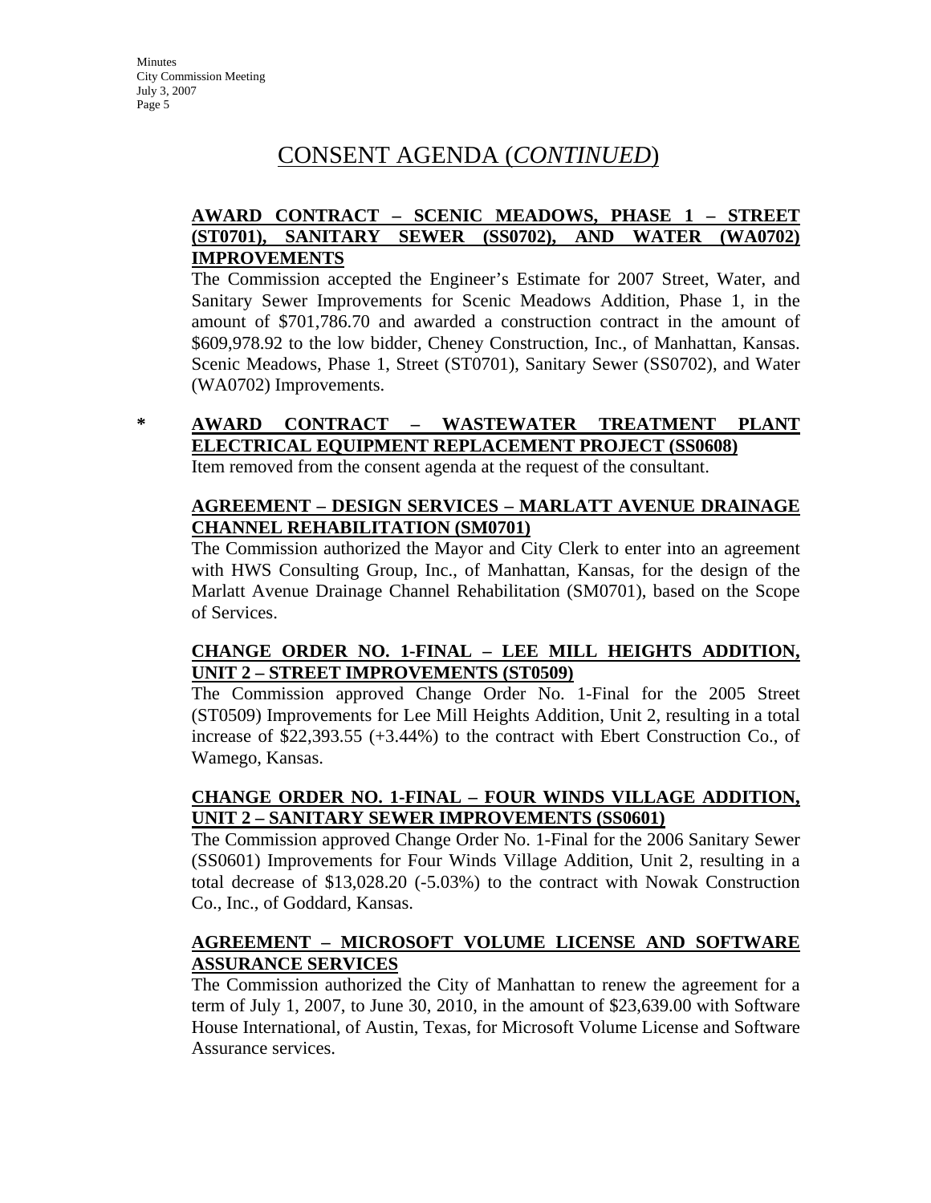# CONSENT AGENDA (*CONTINUED*)

**AWARD CONTRACT – SCENIC MEADOWS, PHASE 1 – STREET (ST0701), SANITARY SEWER (SS0702), AND WATER (WA0702) IMPROVEMENTS**

The Commission accepted the Engineer's Estimate for 2007 Street, Water, and Sanitary Sewer Improvements for Scenic Meadows Addition, Phase 1, in the amount of $701,786.70 and awarded a construction contract in the amount of $609,978.92 to the low bidder, Cheney Construction, Inc., of Manhattan, Kansas. Scenic Meadows, Phase 1, Street (ST0701), Sanitary Sewer (SS0702), and Water (WA0702) Improvements.

\* **AWARD CONTRACT – WASTEWATER TREATMENT PLANT ELECTRICAL EQUIPMENT REPLACEMENT PROJECT (SS0608)**

Item removed from the consent agenda at the request of the consultant.

**AGREEMENT – DESIGN SERVICES – MARLATT AVENUE DRAINAGE CHANNEL REHABILITATION (SM0701)**

The Commission authorized the Mayor and City Clerk to enter into an agreement with HWS Consulting Group, Inc., of Manhattan, Kansas, for the design of the Marlatt Avenue Drainage Channel Rehabilitation (SM0701), based on the Scope of Services.

**CHANGE ORDER NO. 1-FINAL – LEE MILL HEIGHTS ADDITION, UNIT 2 – STREET IMPROVEMENTS (ST0509)**

The Commission approved Change Order No. 1-Final for the 2005 Street (ST0509) Improvements for Lee Mill Heights Addition, Unit 2, resulting in a total increase of $22,393.55 (+3.44%) to the contract with Ebert Construction Co., of Wamego, Kansas.

**CHANGE ORDER NO. 1-FINAL – FOUR WINDS VILLAGE ADDITION, UNIT 2 – SANITARY SEWER IMPROVEMENTS (SS0601)**

The Commission approved Change Order No. 1-Final for the 2006 Sanitary Sewer (SS0601) Improvements for Four Winds Village Addition, Unit 2, resulting in a total decrease of $13,028.20 (-5.03%) to the contract with Nowak Construction Co., Inc., of Goddard, Kansas.

**AGREEMENT – MICROSOFT VOLUME LICENSE AND SOFTWARE ASSURANCE SERVICES**

The Commission authorized the City of Manhattan to renew the agreement for a term of July 1, 2007, to June 30, 2010, in the amount of $23,639.00 with Software House International, of Austin, Texas, for Microsoft Volume License and Software Assurance services.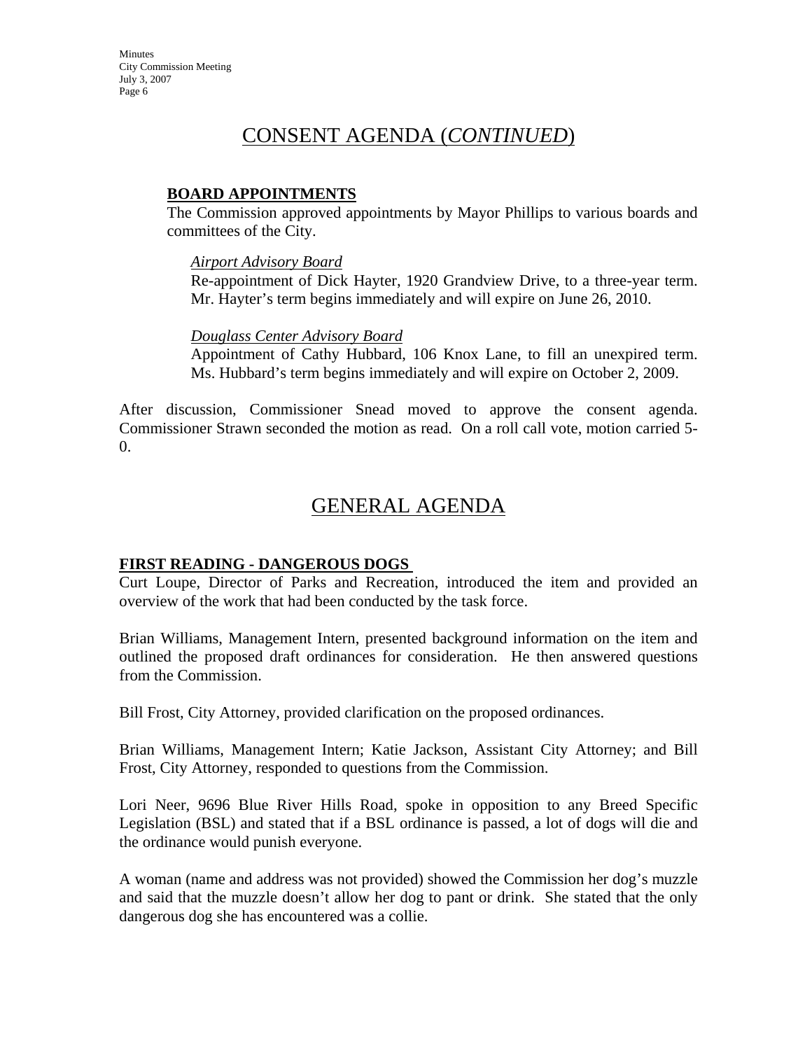## CONSENT AGENDA (*CONTINUED*)

**BOARD APPOINTMENTS**

The Commission approved appointments by Mayor Phillips to various boards and committees of the City.

*Airport Advisory Board*

Re-appointment of Dick Hayter, 1920 Grandview Drive, to a three-year term. Mr. Hayter's term begins immediately and will expire on June 26, 2010.

*Douglass Center Advisory Board*

Appointment of Cathy Hubbard, 106 Knox Lane, to fill an unexpired term. Ms. Hubbard's term begins immediately and will expire on October 2, 2009.

After discussion, Commissioner Snead moved to approve the consent agenda. Commissioner Strawn seconded the motion as read. On a roll call vote, motion carried 5-0.

## GENERAL AGENDA

**FIRST READING - DANGEROUS DOGS**

Curt Loupe, Director of Parks and Recreation, introduced the item and provided an overview of the work that had been conducted by the task force.

Brian Williams, Management Intern, presented background information on the item and outlined the proposed draft ordinances for consideration. He then answered questions from the Commission.

Bill Frost, City Attorney, provided clarification on the proposed ordinances.

Brian Williams, Management Intern; Katie Jackson, Assistant City Attorney; and Bill Frost, City Attorney, responded to questions from the Commission.

Lori Neer, 9696 Blue River Hills Road, spoke in opposition to any Breed Specific Legislation (BSL) and stated that if a BSL ordinance is passed, a lot of dogs will die and the ordinance would punish everyone.

A woman (name and address was not provided) showed the Commission her dog's muzzle and said that the muzzle doesn't allow her dog to pant or drink. She stated that the only dangerous dog she has encountered was a collie.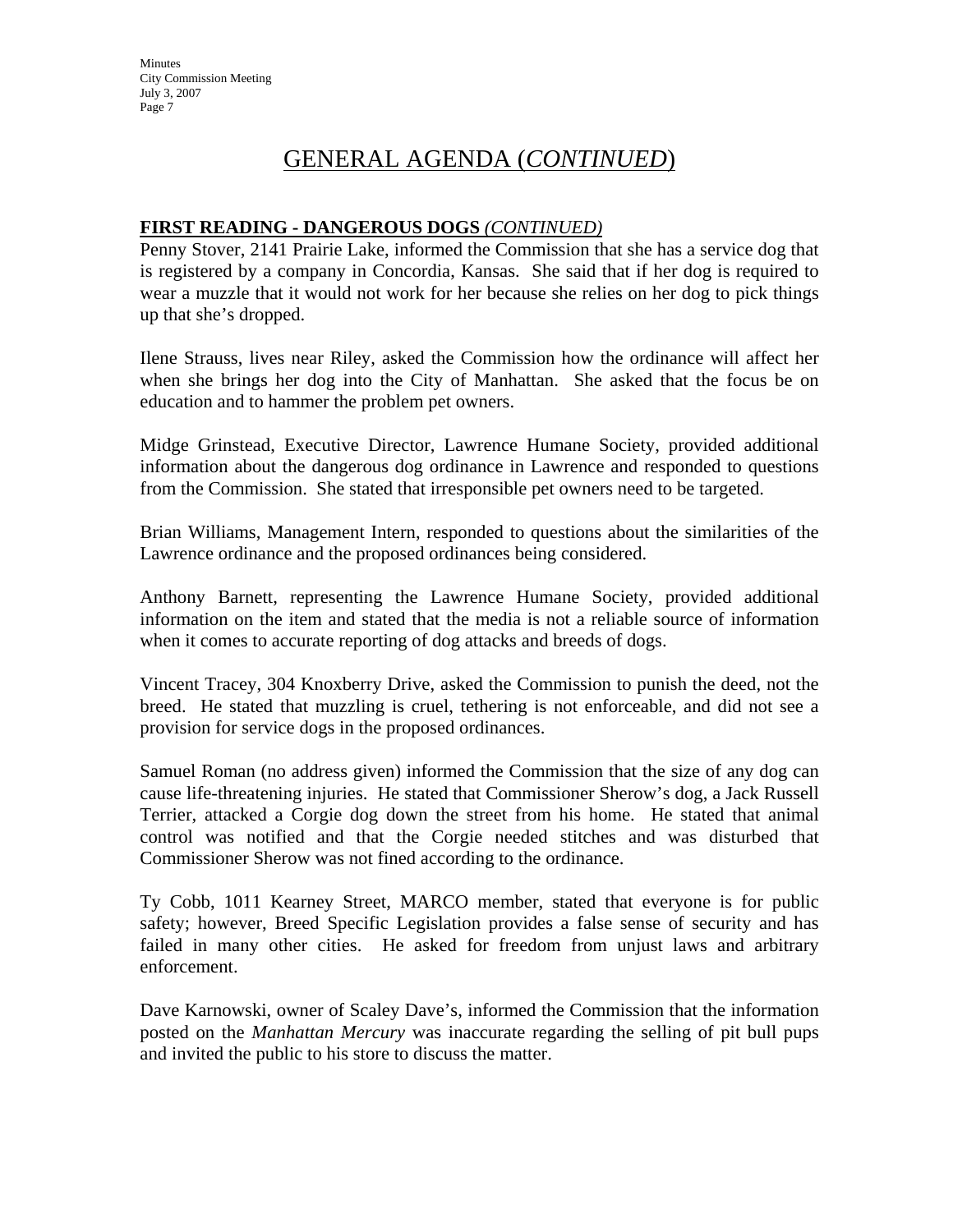# GENERAL AGENDA (*CONTINUED*)

## FIRST READING - DANGEROUS DOGS *(CONTINUED)*

Penny Stover, 2141 Prairie Lake, informed the Commission that she has a service dog that is registered by a company in Concordia, Kansas. She said that if her dog is required to wear a muzzle that it would not work for her because she relies on her dog to pick things up that she's dropped.

Ilene Strauss, lives near Riley, asked the Commission how the ordinance will affect her when she brings her dog into the City of Manhattan. She asked that the focus be on education and to hammer the problem pet owners.

Midge Grinstead, Executive Director, Lawrence Humane Society, provided additional information about the dangerous dog ordinance in Lawrence and responded to questions from the Commission. She stated that irresponsible pet owners need to be targeted.

Brian Williams, Management Intern, responded to questions about the similarities of the Lawrence ordinance and the proposed ordinances being considered.

Anthony Barnett, representing the Lawrence Humane Society, provided additional information on the item and stated that the media is not a reliable source of information when it comes to accurate reporting of dog attacks and breeds of dogs.

Vincent Tracey, 304 Knoxberry Drive, asked the Commission to punish the deed, not the breed. He stated that muzzling is cruel, tethering is not enforceable, and did not see a provision for service dogs in the proposed ordinances.

Samuel Roman (no address given) informed the Commission that the size of any dog can cause life-threatening injuries. He stated that Commissioner Sherow's dog, a Jack Russell Terrier, attacked a Corgie dog down the street from his home. He stated that animal control was notified and that the Corgie needed stitches and was disturbed that Commissioner Sherow was not fined according to the ordinance.

Ty Cobb, 1011 Kearney Street, MARCO member, stated that everyone is for public safety; however, Breed Specific Legislation provides a false sense of security and has failed in many other cities. He asked for freedom from unjust laws and arbitrary enforcement.

Dave Karnowski, owner of Scaley Dave's, informed the Commission that the information posted on the *Manhattan Mercury* was inaccurate regarding the selling of pit bull pups and invited the public to his store to discuss the matter.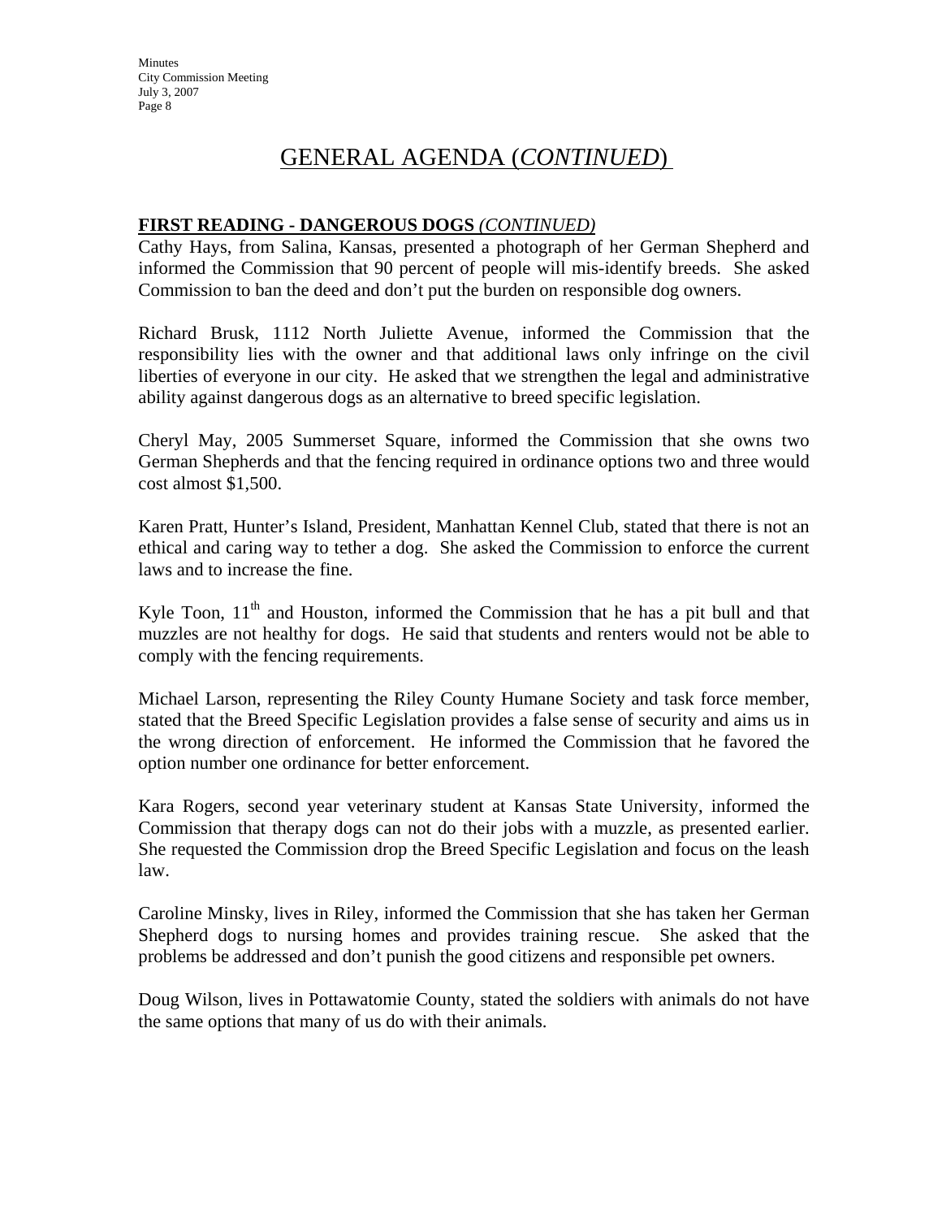# GENERAL AGENDA (*CONTINUED*)

**FIRST READING - DANGEROUS DOGS** *(CONTINUED)*

Cathy Hays, from Salina, Kansas, presented a photograph of her German Shepherd and informed the Commission that 90 percent of people will mis-identify breeds. She asked Commission to ban the deed and don't put the burden on responsible dog owners.

Richard Brusk, 1112 North Juliette Avenue, informed the Commission that the responsibility lies with the owner and that additional laws only infringe on the civil liberties of everyone in our city. He asked that we strengthen the legal and administrative ability against dangerous dogs as an alternative to breed specific legislation.

Cheryl May, 2005 Summerset Square, informed the Commission that she owns two German Shepherds and that the fencing required in ordinance options two and three would cost almost $1,500.

Karen Pratt, Hunter's Island, President, Manhattan Kennel Club, stated that there is not an ethical and caring way to tether a dog. She asked the Commission to enforce the current laws and to increase the fine.

Kyle Toon, 11th and Houston, informed the Commission that he has a pit bull and that muzzles are not healthy for dogs. He said that students and renters would not be able to comply with the fencing requirements.

Michael Larson, representing the Riley County Humane Society and task force member, stated that the Breed Specific Legislation provides a false sense of security and aims us in the wrong direction of enforcement. He informed the Commission that he favored the option number one ordinance for better enforcement.

Kara Rogers, second year veterinary student at Kansas State University, informed the Commission that therapy dogs can not do their jobs with a muzzle, as presented earlier. She requested the Commission drop the Breed Specific Legislation and focus on the leash law.

Caroline Minsky, lives in Riley, informed the Commission that she has taken her German Shepherd dogs to nursing homes and provides training rescue. She asked that the problems be addressed and don't punish the good citizens and responsible pet owners.

Doug Wilson, lives in Pottawatomie County, stated the soldiers with animals do not have the same options that many of us do with their animals.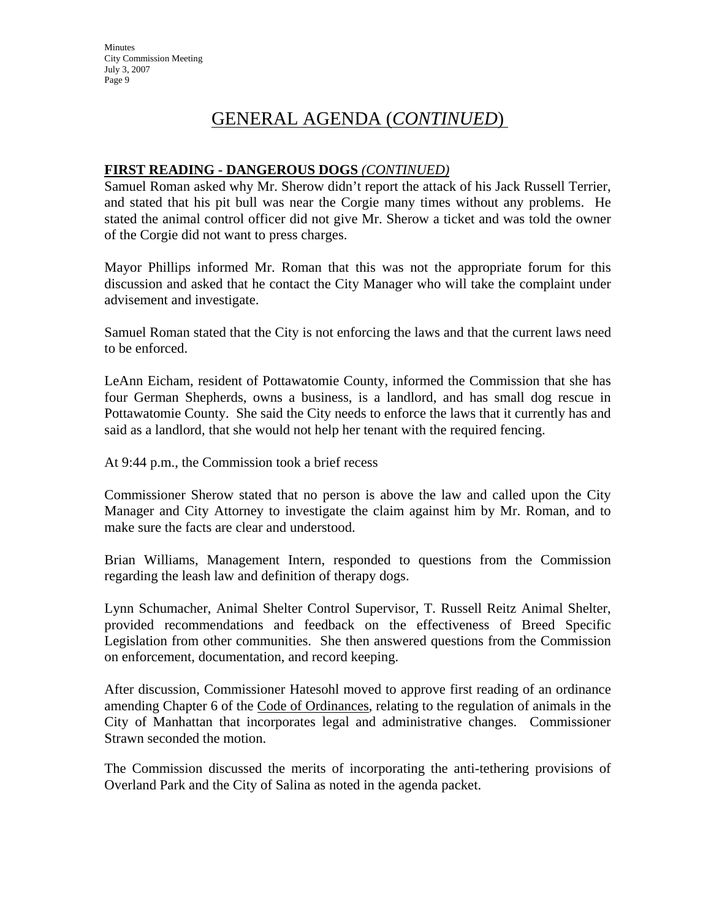# GENERAL AGENDA (*CONTINUED*)

**FIRST READING - DANGEROUS DOGS** *(CONTINUED)*

Samuel Roman asked why Mr. Sherow didn't report the attack of his Jack Russell Terrier, and stated that his pit bull was near the Corgie many times without any problems. He stated the animal control officer did not give Mr. Sherow a ticket and was told the owner of the Corgie did not want to press charges.

Mayor Phillips informed Mr. Roman that this was not the appropriate forum for this discussion and asked that he contact the City Manager who will take the complaint under advisement and investigate.

Samuel Roman stated that the City is not enforcing the laws and that the current laws need to be enforced.

LeAnn Eicham, resident of Pottawatomie County, informed the Commission that she has four German Shepherds, owns a business, is a landlord, and has small dog rescue in Pottawatomie County. She said the City needs to enforce the laws that it currently has and said as a landlord, that she would not help her tenant with the required fencing.

At 9:44 p.m., the Commission took a brief recess

Commissioner Sherow stated that no person is above the law and called upon the City Manager and City Attorney to investigate the claim against him by Mr. Roman, and to make sure the facts are clear and understood.

Brian Williams, Management Intern, responded to questions from the Commission regarding the leash law and definition of therapy dogs.

Lynn Schumacher, Animal Shelter Control Supervisor, T. Russell Reitz Animal Shelter, provided recommendations and feedback on the effectiveness of Breed Specific Legislation from other communities. She then answered questions from the Commission on enforcement, documentation, and record keeping.

After discussion, Commissioner Hatesohl moved to approve first reading of an ordinance amending Chapter 6 of the Code of Ordinances, relating to the regulation of animals in the City of Manhattan that incorporates legal and administrative changes. Commissioner Strawn seconded the motion.

The Commission discussed the merits of incorporating the anti-tethering provisions of Overland Park and the City of Salina as noted in the agenda packet.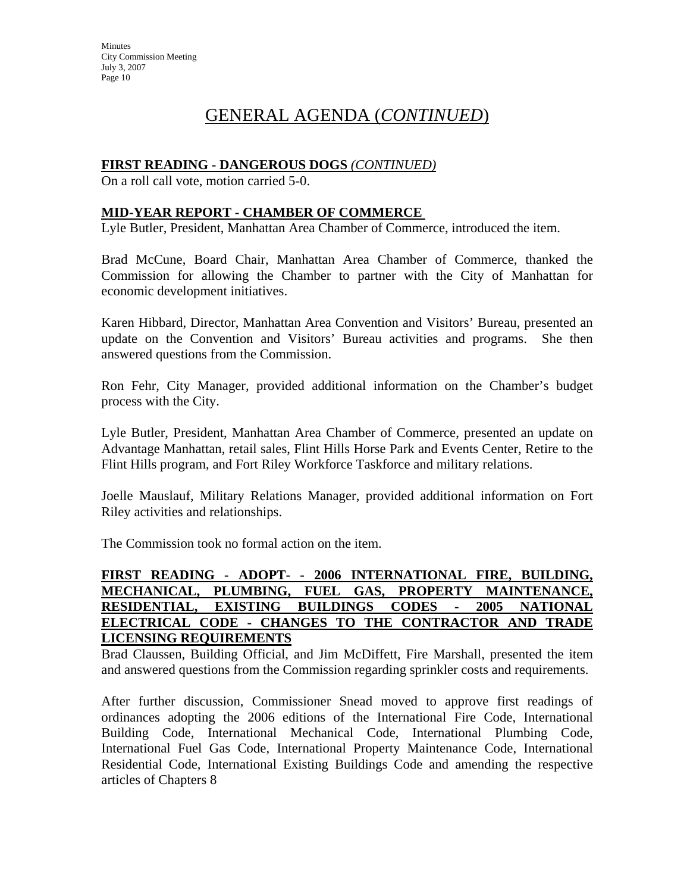# GENERAL AGENDA (*CONTINUED*)

**FIRST READING - DANGEROUS DOGS** ***(CONTINUED)***

On a roll call vote, motion carried 5-0.

**MID-YEAR REPORT - CHAMBER OF COMMERCE**

Lyle Butler, President, Manhattan Area Chamber of Commerce, introduced the item.

Brad McCune, Board Chair, Manhattan Area Chamber of Commerce, thanked the Commission for allowing the Chamber to partner with the City of Manhattan for economic development initiatives.

Karen Hibbard, Director, Manhattan Area Convention and Visitors' Bureau, presented an update on the Convention and Visitors' Bureau activities and programs. She then answered questions from the Commission.

Ron Fehr, City Manager, provided additional information on the Chamber's budget process with the City.

Lyle Butler, President, Manhattan Area Chamber of Commerce, presented an update on Advantage Manhattan, retail sales, Flint Hills Horse Park and Events Center, Retire to the Flint Hills program, and Fort Riley Workforce Taskforce and military relations.

Joelle Mauslauf, Military Relations Manager, provided additional information on Fort Riley activities and relationships.

The Commission took no formal action on the item.

**FIRST READING - ADOPT- - 2006 INTERNATIONAL FIRE, BUILDING, MECHANICAL, PLUMBING, FUEL GAS, PROPERTY MAINTENANCE, RESIDENTIAL, EXISTING BUILDINGS CODES - 2005 NATIONAL ELECTRICAL CODE - CHANGES TO THE CONTRACTOR AND TRADE LICENSING REQUIREMENTS**

Brad Claussen, Building Official, and Jim McDiffett, Fire Marshall, presented the item and answered questions from the Commission regarding sprinkler costs and requirements.

After further discussion, Commissioner Snead moved to approve first readings of ordinances adopting the 2006 editions of the International Fire Code, International Building Code, International Mechanical Code, International Plumbing Code, International Fuel Gas Code, International Property Maintenance Code, International Residential Code, International Existing Buildings Code and amending the respective articles of Chapters 8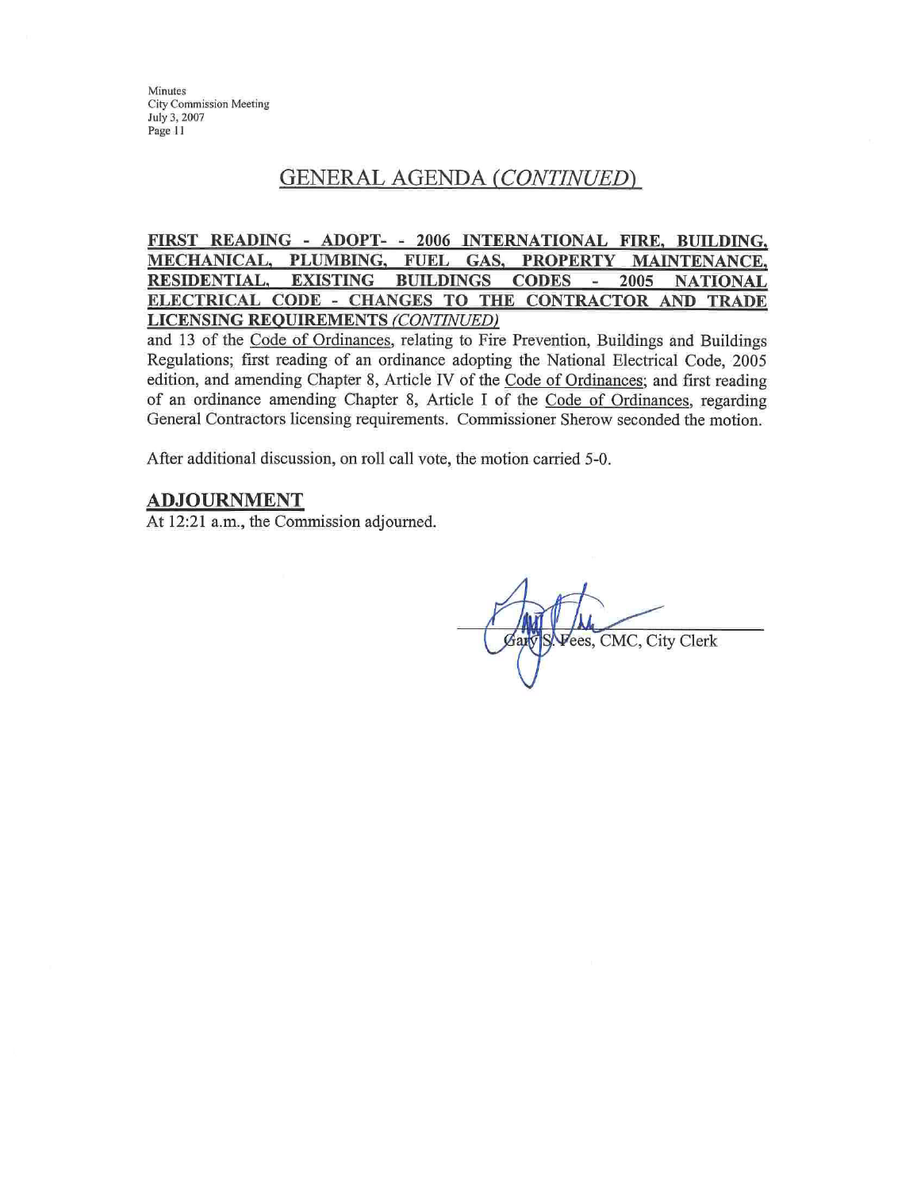## GENERAL AGENDA *(CONTINUED)*

**FIRST READING - ADOPT- - 2006 INTERNATIONAL FIRE, BUILDING, MECHANICAL, PLUMBING, FUEL GAS, PROPERTY MAINTENANCE, RESIDENTIAL, EXISTING BUILDINGS CODES - 2005 NATIONAL ELECTRICAL CODE - CHANGES TO THE CONTRACTOR AND TRADE LICENSING REQUIREMENTS *(CONTINUED)***

and 13 of the Code of Ordinances, relating to Fire Prevention, Buildings and Buildings Regulations; first reading of an ordinance adopting the National Electrical Code, 2005 edition, and amending Chapter 8, Article IV of the Code of Ordinances; and first reading of an ordinance amending Chapter 8, Article I of the Code of Ordinances, regarding General Contractors licensing requirements. Commissioner Sherow seconded the motion.

After additional discussion, on roll call vote, the motion carried 5-0.

## ADJOURNMENT

At 12:21 a.m., the Commission adjourned.

Gary S. Fees, CMC, City Clerk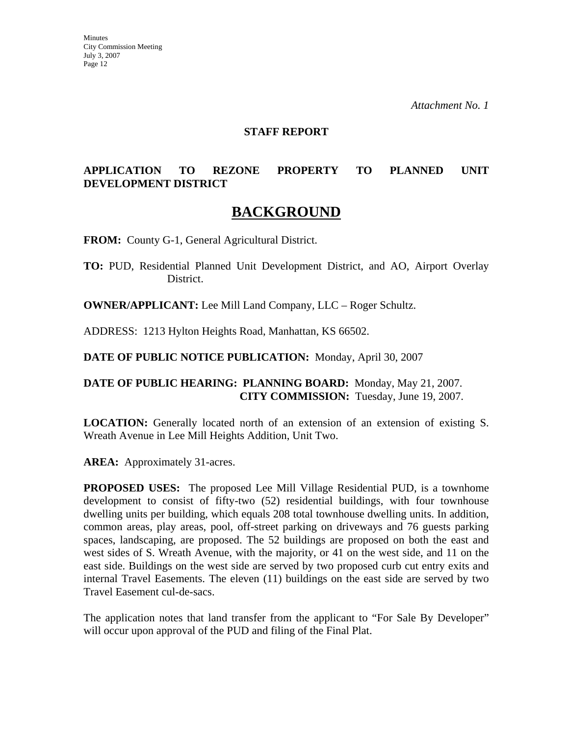*Attachment No. 1*

**STAFF REPORT**

**APPLICATION TO REZONE PROPERTY TO PLANNED UNIT DEVELOPMENT DISTRICT**

# BACKGROUND

**FROM:** County G-1, General Agricultural District.

**TO:** PUD, Residential Planned Unit Development District, and AO, Airport Overlay District.

**OWNER/APPLICANT:** Lee Mill Land Company, LLC – Roger Schultz.

ADDRESS: 1213 Hylton Heights Road, Manhattan, KS 66502.

**DATE OF PUBLIC NOTICE PUBLICATION:** Monday, April 30, 2007

**DATE OF PUBLIC HEARING: PLANNING BOARD:** Monday, May 21, 2007.
**CITY COMMISSION:** Tuesday, June 19, 2007.

**LOCATION:** Generally located north of an extension of an extension of existing S. Wreath Avenue in Lee Mill Heights Addition, Unit Two.

**AREA:** Approximately 31-acres.

**PROPOSED USES:** The proposed Lee Mill Village Residential PUD, is a townhome development to consist of fifty-two (52) residential buildings, with four townhouse dwelling units per building, which equals 208 total townhouse dwelling units. In addition, common areas, play areas, pool, off-street parking on driveways and 76 guests parking spaces, landscaping, are proposed. The 52 buildings are proposed on both the east and west sides of S. Wreath Avenue, with the majority, or 41 on the west side, and 11 on the east side. Buildings on the west side are served by two proposed curb cut entry exits and internal Travel Easements. The eleven (11) buildings on the east side are served by two Travel Easement cul-de-sacs.

The application notes that land transfer from the applicant to "For Sale By Developer" will occur upon approval of the PUD and filing of the Final Plat.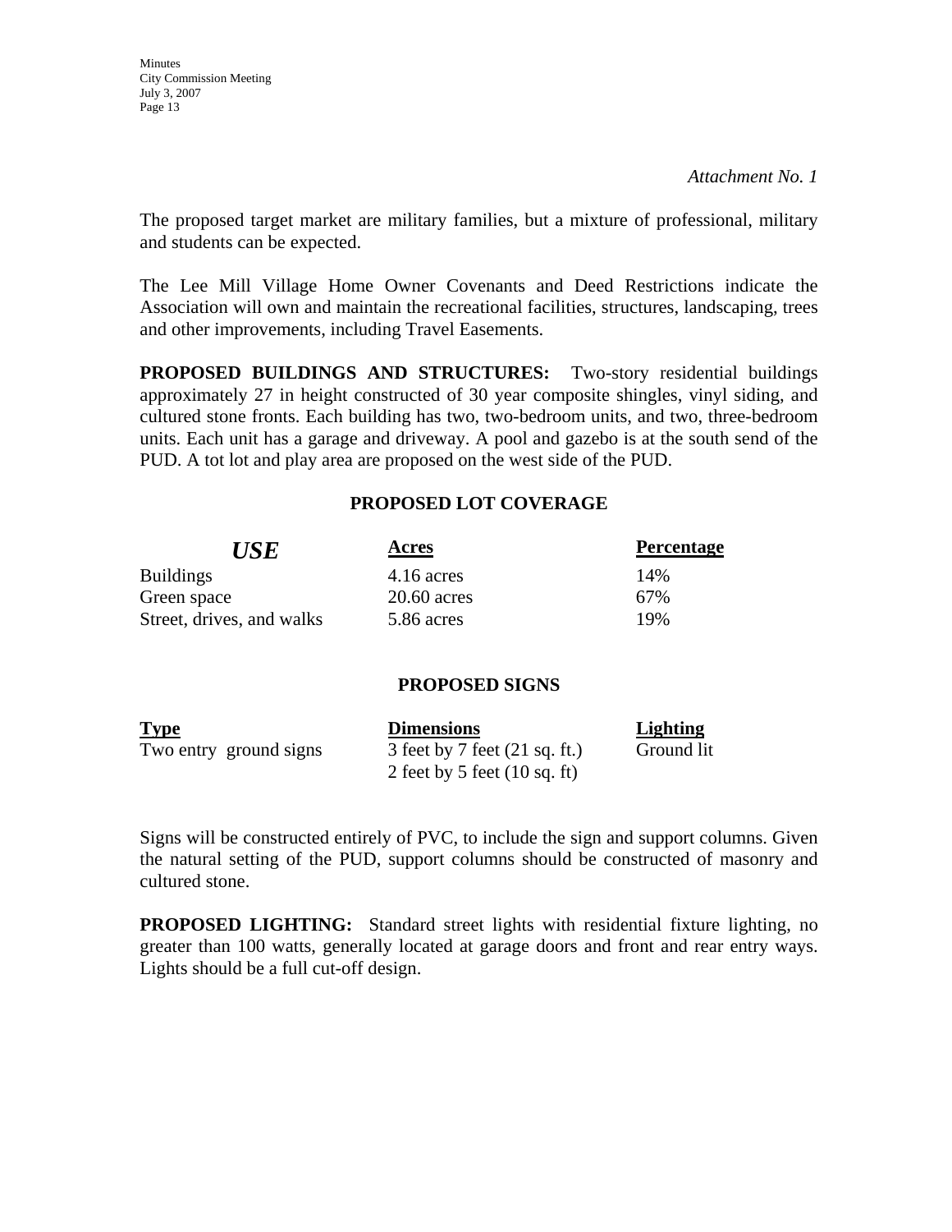*Attachment No. 1*

The proposed target market are military families, but a mixture of professional, military and students can be expected.

The Lee Mill Village Home Owner Covenants and Deed Restrictions indicate the Association will own and maintain the recreational facilities, structures, landscaping, trees and other improvements, including Travel Easements.

**PROPOSED BUILDINGS AND STRUCTURES:** Two-story residential buildings approximately 27 in height constructed of 30 year composite shingles, vinyl siding, and cultured stone fronts. Each building has two, two-bedroom units, and two, three-bedroom units. Each unit has a garage and driveway. A pool and gazebo is at the south send of the PUD. A tot lot and play area are proposed on the west side of the PUD.

**PROPOSED LOT COVERAGE**

| ***USE*** | **Acres** | **Percentage** |
|---|---|---|
| Buildings | 4.16 acres | 14% |
| Green space | 20.60 acres | 67% |
| Street, drives, and walks | 5.86 acres | 19% |

**PROPOSED SIGNS**

| **Type** | **Dimensions** | **Lighting** |
|---|---|---|
| Two entry ground signs | 3 feet by 7 feet (21 sq. ft.)<br>2 feet by 5 feet (10 sq. ft) | Ground lit |

Signs will be constructed entirely of PVC, to include the sign and support columns. Given the natural setting of the PUD, support columns should be constructed of masonry and cultured stone.

**PROPOSED LIGHTING:** Standard street lights with residential fixture lighting, no greater than 100 watts, generally located at garage doors and front and rear entry ways. Lights should be a full cut-off design.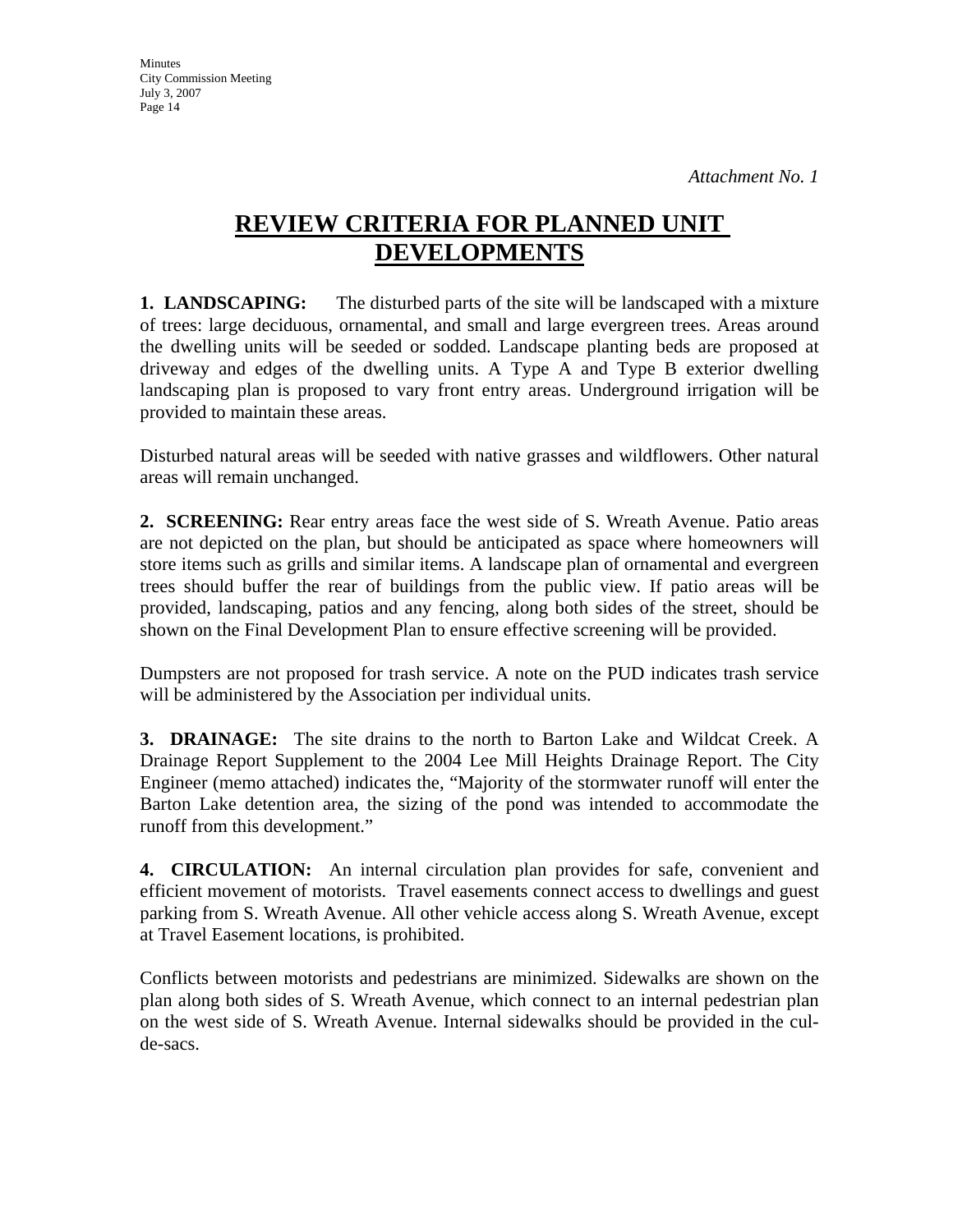*Attachment No. 1*

# REVIEW CRITERIA FOR PLANNED UNIT DEVELOPMENTS

**1. LANDSCAPING:** The disturbed parts of the site will be landscaped with a mixture of trees: large deciduous, ornamental, and small and large evergreen trees. Areas around the dwelling units will be seeded or sodded. Landscape planting beds are proposed at driveway and edges of the dwelling units. A Type A and Type B exterior dwelling landscaping plan is proposed to vary front entry areas. Underground irrigation will be provided to maintain these areas.

Disturbed natural areas will be seeded with native grasses and wildflowers. Other natural areas will remain unchanged.

**2. SCREENING:** Rear entry areas face the west side of S. Wreath Avenue. Patio areas are not depicted on the plan, but should be anticipated as space where homeowners will store items such as grills and similar items. A landscape plan of ornamental and evergreen trees should buffer the rear of buildings from the public view. If patio areas will be provided, landscaping, patios and any fencing, along both sides of the street, should be shown on the Final Development Plan to ensure effective screening will be provided.

Dumpsters are not proposed for trash service. A note on the PUD indicates trash service will be administered by the Association per individual units.

**3. DRAINAGE:** The site drains to the north to Barton Lake and Wildcat Creek. A Drainage Report Supplement to the 2004 Lee Mill Heights Drainage Report. The City Engineer (memo attached) indicates the, "Majority of the stormwater runoff will enter the Barton Lake detention area, the sizing of the pond was intended to accommodate the runoff from this development."

**4. CIRCULATION:** An internal circulation plan provides for safe, convenient and efficient movement of motorists. Travel easements connect access to dwellings and guest parking from S. Wreath Avenue. All other vehicle access along S. Wreath Avenue, except at Travel Easement locations, is prohibited.

Conflicts between motorists and pedestrians are minimized. Sidewalks are shown on the plan along both sides of S. Wreath Avenue, which connect to an internal pedestrian plan on the west side of S. Wreath Avenue. Internal sidewalks should be provided in the cul-de-sacs.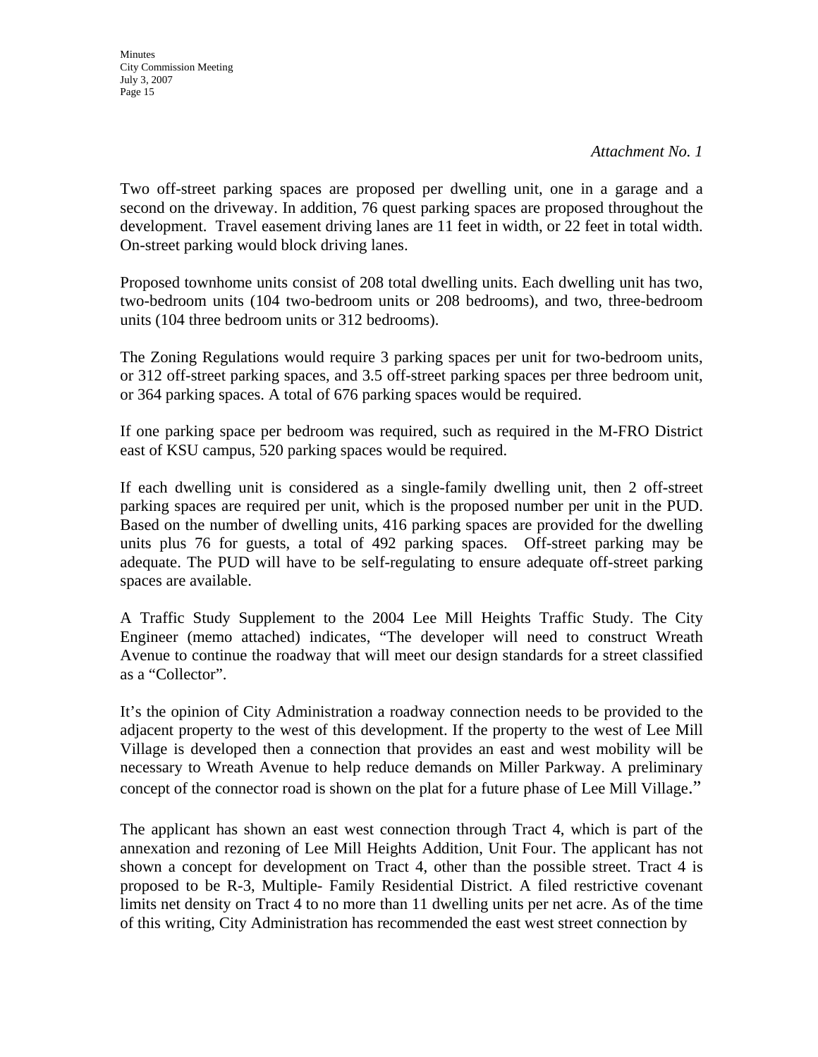*Attachment No. 1*

Two off-street parking spaces are proposed per dwelling unit, one in a garage and a second on the driveway. In addition, 76 quest parking spaces are proposed throughout the development. Travel easement driving lanes are 11 feet in width, or 22 feet in total width. On-street parking would block driving lanes.

Proposed townhome units consist of 208 total dwelling units. Each dwelling unit has two, two-bedroom units (104 two-bedroom units or 208 bedrooms), and two, three-bedroom units (104 three bedroom units or 312 bedrooms).

The Zoning Regulations would require 3 parking spaces per unit for two-bedroom units, or 312 off-street parking spaces, and 3.5 off-street parking spaces per three bedroom unit, or 364 parking spaces. A total of 676 parking spaces would be required.

If one parking space per bedroom was required, such as required in the M-FRO District east of KSU campus, 520 parking spaces would be required.

If each dwelling unit is considered as a single-family dwelling unit, then 2 off-street parking spaces are required per unit, which is the proposed number per unit in the PUD. Based on the number of dwelling units, 416 parking spaces are provided for the dwelling units plus 76 for guests, a total of 492 parking spaces. Off-street parking may be adequate. The PUD will have to be self-regulating to ensure adequate off-street parking spaces are available.

A Traffic Study Supplement to the 2004 Lee Mill Heights Traffic Study. The City Engineer (memo attached) indicates, "The developer will need to construct Wreath Avenue to continue the roadway that will meet our design standards for a street classified as a "Collector".

It's the opinion of City Administration a roadway connection needs to be provided to the adjacent property to the west of this development. If the property to the west of Lee Mill Village is developed then a connection that provides an east and west mobility will be necessary to Wreath Avenue to help reduce demands on Miller Parkway. A preliminary concept of the connector road is shown on the plat for a future phase of Lee Mill Village."

The applicant has shown an east west connection through Tract 4, which is part of the annexation and rezoning of Lee Mill Heights Addition, Unit Four. The applicant has not shown a concept for development on Tract 4, other than the possible street. Tract 4 is proposed to be R-3, Multiple- Family Residential District. A filed restrictive covenant limits net density on Tract 4 to no more than 11 dwelling units per net acre. As of the time of this writing, City Administration has recommended the east west street connection by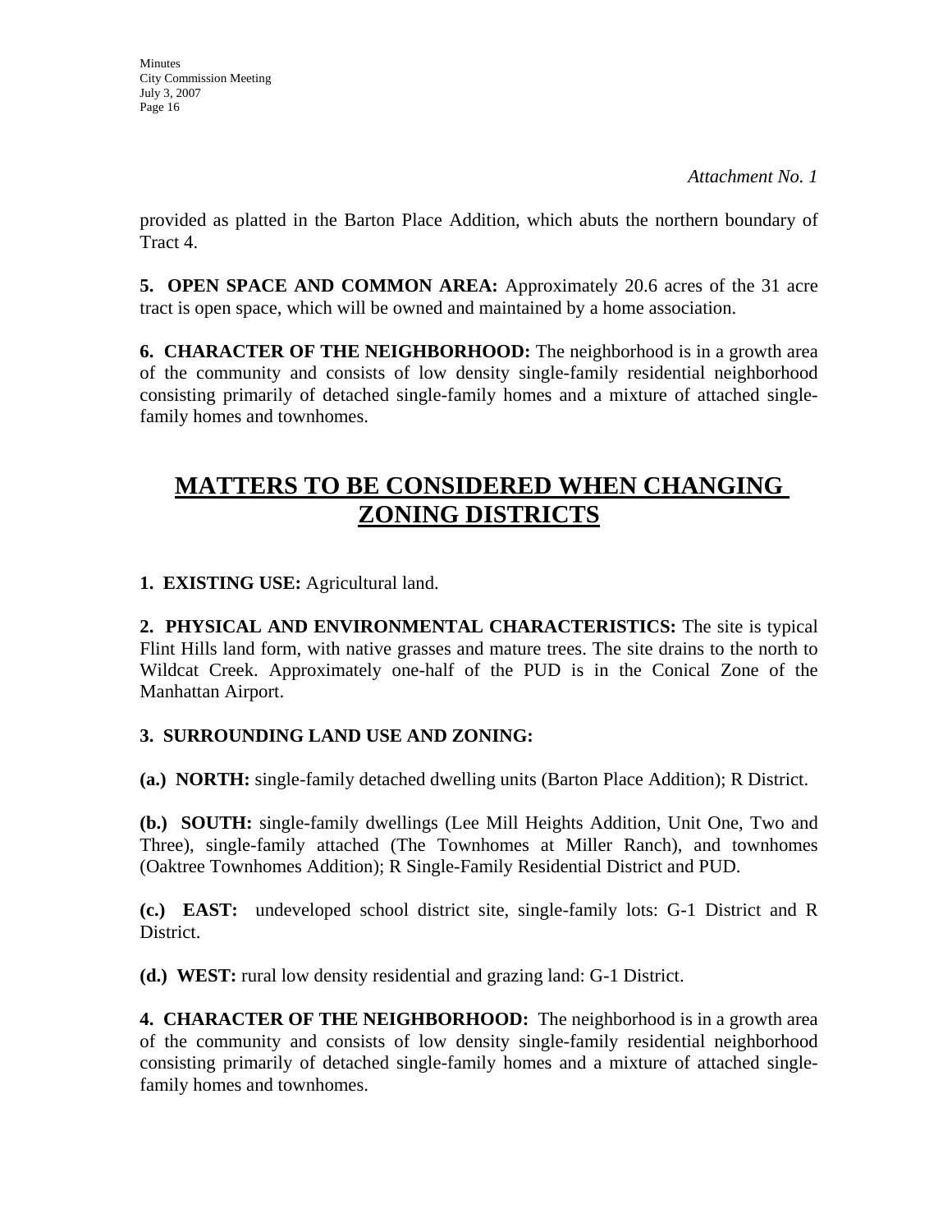*Attachment No. 1*

provided as platted in the Barton Place Addition, which abuts the northern boundary of Tract 4.

**5. OPEN SPACE AND COMMON AREA:** Approximately 20.6 acres of the 31 acre tract is open space, which will be owned and maintained by a home association.

**6. CHARACTER OF THE NEIGHBORHOOD:** The neighborhood is in a growth area of the community and consists of low density single-family residential neighborhood consisting primarily of detached single-family homes and a mixture of attached single-family homes and townhomes.

## MATTERS TO BE CONSIDERED WHEN CHANGING ZONING DISTRICTS

**1. EXISTING USE:** Agricultural land.

**2. PHYSICAL AND ENVIRONMENTAL CHARACTERISTICS:** The site is typical Flint Hills land form, with native grasses and mature trees. The site drains to the north to Wildcat Creek. Approximately one-half of the PUD is in the Conical Zone of the Manhattan Airport.

**3. SURROUNDING LAND USE AND ZONING:**

**(a.) NORTH:** single-family detached dwelling units (Barton Place Addition); R District.

**(b.) SOUTH:** single-family dwellings (Lee Mill Heights Addition, Unit One, Two and Three), single-family attached (The Townhomes at Miller Ranch), and townhomes (Oaktree Townhomes Addition); R Single-Family Residential District and PUD.

**(c.) EAST:** undeveloped school district site, single-family lots: G-1 District and R District.

**(d.) WEST:** rural low density residential and grazing land: G-1 District.

**4. CHARACTER OF THE NEIGHBORHOOD:** The neighborhood is in a growth area of the community and consists of low density single-family residential neighborhood consisting primarily of detached single-family homes and a mixture of attached single-family homes and townhomes.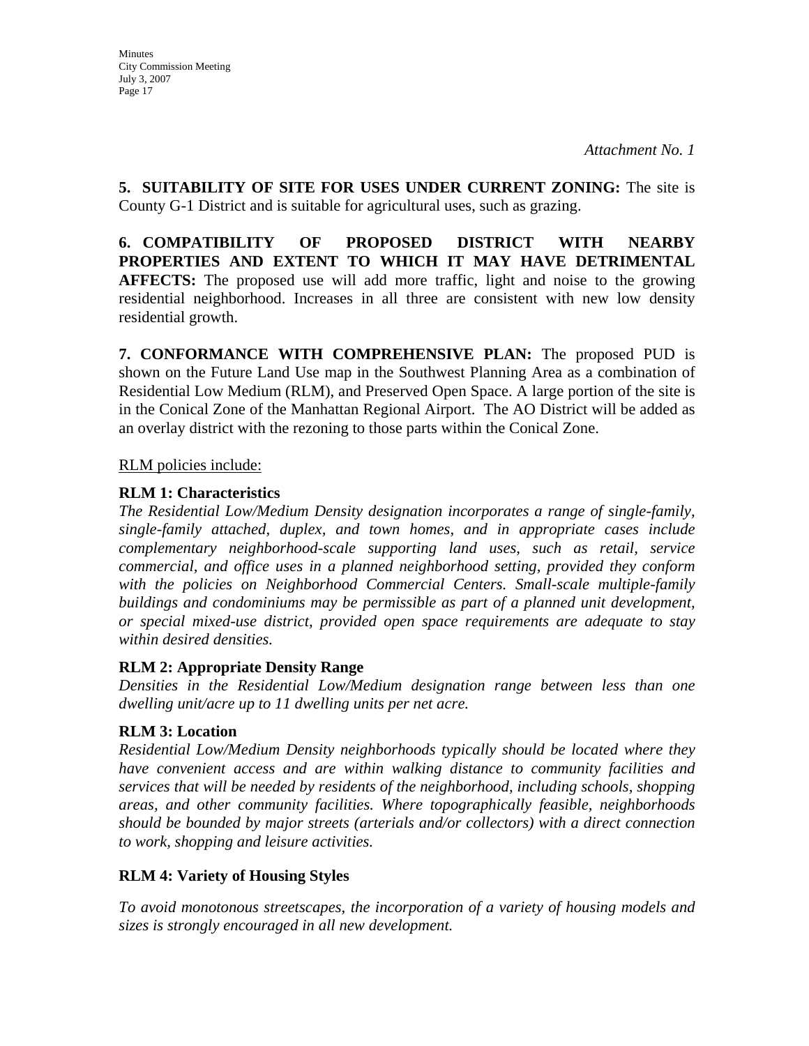*Attachment No. 1*

**5. SUITABILITY OF SITE FOR USES UNDER CURRENT ZONING:** The site is County G-1 District and is suitable for agricultural uses, such as grazing.

**6. COMPATIBILITY OF PROPOSED DISTRICT WITH NEARBY PROPERTIES AND EXTENT TO WHICH IT MAY HAVE DETRIMENTAL AFFECTS:** The proposed use will add more traffic, light and noise to the growing residential neighborhood. Increases in all three are consistent with new low density residential growth.

**7. CONFORMANCE WITH COMPREHENSIVE PLAN:** The proposed PUD is shown on the Future Land Use map in the Southwest Planning Area as a combination of Residential Low Medium (RLM), and Preserved Open Space. A large portion of the site is in the Conical Zone of the Manhattan Regional Airport. The AO District will be added as an overlay district with the rezoning to those parts within the Conical Zone.

RLM policies include:

**RLM 1: Characteristics**

*The Residential Low/Medium Density designation incorporates a range of single-family, single-family attached, duplex, and town homes, and in appropriate cases include complementary neighborhood-scale supporting land uses, such as retail, service commercial, and office uses in a planned neighborhood setting, provided they conform with the policies on Neighborhood Commercial Centers. Small-scale multiple-family buildings and condominiums may be permissible as part of a planned unit development, or special mixed-use district, provided open space requirements are adequate to stay within desired densities.*

**RLM 2: Appropriate Density Range**

*Densities in the Residential Low/Medium designation range between less than one dwelling unit/acre up to 11 dwelling units per net acre.*

**RLM 3: Location**

*Residential Low/Medium Density neighborhoods typically should be located where they have convenient access and are within walking distance to community facilities and services that will be needed by residents of the neighborhood, including schools, shopping areas, and other community facilities. Where topographically feasible, neighborhoods should be bounded by major streets (arterials and/or collectors) with a direct connection to work, shopping and leisure activities.*

**RLM 4: Variety of Housing Styles**

*To avoid monotonous streetscapes, the incorporation of a variety of housing models and sizes is strongly encouraged in all new development.*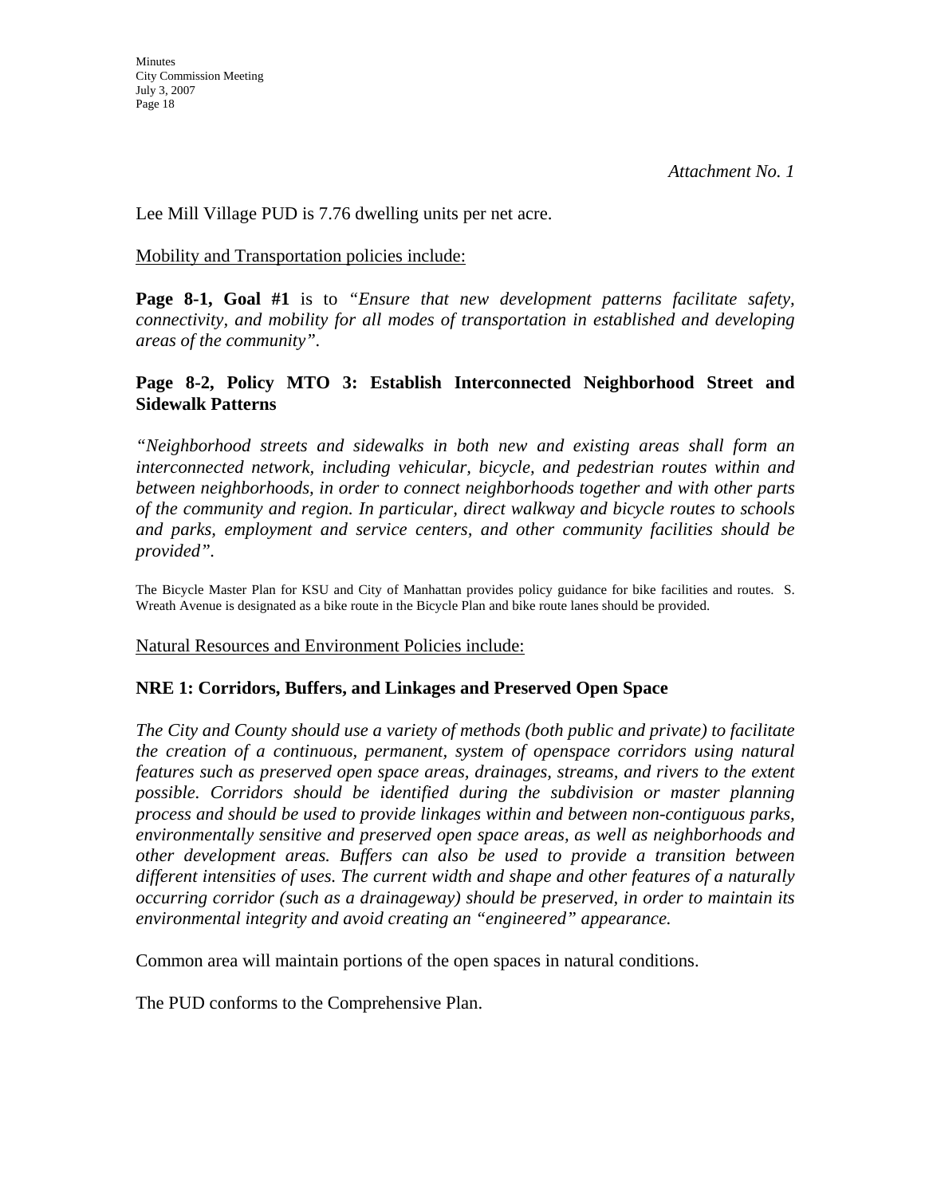*Attachment No. 1*

Lee Mill Village PUD is 7.76 dwelling units per net acre.

Mobility and Transportation policies include:

**Page 8-1, Goal #1** is to *"Ensure that new development patterns facilitate safety, connectivity, and mobility for all modes of transportation in established and developing areas of the community"*.

**Page 8-2, Policy MTO 3: Establish Interconnected Neighborhood Street and Sidewalk Patterns**

*"Neighborhood streets and sidewalks in both new and existing areas shall form an interconnected network, including vehicular, bicycle, and pedestrian routes within and between neighborhoods, in order to connect neighborhoods together and with other parts of the community and region. In particular, direct walkway and bicycle routes to schools and parks, employment and service centers, and other community facilities should be provided"*.

The Bicycle Master Plan for KSU and City of Manhattan provides policy guidance for bike facilities and routes. S. Wreath Avenue is designated as a bike route in the Bicycle Plan and bike route lanes should be provided.

Natural Resources and Environment Policies include:

**NRE 1: Corridors, Buffers, and Linkages and Preserved Open Space**

*The City and County should use a variety of methods (both public and private) to facilitate the creation of a continuous, permanent, system of openspace corridors using natural features such as preserved open space areas, drainages, streams, and rivers to the extent possible. Corridors should be identified during the subdivision or master planning process and should be used to provide linkages within and between non-contiguous parks, environmentally sensitive and preserved open space areas, as well as neighborhoods and other development areas. Buffers can also be used to provide a transition between different intensities of uses. The current width and shape and other features of a naturally occurring corridor (such as a drainageway) should be preserved, in order to maintain its environmental integrity and avoid creating an "engineered" appearance.*

Common area will maintain portions of the open spaces in natural conditions.

The PUD conforms to the Comprehensive Plan.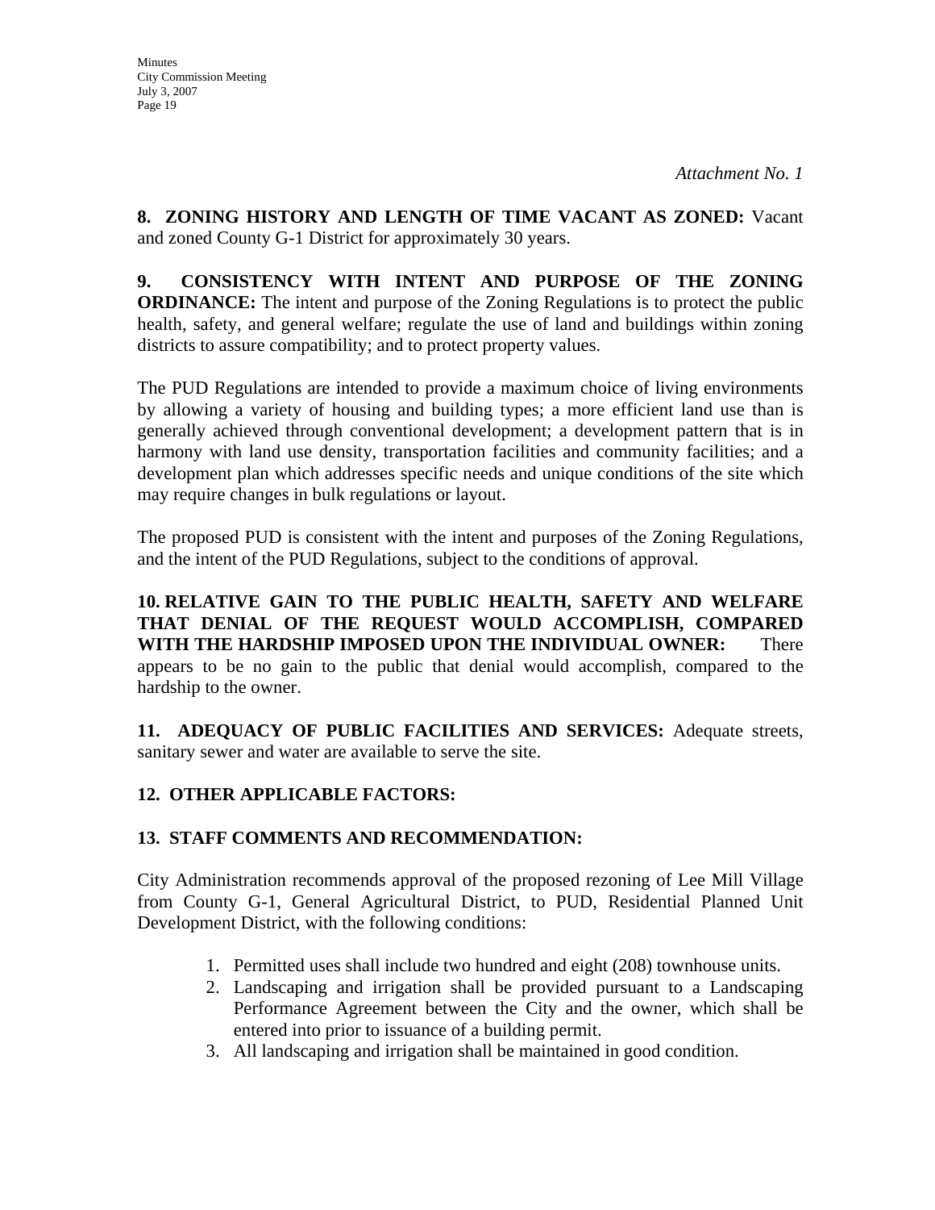*Attachment No. 1*

**8. ZONING HISTORY AND LENGTH OF TIME VACANT AS ZONED:** Vacant and zoned County G-1 District for approximately 30 years.

**9. CONSISTENCY WITH INTENT AND PURPOSE OF THE ZONING ORDINANCE:** The intent and purpose of the Zoning Regulations is to protect the public health, safety, and general welfare; regulate the use of land and buildings within zoning districts to assure compatibility; and to protect property values.

The PUD Regulations are intended to provide a maximum choice of living environments by allowing a variety of housing and building types; a more efficient land use than is generally achieved through conventional development; a development pattern that is in harmony with land use density, transportation facilities and community facilities; and a development plan which addresses specific needs and unique conditions of the site which may require changes in bulk regulations or layout.

The proposed PUD is consistent with the intent and purposes of the Zoning Regulations, and the intent of the PUD Regulations, subject to the conditions of approval.

**10. RELATIVE GAIN TO THE PUBLIC HEALTH, SAFETY AND WELFARE THAT DENIAL OF THE REQUEST WOULD ACCOMPLISH, COMPARED WITH THE HARDSHIP IMPOSED UPON THE INDIVIDUAL OWNER:** There appears to be no gain to the public that denial would accomplish, compared to the hardship to the owner.

**11. ADEQUACY OF PUBLIC FACILITIES AND SERVICES:** Adequate streets, sanitary sewer and water are available to serve the site.

**12. OTHER APPLICABLE FACTORS:**

**13. STAFF COMMENTS AND RECOMMENDATION:**

City Administration recommends approval of the proposed rezoning of Lee Mill Village from County G-1, General Agricultural District, to PUD, Residential Planned Unit Development District, with the following conditions:

1. Permitted uses shall include two hundred and eight (208) townhouse units.
2. Landscaping and irrigation shall be provided pursuant to a Landscaping Performance Agreement between the City and the owner, which shall be entered into prior to issuance of a building permit.
3. All landscaping and irrigation shall be maintained in good condition.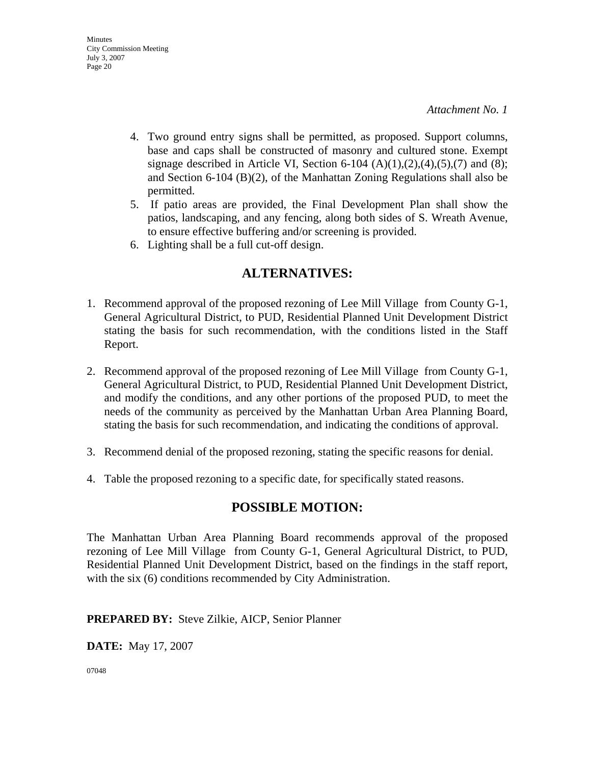*Attachment No. 1*

4. Two ground entry signs shall be permitted, as proposed. Support columns, base and caps shall be constructed of masonry and cultured stone. Exempt signage described in Article VI, Section 6-104 (A)(1),(2),(4),(5),(7) and (8); and Section 6-104 (B)(2), of the Manhattan Zoning Regulations shall also be permitted.
5. If patio areas are provided, the Final Development Plan shall show the patios, landscaping, and any fencing, along both sides of S. Wreath Avenue, to ensure effective buffering and/or screening is provided.
6. Lighting shall be a full cut-off design.

## ALTERNATIVES:

1. Recommend approval of the proposed rezoning of Lee Mill Village from County G-1, General Agricultural District, to PUD, Residential Planned Unit Development District stating the basis for such recommendation, with the conditions listed in the Staff Report.

2. Recommend approval of the proposed rezoning of Lee Mill Village from County G-1, General Agricultural District, to PUD, Residential Planned Unit Development District, and modify the conditions, and any other portions of the proposed PUD, to meet the needs of the community as perceived by the Manhattan Urban Area Planning Board, stating the basis for such recommendation, and indicating the conditions of approval.

3. Recommend denial of the proposed rezoning, stating the specific reasons for denial.

4. Table the proposed rezoning to a specific date, for specifically stated reasons.

## POSSIBLE MOTION:

The Manhattan Urban Area Planning Board recommends approval of the proposed rezoning of Lee Mill Village from County G-1, General Agricultural District, to PUD, Residential Planned Unit Development District, based on the findings in the staff report, with the six (6) conditions recommended by City Administration.

**PREPARED BY:** Steve Zilkie, AICP, Senior Planner

**DATE:** May 17, 2007

07048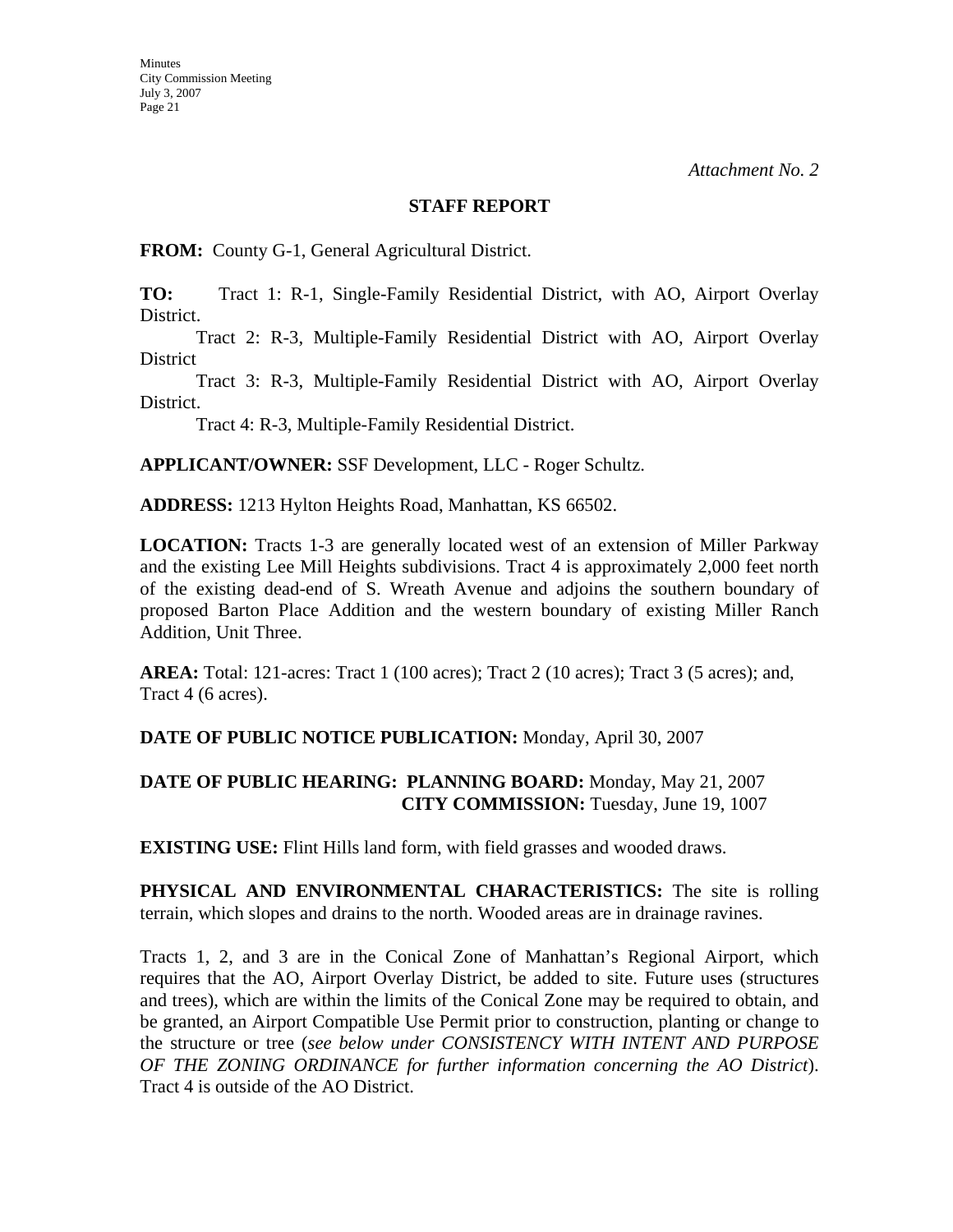*Attachment No. 2*

**STAFF REPORT**

**FROM:** County G-1, General Agricultural District.

**TO:** Tract 1: R-1, Single-Family Residential District, with AO, Airport Overlay District.

Tract 2: R-3, Multiple-Family Residential District with AO, Airport Overlay District

Tract 3: R-3, Multiple-Family Residential District with AO, Airport Overlay District.

Tract 4: R-3, Multiple-Family Residential District.

**APPLICANT/OWNER:** SSF Development, LLC - Roger Schultz.

**ADDRESS:** 1213 Hylton Heights Road, Manhattan, KS 66502.

**LOCATION:** Tracts 1-3 are generally located west of an extension of Miller Parkway and the existing Lee Mill Heights subdivisions. Tract 4 is approximately 2,000 feet north of the existing dead-end of S. Wreath Avenue and adjoins the southern boundary of proposed Barton Place Addition and the western boundary of existing Miller Ranch Addition, Unit Three.

**AREA:** Total: 121-acres: Tract 1 (100 acres); Tract 2 (10 acres); Tract 3 (5 acres); and, Tract 4 (6 acres).

**DATE OF PUBLIC NOTICE PUBLICATION:** Monday, April 30, 2007

**DATE OF PUBLIC HEARING: PLANNING BOARD:** Monday, May 21, 2007
**CITY COMMISSION:** Tuesday, June 19, 1007

**EXISTING USE:** Flint Hills land form, with field grasses and wooded draws.

**PHYSICAL AND ENVIRONMENTAL CHARACTERISTICS:** The site is rolling terrain, which slopes and drains to the north. Wooded areas are in drainage ravines.

Tracts 1, 2, and 3 are in the Conical Zone of Manhattan's Regional Airport, which requires that the AO, Airport Overlay District, be added to site. Future uses (structures and trees), which are within the limits of the Conical Zone may be required to obtain, and be granted, an Airport Compatible Use Permit prior to construction, planting or change to the structure or tree (*see below under CONSISTENCY WITH INTENT AND PURPOSE OF THE ZONING ORDINANCE for further information concerning the AO District*). Tract 4 is outside of the AO District.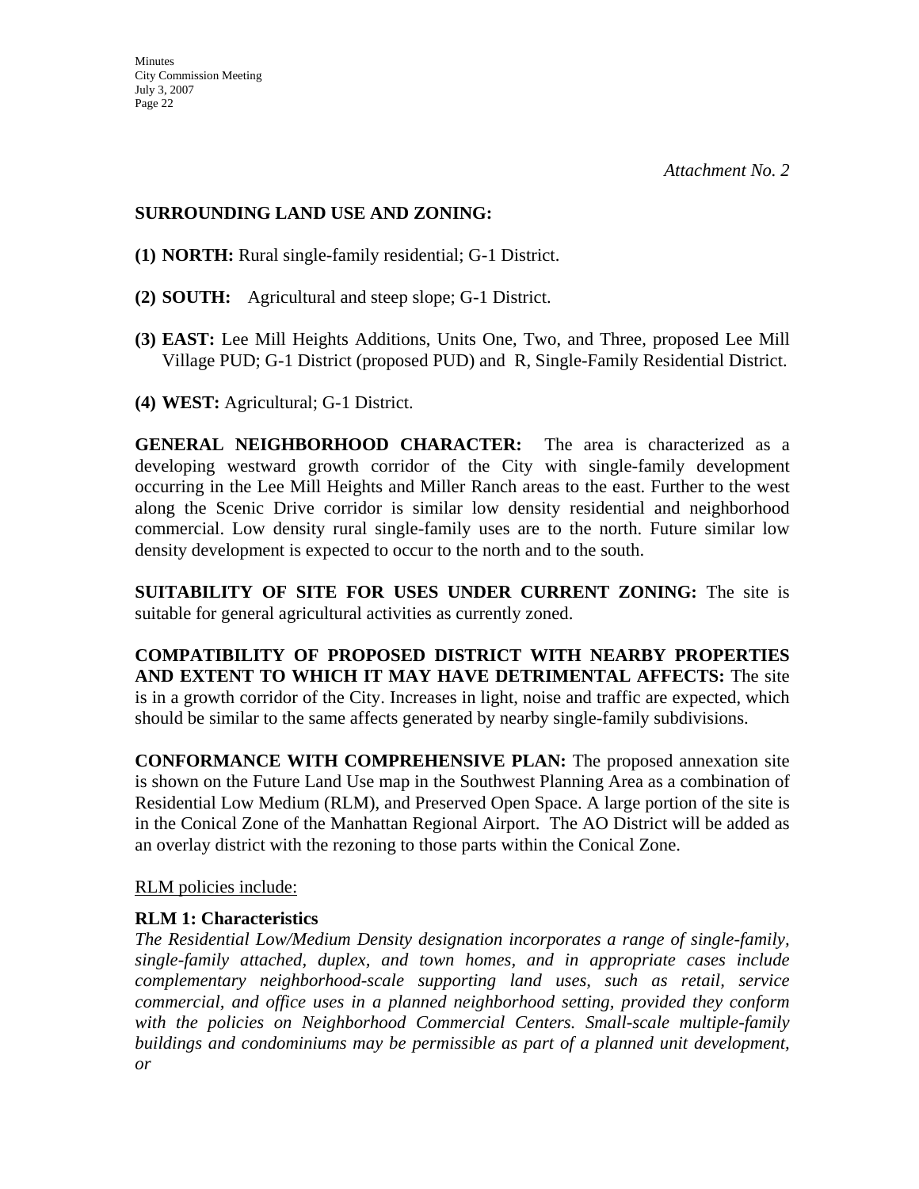*Attachment No. 2*

**SURROUNDING LAND USE AND ZONING:**

**(1) NORTH:** Rural single-family residential; G-1 District.

**(2) SOUTH:** Agricultural and steep slope; G-1 District.

**(3) EAST:** Lee Mill Heights Additions, Units One, Two, and Three, proposed Lee Mill Village PUD; G-1 District (proposed PUD) and R, Single-Family Residential District.

**(4) WEST:** Agricultural; G-1 District.

**GENERAL NEIGHBORHOOD CHARACTER:** The area is characterized as a developing westward growth corridor of the City with single-family development occurring in the Lee Mill Heights and Miller Ranch areas to the east. Further to the west along the Scenic Drive corridor is similar low density residential and neighborhood commercial. Low density rural single-family uses are to the north. Future similar low density development is expected to occur to the north and to the south.

**SUITABILITY OF SITE FOR USES UNDER CURRENT ZONING:** The site is suitable for general agricultural activities as currently zoned.

**COMPATIBILITY OF PROPOSED DISTRICT WITH NEARBY PROPERTIES AND EXTENT TO WHICH IT MAY HAVE DETRIMENTAL AFFECTS:** The site is in a growth corridor of the City. Increases in light, noise and traffic are expected, which should be similar to the same affects generated by nearby single-family subdivisions.

**CONFORMANCE WITH COMPREHENSIVE PLAN:** The proposed annexation site is shown on the Future Land Use map in the Southwest Planning Area as a combination of Residential Low Medium (RLM), and Preserved Open Space. A large portion of the site is in the Conical Zone of the Manhattan Regional Airport. The AO District will be added as an overlay district with the rezoning to those parts within the Conical Zone.

RLM policies include:

**RLM 1: Characteristics**

*The Residential Low/Medium Density designation incorporates a range of single-family, single-family attached, duplex, and town homes, and in appropriate cases include complementary neighborhood-scale supporting land uses, such as retail, service commercial, and office uses in a planned neighborhood setting, provided they conform with the policies on Neighborhood Commercial Centers. Small-scale multiple-family buildings and condominiums may be permissible as part of a planned unit development, or*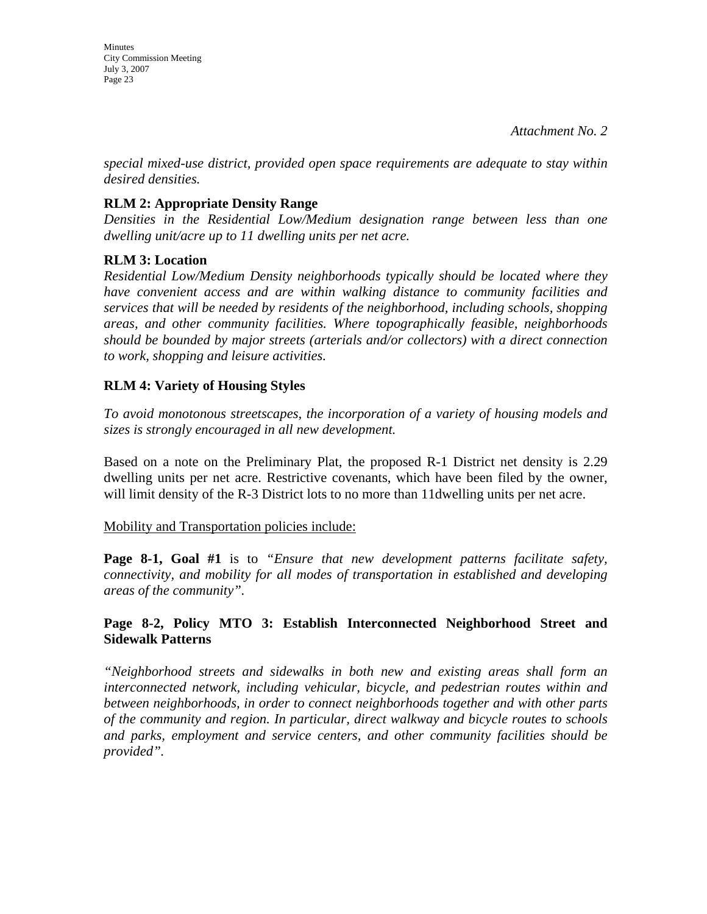*Attachment No. 2*

*special mixed-use district, provided open space requirements are adequate to stay within desired densities.*

**RLM 2: Appropriate Density Range**

*Densities in the Residential Low/Medium designation range between less than one dwelling unit/acre up to 11 dwelling units per net acre.*

**RLM 3: Location**

*Residential Low/Medium Density neighborhoods typically should be located where they have convenient access and are within walking distance to community facilities and services that will be needed by residents of the neighborhood, including schools, shopping areas, and other community facilities. Where topographically feasible, neighborhoods should be bounded by major streets (arterials and/or collectors) with a direct connection to work, shopping and leisure activities.*

**RLM 4: Variety of Housing Styles**

*To avoid monotonous streetscapes, the incorporation of a variety of housing models and sizes is strongly encouraged in all new development.*

Based on a note on the Preliminary Plat, the proposed R-1 District net density is 2.29 dwelling units per net acre. Restrictive covenants, which have been filed by the owner, will limit density of the R-3 District lots to no more than 11dwelling units per net acre.

<u>Mobility and Transportation policies include:</u>

**Page 8-1, Goal #1** is to "*Ensure that new development patterns facilitate safety, connectivity, and mobility for all modes of transportation in established and developing areas of the community"*.

**Page 8-2, Policy MTO 3: Establish Interconnected Neighborhood Street and Sidewalk Patterns**

*"Neighborhood streets and sidewalks in both new and existing areas shall form an interconnected network, including vehicular, bicycle, and pedestrian routes within and between neighborhoods, in order to connect neighborhoods together and with other parts of the community and region. In particular, direct walkway and bicycle routes to schools and parks, employment and service centers, and other community facilities should be provided".*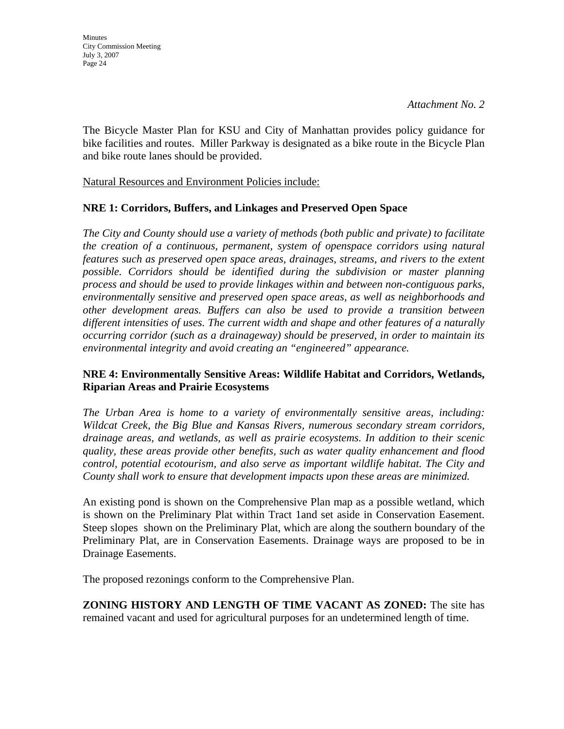*Attachment No. 2*

The Bicycle Master Plan for KSU and City of Manhattan provides policy guidance for bike facilities and routes. Miller Parkway is designated as a bike route in the Bicycle Plan and bike route lanes should be provided.

Natural Resources and Environment Policies include:

**NRE 1: Corridors, Buffers, and Linkages and Preserved Open Space**

*The City and County should use a variety of methods (both public and private) to facilitate the creation of a continuous, permanent, system of openspace corridors using natural features such as preserved open space areas, drainages, streams, and rivers to the extent possible. Corridors should be identified during the subdivision or master planning process and should be used to provide linkages within and between non-contiguous parks, environmentally sensitive and preserved open space areas, as well as neighborhoods and other development areas. Buffers can also be used to provide a transition between different intensities of uses. The current width and shape and other features of a naturally occurring corridor (such as a drainageway) should be preserved, in order to maintain its environmental integrity and avoid creating an "engineered" appearance.*

**NRE 4: Environmentally Sensitive Areas: Wildlife Habitat and Corridors, Wetlands, Riparian Areas and Prairie Ecosystems**

*The Urban Area is home to a variety of environmentally sensitive areas, including: Wildcat Creek, the Big Blue and Kansas Rivers, numerous secondary stream corridors, drainage areas, and wetlands, as well as prairie ecosystems. In addition to their scenic quality, these areas provide other benefits, such as water quality enhancement and flood control, potential ecotourism, and also serve as important wildlife habitat. The City and County shall work to ensure that development impacts upon these areas are minimized.*

An existing pond is shown on the Comprehensive Plan map as a possible wetland, which is shown on the Preliminary Plat within Tract 1and set aside in Conservation Easement. Steep slopes shown on the Preliminary Plat, which are along the southern boundary of the Preliminary Plat, are in Conservation Easements. Drainage ways are proposed to be in Drainage Easements.

The proposed rezonings conform to the Comprehensive Plan.

**ZONING HISTORY AND LENGTH OF TIME VACANT AS ZONED:** The site has remained vacant and used for agricultural purposes for an undetermined length of time.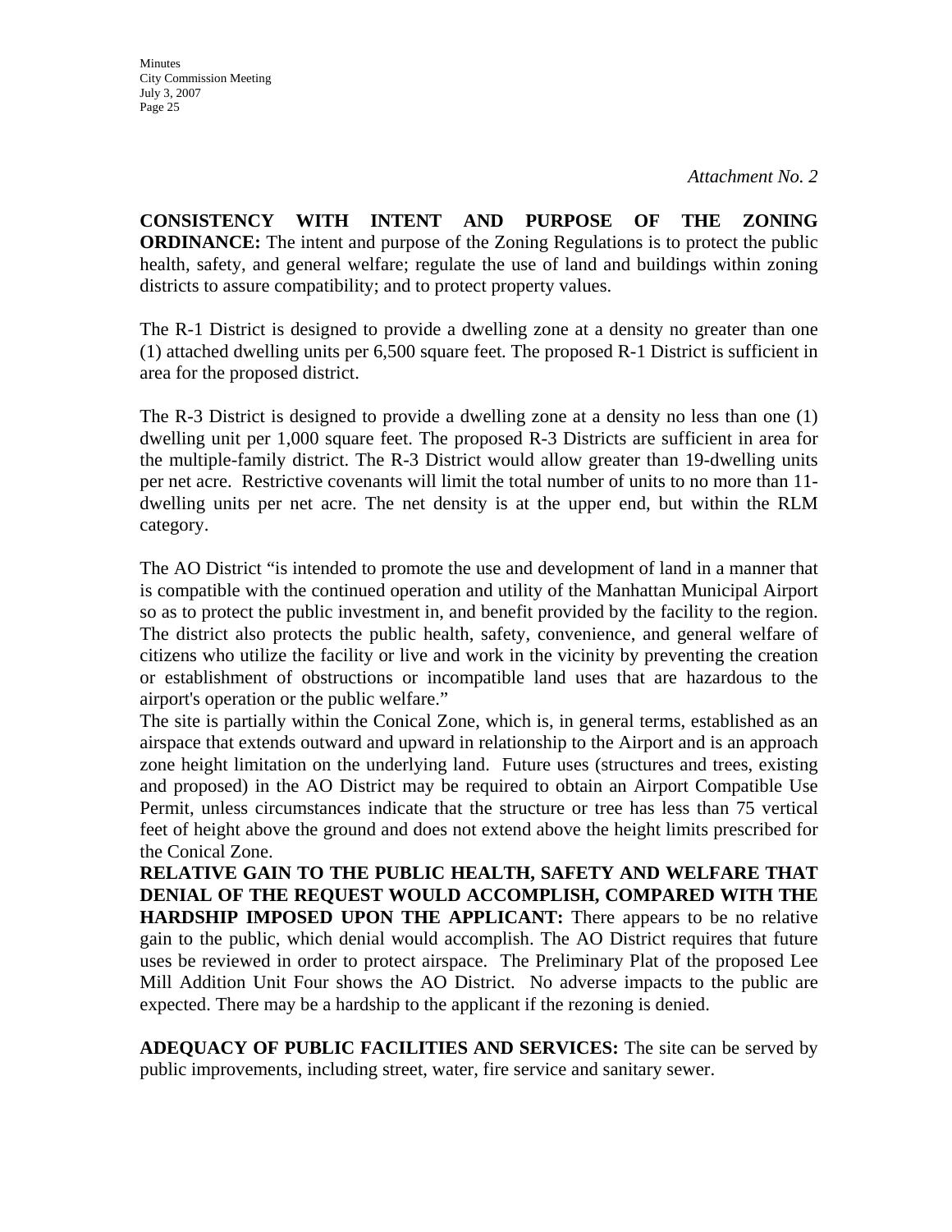*Attachment No. 2*

**CONSISTENCY WITH INTENT AND PURPOSE OF THE ZONING ORDINANCE:** The intent and purpose of the Zoning Regulations is to protect the public health, safety, and general welfare; regulate the use of land and buildings within zoning districts to assure compatibility; and to protect property values.

The R-1 District is designed to provide a dwelling zone at a density no greater than one (1) attached dwelling units per 6,500 square feet. The proposed R-1 District is sufficient in area for the proposed district.

The R-3 District is designed to provide a dwelling zone at a density no less than one (1) dwelling unit per 1,000 square feet. The proposed R-3 Districts are sufficient in area for the multiple-family district. The R-3 District would allow greater than 19-dwelling units per net acre. Restrictive covenants will limit the total number of units to no more than 11-dwelling units per net acre. The net density is at the upper end, but within the RLM category.

The AO District "is intended to promote the use and development of land in a manner that is compatible with the continued operation and utility of the Manhattan Municipal Airport so as to protect the public investment in, and benefit provided by the facility to the region. The district also protects the public health, safety, convenience, and general welfare of citizens who utilize the facility or live and work in the vicinity by preventing the creation or establishment of obstructions or incompatible land uses that are hazardous to the airport's operation or the public welfare."

The site is partially within the Conical Zone, which is, in general terms, established as an airspace that extends outward and upward in relationship to the Airport and is an approach zone height limitation on the underlying land. Future uses (structures and trees, existing and proposed) in the AO District may be required to obtain an Airport Compatible Use Permit, unless circumstances indicate that the structure or tree has less than 75 vertical feet of height above the ground and does not extend above the height limits prescribed for the Conical Zone.

**RELATIVE GAIN TO THE PUBLIC HEALTH, SAFETY AND WELFARE THAT DENIAL OF THE REQUEST WOULD ACCOMPLISH, COMPARED WITH THE HARDSHIP IMPOSED UPON THE APPLICANT:** There appears to be no relative gain to the public, which denial would accomplish. The AO District requires that future uses be reviewed in order to protect airspace. The Preliminary Plat of the proposed Lee Mill Addition Unit Four shows the AO District. No adverse impacts to the public are expected. There may be a hardship to the applicant if the rezoning is denied.

**ADEQUACY OF PUBLIC FACILITIES AND SERVICES:** The site can be served by public improvements, including street, water, fire service and sanitary sewer.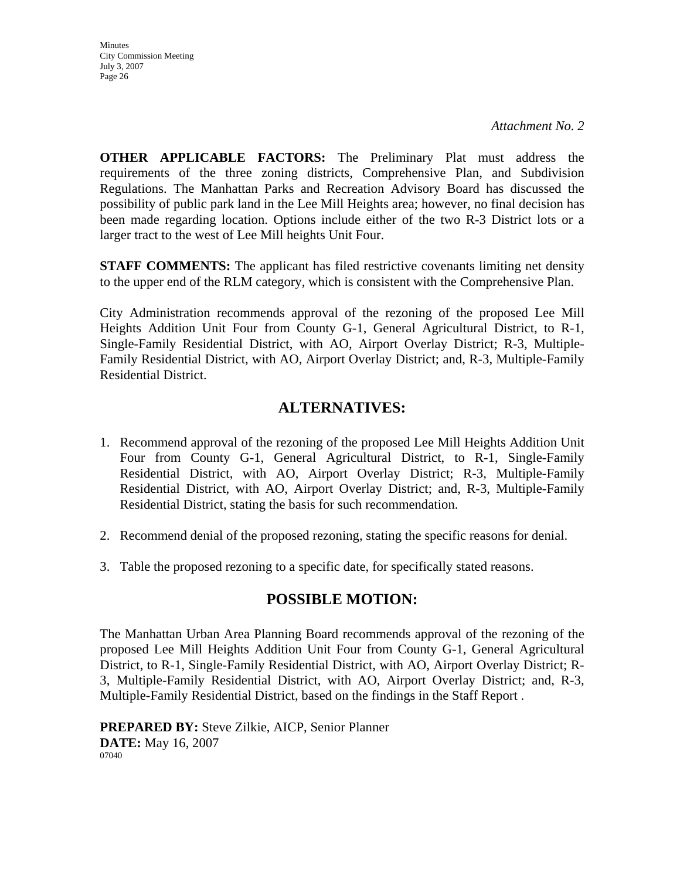*Attachment No. 2*

**OTHER APPLICABLE FACTORS:** The Preliminary Plat must address the requirements of the three zoning districts, Comprehensive Plan, and Subdivision Regulations. The Manhattan Parks and Recreation Advisory Board has discussed the possibility of public park land in the Lee Mill Heights area; however, no final decision has been made regarding location. Options include either of the two R-3 District lots or a larger tract to the west of Lee Mill heights Unit Four.

**STAFF COMMENTS:** The applicant has filed restrictive covenants limiting net density to the upper end of the RLM category, which is consistent with the Comprehensive Plan.

City Administration recommends approval of the rezoning of the proposed Lee Mill Heights Addition Unit Four from County G-1, General Agricultural District, to R-1, Single-Family Residential District, with AO, Airport Overlay District; R-3, Multiple-Family Residential District, with AO, Airport Overlay District; and, R-3, Multiple-Family Residential District.

## ALTERNATIVES:

1. Recommend approval of the rezoning of the proposed Lee Mill Heights Addition Unit Four from County G-1, General Agricultural District, to R-1, Single-Family Residential District, with AO, Airport Overlay District; R-3, Multiple-Family Residential District, with AO, Airport Overlay District; and, R-3, Multiple-Family Residential District, stating the basis for such recommendation.

2. Recommend denial of the proposed rezoning, stating the specific reasons for denial.

3. Table the proposed rezoning to a specific date, for specifically stated reasons.

## POSSIBLE MOTION:

The Manhattan Urban Area Planning Board recommends approval of the rezoning of the proposed Lee Mill Heights Addition Unit Four from County G-1, General Agricultural District, to R-1, Single-Family Residential District, with AO, Airport Overlay District; R-3, Multiple-Family Residential District, with AO, Airport Overlay District; and, R-3, Multiple-Family Residential District, based on the findings in the Staff Report .

**PREPARED BY:** Steve Zilkie, AICP, Senior Planner
**DATE:** May 16, 2007
07040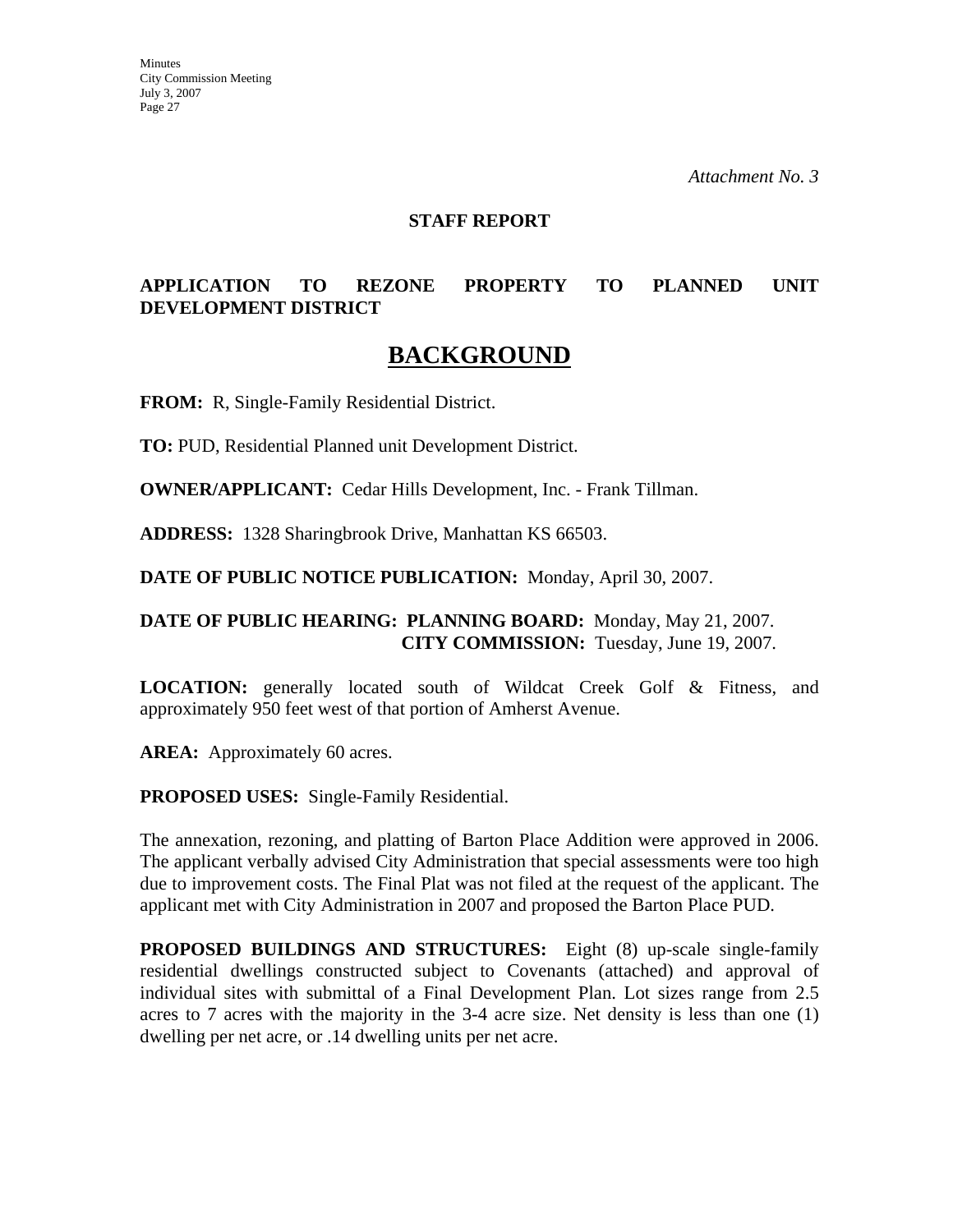*Attachment No. 3*

**STAFF REPORT**

**APPLICATION TO REZONE PROPERTY TO PLANNED UNIT DEVELOPMENT DISTRICT**

# BACKGROUND

**FROM:** R, Single-Family Residential District.

**TO:** PUD, Residential Planned unit Development District.

**OWNER/APPLICANT:** Cedar Hills Development, Inc. - Frank Tillman.

**ADDRESS:** 1328 Sharingbrook Drive, Manhattan KS 66503.

**DATE OF PUBLIC NOTICE PUBLICATION:** Monday, April 30, 2007.

**DATE OF PUBLIC HEARING: PLANNING BOARD:** Monday, May 21, 2007.
**CITY COMMISSION:** Tuesday, June 19, 2007.

**LOCATION:** generally located south of Wildcat Creek Golf & Fitness, and approximately 950 feet west of that portion of Amherst Avenue.

**AREA:** Approximately 60 acres.

**PROPOSED USES:** Single-Family Residential.

The annexation, rezoning, and platting of Barton Place Addition were approved in 2006. The applicant verbally advised City Administration that special assessments were too high due to improvement costs. The Final Plat was not filed at the request of the applicant. The applicant met with City Administration in 2007 and proposed the Barton Place PUD.

**PROPOSED BUILDINGS AND STRUCTURES:** Eight (8) up-scale single-family residential dwellings constructed subject to Covenants (attached) and approval of individual sites with submittal of a Final Development Plan. Lot sizes range from 2.5 acres to 7 acres with the majority in the 3-4 acre size. Net density is less than one (1) dwelling per net acre, or .14 dwelling units per net acre.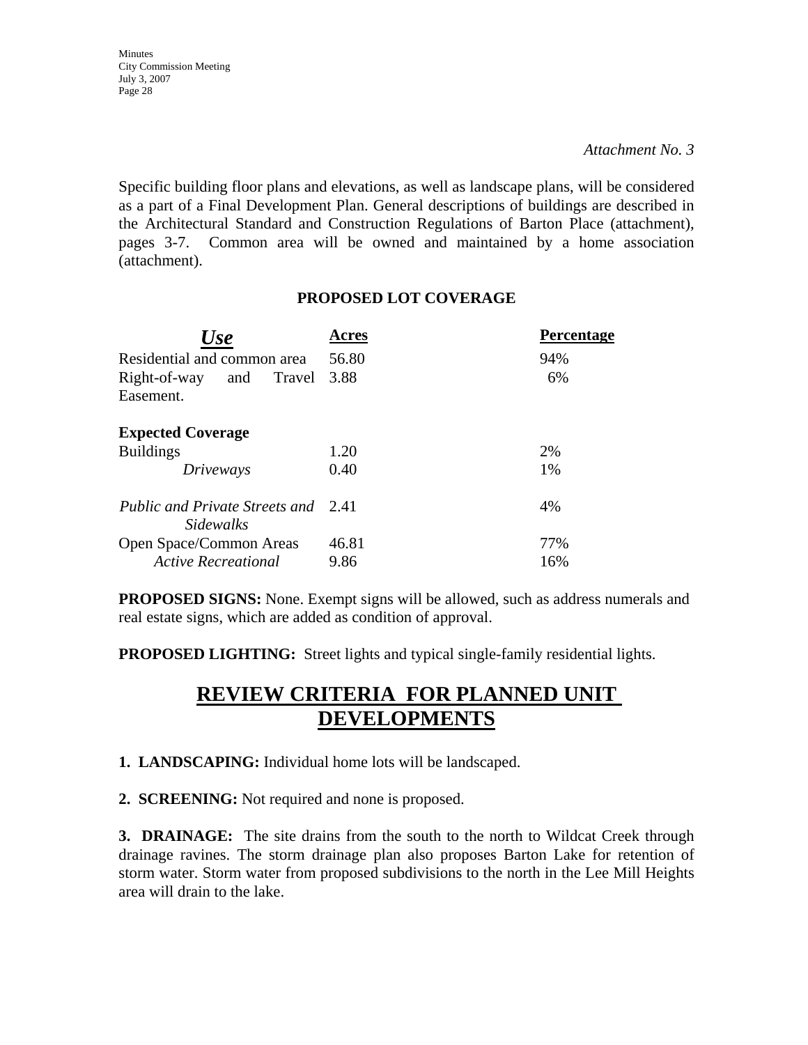*Attachment No. 3*

Specific building floor plans and elevations, as well as landscape plans, will be considered as a part of a Final Development Plan. General descriptions of buildings are described in the Architectural Standard and Construction Regulations of Barton Place (attachment), pages 3-7. Common area will be owned and maintained by a home association (attachment).

**PROPOSED LOT COVERAGE**

| ***Use*** | **Acres** | **Percentage** |
|---|---|---|
| Residential and common area | 56.80 | 94% |
| Right-of-way and Travel Easement. | 3.88 | 6% |
| **Expected Coverage** | | |
| Buildings | 1.20 | 2% |
| *Driveways* | 0.40 | 1% |
| *Public and Private Streets and Sidewalks* | 2.41 | 4% |
| Open Space/Common Areas | 46.81 | 77% |
| *Active Recreational* | 9.86 | 16% |

**PROPOSED SIGNS:** None. Exempt signs will be allowed, such as address numerals and real estate signs, which are added as condition of approval.

**PROPOSED LIGHTING:** Street lights and typical single-family residential lights.

## REVIEW CRITERIA FOR PLANNED UNIT DEVELOPMENTS

**1. LANDSCAPING:** Individual home lots will be landscaped.

**2. SCREENING:** Not required and none is proposed.

**3. DRAINAGE:** The site drains from the south to the north to Wildcat Creek through drainage ravines. The storm drainage plan also proposes Barton Lake for retention of storm water. Storm water from proposed subdivisions to the north in the Lee Mill Heights area will drain to the lake.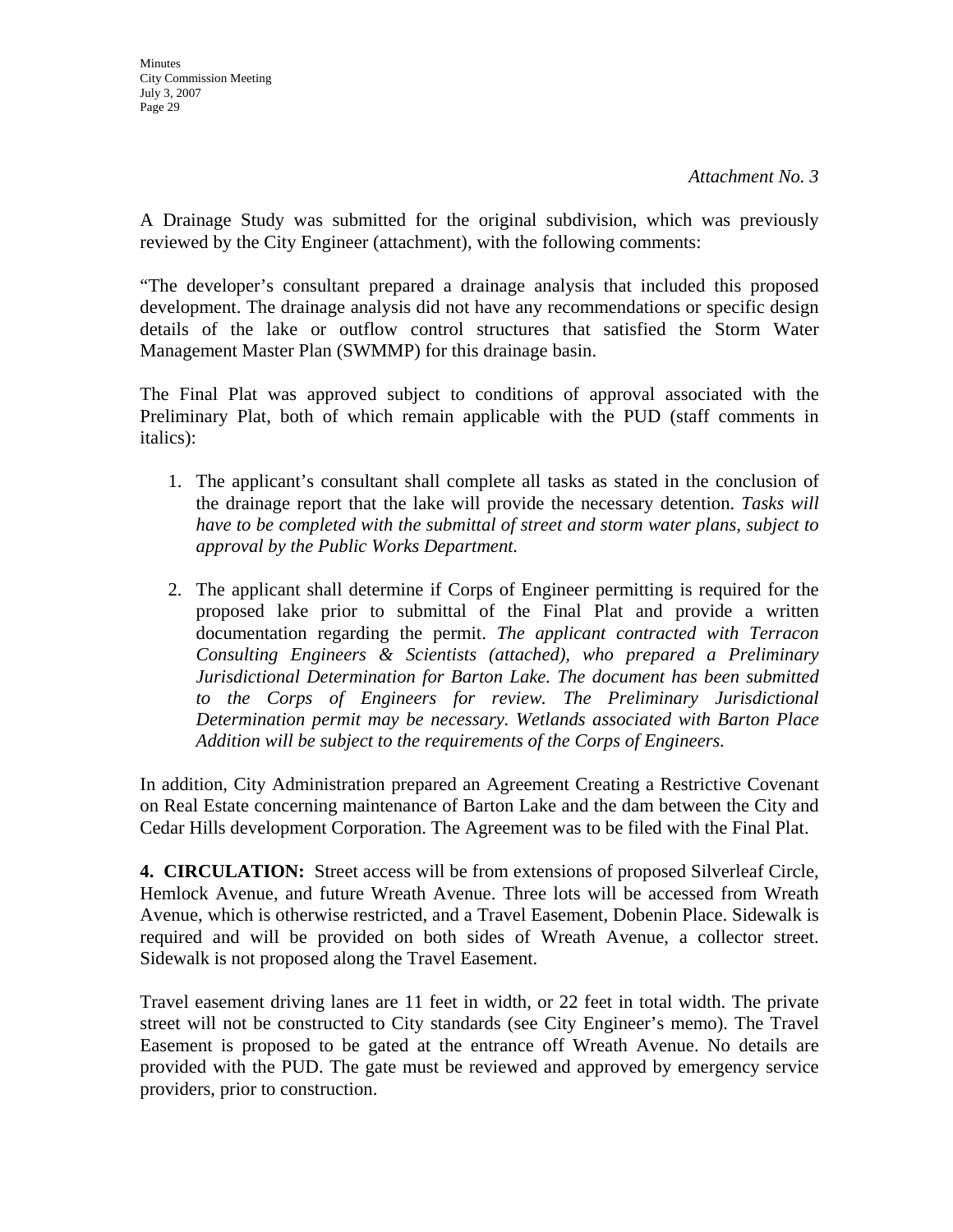*Attachment No. 3*

A Drainage Study was submitted for the original subdivision, which was previously reviewed by the City Engineer (attachment), with the following comments:

"The developer's consultant prepared a drainage analysis that included this proposed development. The drainage analysis did not have any recommendations or specific design details of the lake or outflow control structures that satisfied the Storm Water Management Master Plan (SWMMP) for this drainage basin.

The Final Plat was approved subject to conditions of approval associated with the Preliminary Plat, both of which remain applicable with the PUD (staff comments in italics):

1. The applicant's consultant shall complete all tasks as stated in the conclusion of the drainage report that the lake will provide the necessary detention. *Tasks will have to be completed with the submittal of street and storm water plans, subject to approval by the Public Works Department.*

2. The applicant shall determine if Corps of Engineer permitting is required for the proposed lake prior to submittal of the Final Plat and provide a written documentation regarding the permit. *The applicant contracted with Terracon Consulting Engineers & Scientists (attached), who prepared a Preliminary Jurisdictional Determination for Barton Lake. The document has been submitted to the Corps of Engineers for review. The Preliminary Jurisdictional Determination permit may be necessary. Wetlands associated with Barton Place Addition will be subject to the requirements of the Corps of Engineers.*

In addition, City Administration prepared an Agreement Creating a Restrictive Covenant on Real Estate concerning maintenance of Barton Lake and the dam between the City and Cedar Hills development Corporation. The Agreement was to be filed with the Final Plat.

**4. CIRCULATION:** Street access will be from extensions of proposed Silverleaf Circle, Hemlock Avenue, and future Wreath Avenue. Three lots will be accessed from Wreath Avenue, which is otherwise restricted, and a Travel Easement, Dobenin Place. Sidewalk is required and will be provided on both sides of Wreath Avenue, a collector street. Sidewalk is not proposed along the Travel Easement.

Travel easement driving lanes are 11 feet in width, or 22 feet in total width. The private street will not be constructed to City standards (see City Engineer's memo). The Travel Easement is proposed to be gated at the entrance off Wreath Avenue. No details are provided with the PUD. The gate must be reviewed and approved by emergency service providers, prior to construction.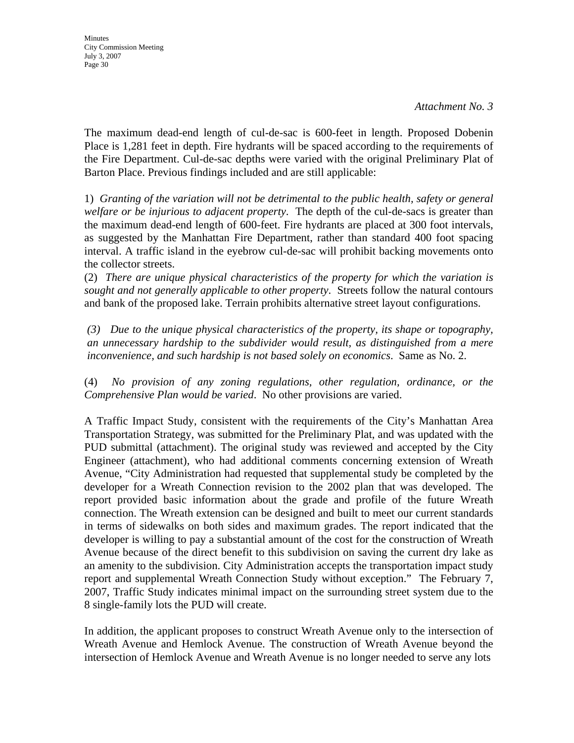*Attachment No. 3*

The maximum dead-end length of cul-de-sac is 600-feet in length. Proposed Dobenin Place is 1,281 feet in depth. Fire hydrants will be spaced according to the requirements of the Fire Department. Cul-de-sac depths were varied with the original Preliminary Plat of Barton Place. Previous findings included and are still applicable:

1) *Granting of the variation will not be detrimental to the public health, safety or general welfare or be injurious to adjacent property*. The depth of the cul-de-sacs is greater than the maximum dead-end length of 600-feet. Fire hydrants are placed at 300 foot intervals, as suggested by the Manhattan Fire Department, rather than standard 400 foot spacing interval. A traffic island in the eyebrow cul-de-sac will prohibit backing movements onto the collector streets.
(2) *There are unique physical characteristics of the property for which the variation is sought and not generally applicable to other property*. Streets follow the natural contours and bank of the proposed lake. Terrain prohibits alternative street layout configurations.

*(3) Due to the unique physical characteristics of the property, its shape or topography, an unnecessary hardship to the subdivider would result, as distinguished from a mere inconvenience, and such hardship is not based solely on economics*. Same as No. 2.

(4) *No provision of any zoning regulations, other regulation, ordinance, or the Comprehensive Plan would be varied*. No other provisions are varied.

A Traffic Impact Study, consistent with the requirements of the City's Manhattan Area Transportation Strategy, was submitted for the Preliminary Plat, and was updated with the PUD submittal (attachment). The original study was reviewed and accepted by the City Engineer (attachment), who had additional comments concerning extension of Wreath Avenue, "City Administration had requested that supplemental study be completed by the developer for a Wreath Connection revision to the 2002 plan that was developed. The report provided basic information about the grade and profile of the future Wreath connection. The Wreath extension can be designed and built to meet our current standards in terms of sidewalks on both sides and maximum grades. The report indicated that the developer is willing to pay a substantial amount of the cost for the construction of Wreath Avenue because of the direct benefit to this subdivision on saving the current dry lake as an amenity to the subdivision. City Administration accepts the transportation impact study report and supplemental Wreath Connection Study without exception." The February 7, 2007, Traffic Study indicates minimal impact on the surrounding street system due to the 8 single-family lots the PUD will create.

In addition, the applicant proposes to construct Wreath Avenue only to the intersection of Wreath Avenue and Hemlock Avenue. The construction of Wreath Avenue beyond the intersection of Hemlock Avenue and Wreath Avenue is no longer needed to serve any lots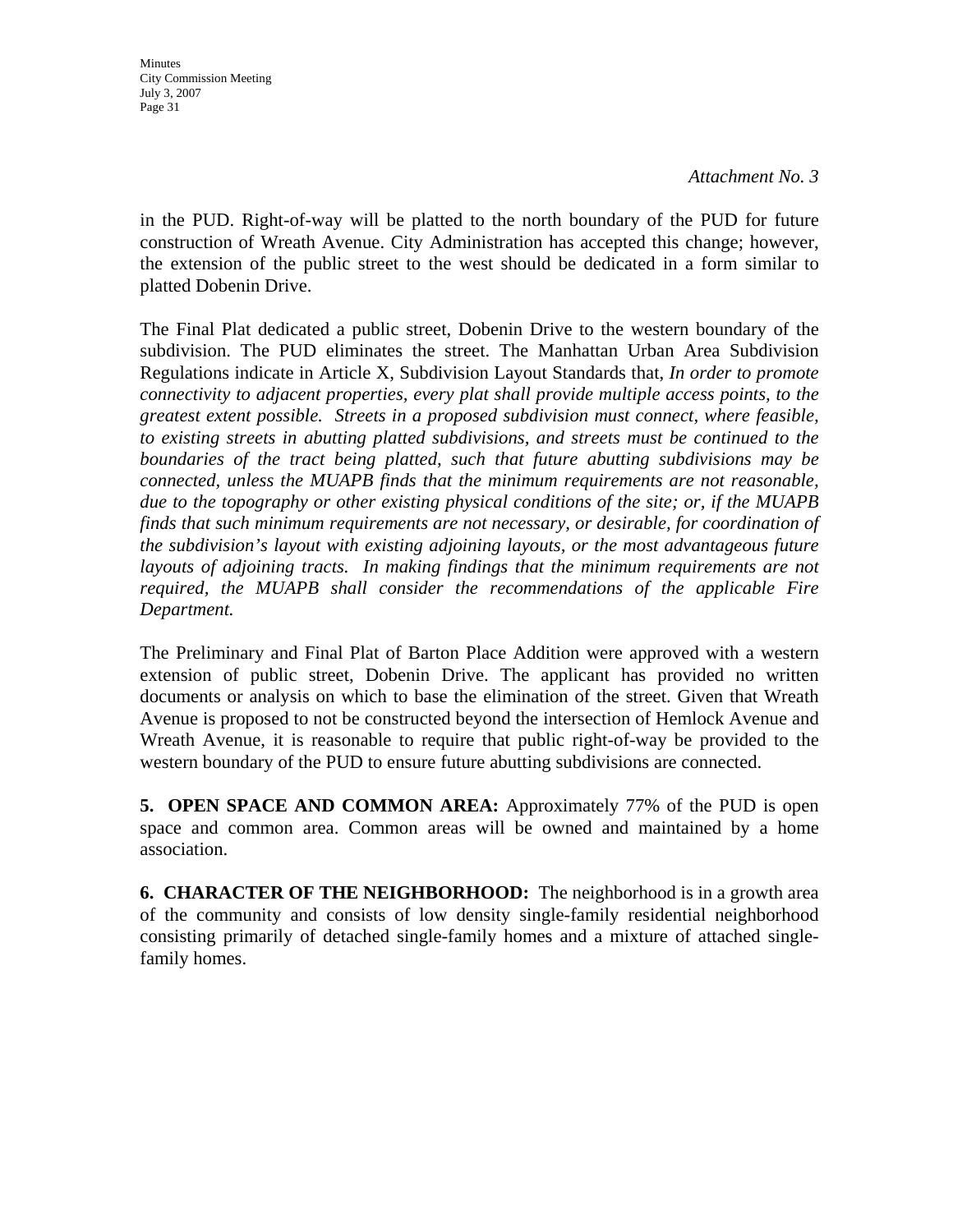*Attachment No. 3*

in the PUD. Right-of-way will be platted to the north boundary of the PUD for future construction of Wreath Avenue. City Administration has accepted this change; however, the extension of the public street to the west should be dedicated in a form similar to platted Dobenin Drive.

The Final Plat dedicated a public street, Dobenin Drive to the western boundary of the subdivision. The PUD eliminates the street. The Manhattan Urban Area Subdivision Regulations indicate in Article X, Subdivision Layout Standards that, *In order to promote connectivity to adjacent properties, every plat shall provide multiple access points, to the greatest extent possible. Streets in a proposed subdivision must connect, where feasible, to existing streets in abutting platted subdivisions, and streets must be continued to the boundaries of the tract being platted, such that future abutting subdivisions may be connected, unless the MUAPB finds that the minimum requirements are not reasonable, due to the topography or other existing physical conditions of the site; or, if the MUAPB finds that such minimum requirements are not necessary, or desirable, for coordination of the subdivision's layout with existing adjoining layouts, or the most advantageous future layouts of adjoining tracts. In making findings that the minimum requirements are not required, the MUAPB shall consider the recommendations of the applicable Fire Department.*

The Preliminary and Final Plat of Barton Place Addition were approved with a western extension of public street, Dobenin Drive. The applicant has provided no written documents or analysis on which to base the elimination of the street. Given that Wreath Avenue is proposed to not be constructed beyond the intersection of Hemlock Avenue and Wreath Avenue, it is reasonable to require that public right-of-way be provided to the western boundary of the PUD to ensure future abutting subdivisions are connected.

**5. OPEN SPACE AND COMMON AREA:** Approximately 77% of the PUD is open space and common area. Common areas will be owned and maintained by a home association.

**6. CHARACTER OF THE NEIGHBORHOOD:** The neighborhood is in a growth area of the community and consists of low density single-family residential neighborhood consisting primarily of detached single-family homes and a mixture of attached single-family homes.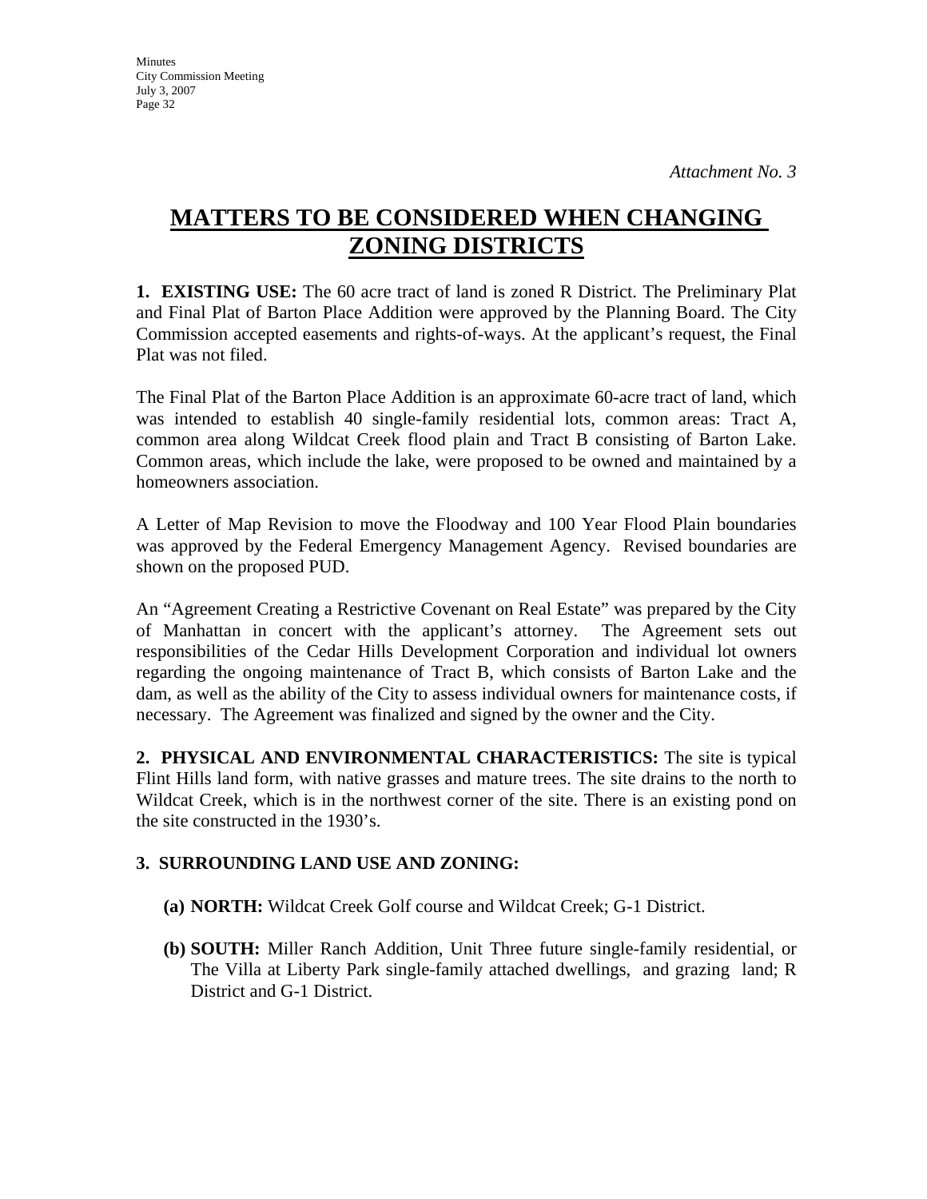*Attachment No. 3*

# MATTERS TO BE CONSIDERED WHEN CHANGING ZONING DISTRICTS

**1. EXISTING USE:** The 60 acre tract of land is zoned R District. The Preliminary Plat and Final Plat of Barton Place Addition were approved by the Planning Board. The City Commission accepted easements and rights-of-ways. At the applicant's request, the Final Plat was not filed.

The Final Plat of the Barton Place Addition is an approximate 60-acre tract of land, which was intended to establish 40 single-family residential lots, common areas: Tract A, common area along Wildcat Creek flood plain and Tract B consisting of Barton Lake. Common areas, which include the lake, were proposed to be owned and maintained by a homeowners association.

A Letter of Map Revision to move the Floodway and 100 Year Flood Plain boundaries was approved by the Federal Emergency Management Agency. Revised boundaries are shown on the proposed PUD.

An "Agreement Creating a Restrictive Covenant on Real Estate" was prepared by the City of Manhattan in concert with the applicant's attorney. The Agreement sets out responsibilities of the Cedar Hills Development Corporation and individual lot owners regarding the ongoing maintenance of Tract B, which consists of Barton Lake and the dam, as well as the ability of the City to assess individual owners for maintenance costs, if necessary. The Agreement was finalized and signed by the owner and the City.

**2. PHYSICAL AND ENVIRONMENTAL CHARACTERISTICS:** The site is typical Flint Hills land form, with native grasses and mature trees. The site drains to the north to Wildcat Creek, which is in the northwest corner of the site. There is an existing pond on the site constructed in the 1930's.

**3. SURROUNDING LAND USE AND ZONING:**

**(a) NORTH:** Wildcat Creek Golf course and Wildcat Creek; G-1 District.

**(b) SOUTH:** Miller Ranch Addition, Unit Three future single-family residential, or The Villa at Liberty Park single-family attached dwellings, and grazing land; R District and G-1 District.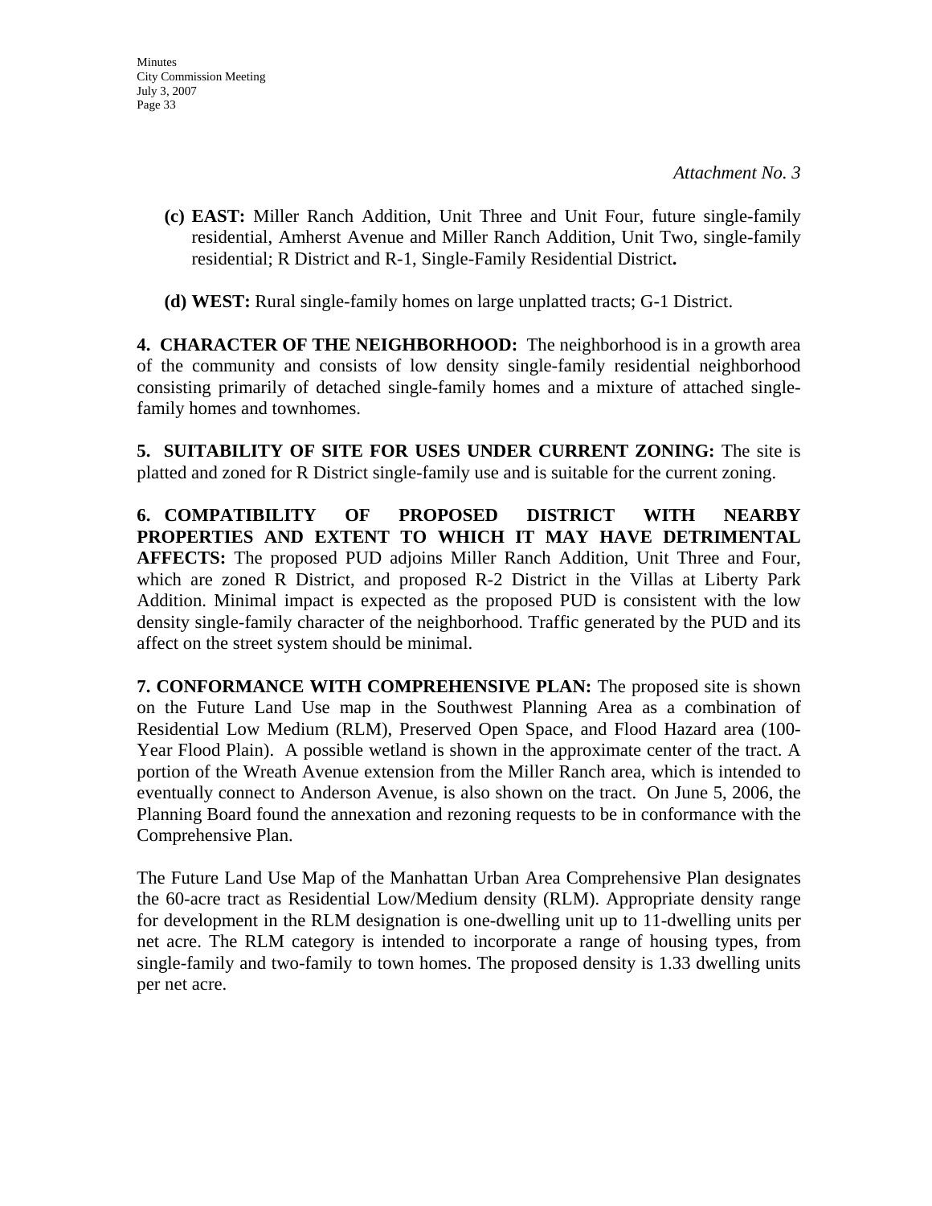*Attachment No. 3*

**(c) EAST:** Miller Ranch Addition, Unit Three and Unit Four, future single-family residential, Amherst Avenue and Miller Ranch Addition, Unit Two, single-family residential; R District and R-1, Single-Family Residential District**.**

**(d) WEST:** Rural single-family homes on large unplatted tracts; G-1 District.

**4. CHARACTER OF THE NEIGHBORHOOD:** The neighborhood is in a growth area of the community and consists of low density single-family residential neighborhood consisting primarily of detached single-family homes and a mixture of attached single-family homes and townhomes.

**5. SUITABILITY OF SITE FOR USES UNDER CURRENT ZONING:** The site is platted and zoned for R District single-family use and is suitable for the current zoning.

**6. COMPATIBILITY OF PROPOSED DISTRICT WITH NEARBY PROPERTIES AND EXTENT TO WHICH IT MAY HAVE DETRIMENTAL AFFECTS:** The proposed PUD adjoins Miller Ranch Addition, Unit Three and Four, which are zoned R District, and proposed R-2 District in the Villas at Liberty Park Addition. Minimal impact is expected as the proposed PUD is consistent with the low density single-family character of the neighborhood. Traffic generated by the PUD and its affect on the street system should be minimal.

**7. CONFORMANCE WITH COMPREHENSIVE PLAN:** The proposed site is shown on the Future Land Use map in the Southwest Planning Area as a combination of Residential Low Medium (RLM), Preserved Open Space, and Flood Hazard area (100-Year Flood Plain). A possible wetland is shown in the approximate center of the tract. A portion of the Wreath Avenue extension from the Miller Ranch area, which is intended to eventually connect to Anderson Avenue, is also shown on the tract. On June 5, 2006, the Planning Board found the annexation and rezoning requests to be in conformance with the Comprehensive Plan.

The Future Land Use Map of the Manhattan Urban Area Comprehensive Plan designates the 60-acre tract as Residential Low/Medium density (RLM). Appropriate density range for development in the RLM designation is one-dwelling unit up to 11-dwelling units per net acre. The RLM category is intended to incorporate a range of housing types, from single-family and two-family to town homes. The proposed density is 1.33 dwelling units per net acre.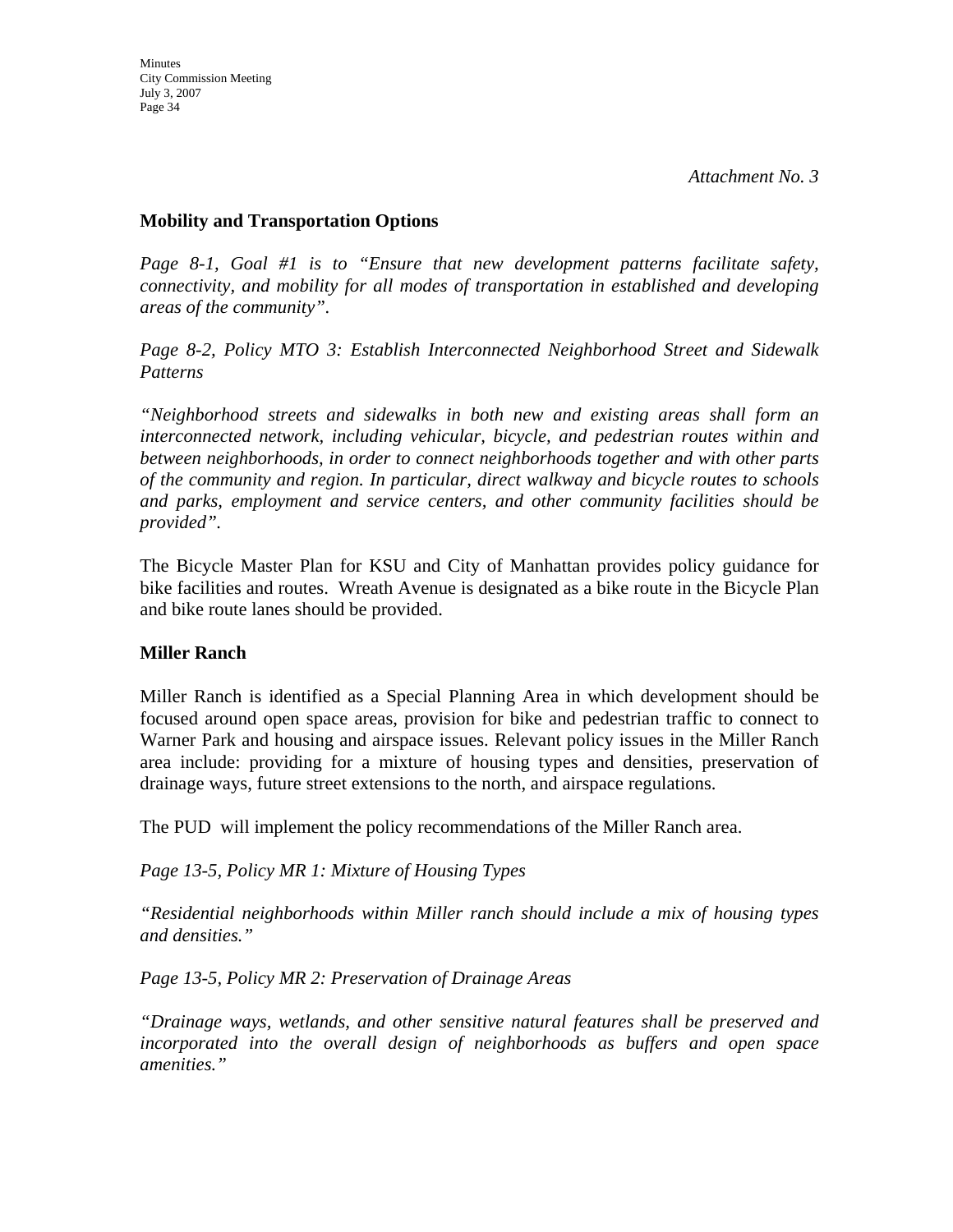*Attachment No. 3*

**Mobility and Transportation Options**

*Page 8-1, Goal #1 is to "Ensure that new development patterns facilitate safety, connectivity, and mobility for all modes of transportation in established and developing areas of the community".*

*Page 8-2, Policy MTO 3: Establish Interconnected Neighborhood Street and Sidewalk Patterns*

*"Neighborhood streets and sidewalks in both new and existing areas shall form an interconnected network, including vehicular, bicycle, and pedestrian routes within and between neighborhoods, in order to connect neighborhoods together and with other parts of the community and region. In particular, direct walkway and bicycle routes to schools and parks, employment and service centers, and other community facilities should be provided".*

The Bicycle Master Plan for KSU and City of Manhattan provides policy guidance for bike facilities and routes. Wreath Avenue is designated as a bike route in the Bicycle Plan and bike route lanes should be provided.

**Miller Ranch**

Miller Ranch is identified as a Special Planning Area in which development should be focused around open space areas, provision for bike and pedestrian traffic to connect to Warner Park and housing and airspace issues. Relevant policy issues in the Miller Ranch area include: providing for a mixture of housing types and densities, preservation of drainage ways, future street extensions to the north, and airspace regulations.

The PUD will implement the policy recommendations of the Miller Ranch area.

*Page 13-5, Policy MR 1: Mixture of Housing Types*

*"Residential neighborhoods within Miller ranch should include a mix of housing types and densities."*

*Page 13-5, Policy MR 2: Preservation of Drainage Areas*

*"Drainage ways, wetlands, and other sensitive natural features shall be preserved and incorporated into the overall design of neighborhoods as buffers and open space amenities."*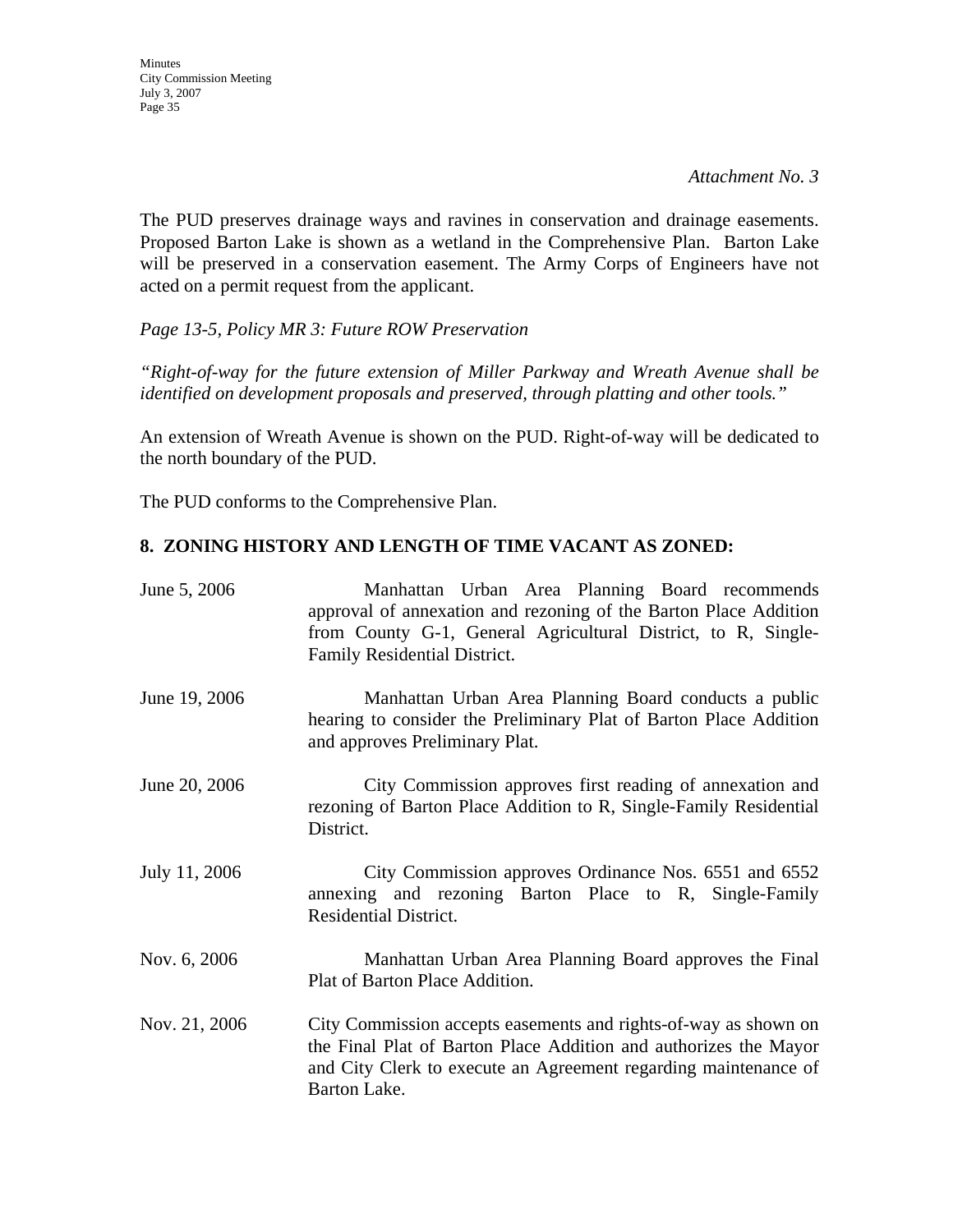*Attachment No. 3*

The PUD preserves drainage ways and ravines in conservation and drainage easements. Proposed Barton Lake is shown as a wetland in the Comprehensive Plan. Barton Lake will be preserved in a conservation easement. The Army Corps of Engineers have not acted on a permit request from the applicant.

*Page 13-5, Policy MR 3: Future ROW Preservation*

*"Right-of-way for the future extension of Miller Parkway and Wreath Avenue shall be identified on development proposals and preserved, through platting and other tools."*

An extension of Wreath Avenue is shown on the PUD. Right-of-way will be dedicated to the north boundary of the PUD.

The PUD conforms to the Comprehensive Plan.

## 8. ZONING HISTORY AND LENGTH OF TIME VACANT AS ZONED:

| | |
|---|---|
| June 5, 2006 | Manhattan Urban Area Planning Board recommends approval of annexation and rezoning of the Barton Place Addition from County G-1, General Agricultural District, to R, Single-Family Residential District. |
| June 19, 2006 | Manhattan Urban Area Planning Board conducts a public hearing to consider the Preliminary Plat of Barton Place Addition and approves Preliminary Plat. |
| June 20, 2006 | City Commission approves first reading of annexation and rezoning of Barton Place Addition to R, Single-Family Residential District. |
| July 11, 2006 | City Commission approves Ordinance Nos. 6551 and 6552 annexing and rezoning Barton Place to R, Single-Family Residential District. |
| Nov. 6, 2006 | Manhattan Urban Area Planning Board approves the Final Plat of Barton Place Addition. |
| Nov. 21, 2006 | City Commission accepts easements and rights-of-way as shown on the Final Plat of Barton Place Addition and authorizes the Mayor and City Clerk to execute an Agreement regarding maintenance of Barton Lake. |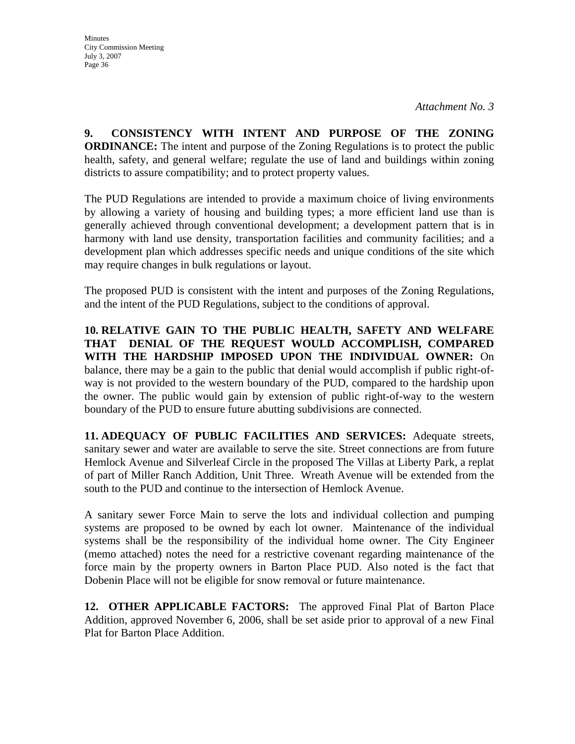*Attachment No. 3*

**9. CONSISTENCY WITH INTENT AND PURPOSE OF THE ZONING ORDINANCE:** The intent and purpose of the Zoning Regulations is to protect the public health, safety, and general welfare; regulate the use of land and buildings within zoning districts to assure compatibility; and to protect property values.

The PUD Regulations are intended to provide a maximum choice of living environments by allowing a variety of housing and building types; a more efficient land use than is generally achieved through conventional development; a development pattern that is in harmony with land use density, transportation facilities and community facilities; and a development plan which addresses specific needs and unique conditions of the site which may require changes in bulk regulations or layout.

The proposed PUD is consistent with the intent and purposes of the Zoning Regulations, and the intent of the PUD Regulations, subject to the conditions of approval.

**10. RELATIVE GAIN TO THE PUBLIC HEALTH, SAFETY AND WELFARE THAT DENIAL OF THE REQUEST WOULD ACCOMPLISH, COMPARED WITH THE HARDSHIP IMPOSED UPON THE INDIVIDUAL OWNER:** On balance, there may be a gain to the public that denial would accomplish if public right-of-way is not provided to the western boundary of the PUD, compared to the hardship upon the owner. The public would gain by extension of public right-of-way to the western boundary of the PUD to ensure future abutting subdivisions are connected.

**11. ADEQUACY OF PUBLIC FACILITIES AND SERVICES:** Adequate streets, sanitary sewer and water are available to serve the site. Street connections are from future Hemlock Avenue and Silverleaf Circle in the proposed The Villas at Liberty Park, a replat of part of Miller Ranch Addition, Unit Three. Wreath Avenue will be extended from the south to the PUD and continue to the intersection of Hemlock Avenue.

A sanitary sewer Force Main to serve the lots and individual collection and pumping systems are proposed to be owned by each lot owner. Maintenance of the individual systems shall be the responsibility of the individual home owner. The City Engineer (memo attached) notes the need for a restrictive covenant regarding maintenance of the force main by the property owners in Barton Place PUD. Also noted is the fact that Dobenin Place will not be eligible for snow removal or future maintenance.

**12. OTHER APPLICABLE FACTORS:** The approved Final Plat of Barton Place Addition, approved November 6, 2006, shall be set aside prior to approval of a new Final Plat for Barton Place Addition.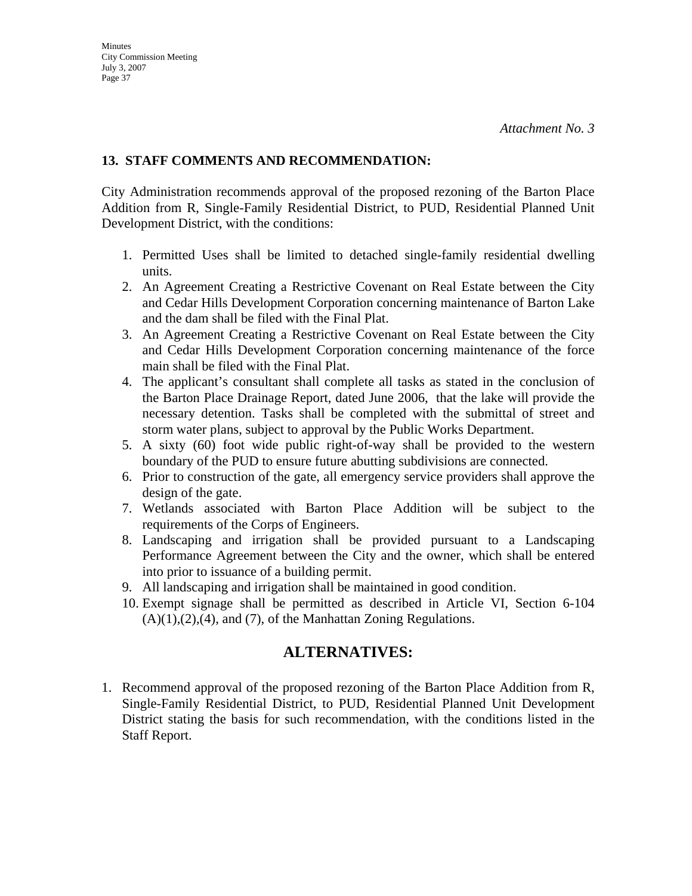*Attachment No. 3*

**13. STAFF COMMENTS AND RECOMMENDATION:**

City Administration recommends approval of the proposed rezoning of the Barton Place Addition from R, Single-Family Residential District, to PUD, Residential Planned Unit Development District, with the conditions:

1. Permitted Uses shall be limited to detached single-family residential dwelling units.
2. An Agreement Creating a Restrictive Covenant on Real Estate between the City and Cedar Hills Development Corporation concerning maintenance of Barton Lake and the dam shall be filed with the Final Plat.
3. An Agreement Creating a Restrictive Covenant on Real Estate between the City and Cedar Hills Development Corporation concerning maintenance of the force main shall be filed with the Final Plat.
4. The applicant's consultant shall complete all tasks as stated in the conclusion of the Barton Place Drainage Report, dated June 2006, that the lake will provide the necessary detention. Tasks shall be completed with the submittal of street and storm water plans, subject to approval by the Public Works Department.
5. A sixty (60) foot wide public right-of-way shall be provided to the western boundary of the PUD to ensure future abutting subdivisions are connected.
6. Prior to construction of the gate, all emergency service providers shall approve the design of the gate.
7. Wetlands associated with Barton Place Addition will be subject to the requirements of the Corps of Engineers.
8. Landscaping and irrigation shall be provided pursuant to a Landscaping Performance Agreement between the City and the owner, which shall be entered into prior to issuance of a building permit.
9. All landscaping and irrigation shall be maintained in good condition.
10. Exempt signage shall be permitted as described in Article VI, Section 6-104 (A)(1),(2),(4), and (7), of the Manhattan Zoning Regulations.

## ALTERNATIVES:

1. Recommend approval of the proposed rezoning of the Barton Place Addition from R, Single-Family Residential District, to PUD, Residential Planned Unit Development District stating the basis for such recommendation, with the conditions listed in the Staff Report.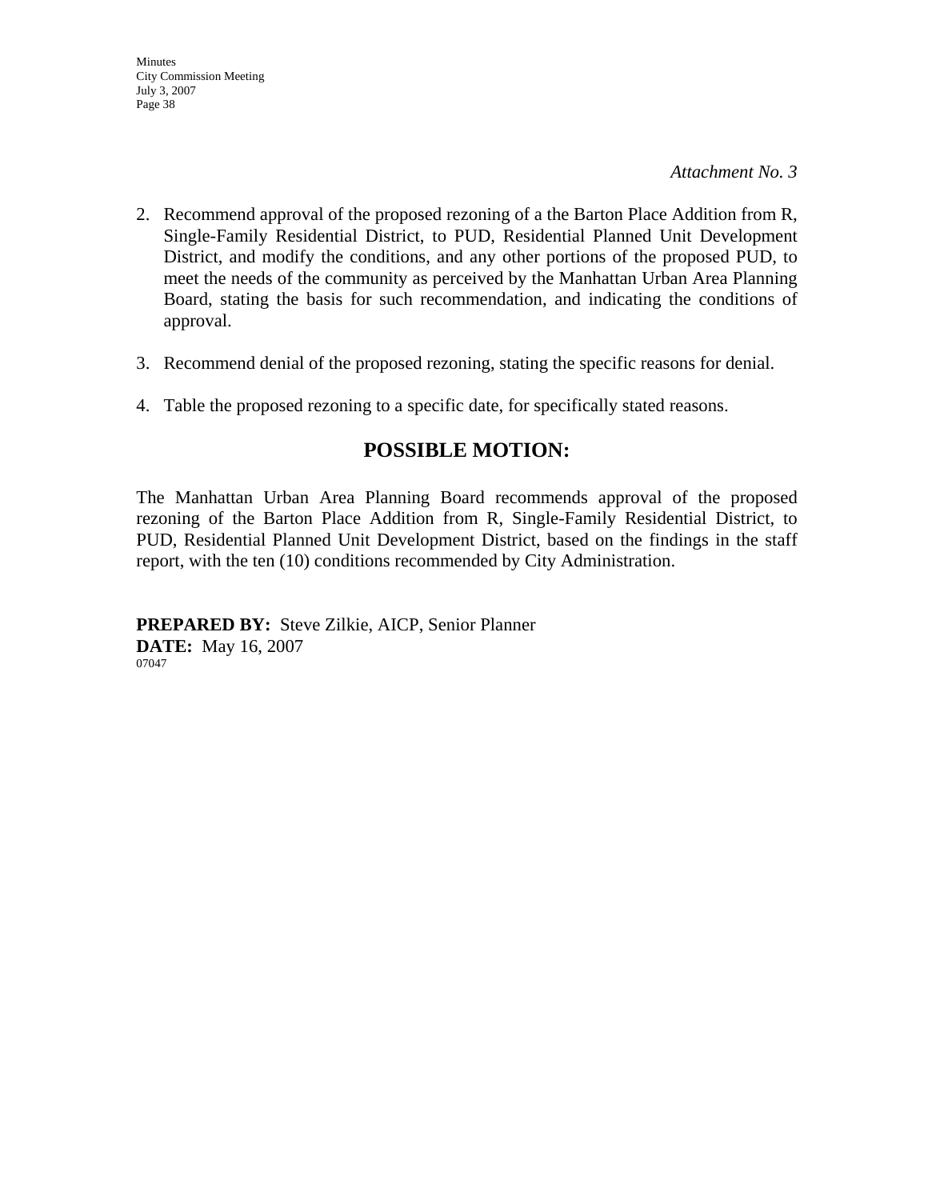*Attachment No. 3*

2. Recommend approval of the proposed rezoning of a the Barton Place Addition from R, Single-Family Residential District, to PUD, Residential Planned Unit Development District, and modify the conditions, and any other portions of the proposed PUD, to meet the needs of the community as perceived by the Manhattan Urban Area Planning Board, stating the basis for such recommendation, and indicating the conditions of approval.

3. Recommend denial of the proposed rezoning, stating the specific reasons for denial.

4. Table the proposed rezoning to a specific date, for specifically stated reasons.

## POSSIBLE MOTION:

The Manhattan Urban Area Planning Board recommends approval of the proposed rezoning of the Barton Place Addition from R, Single-Family Residential District, to PUD, Residential Planned Unit Development District, based on the findings in the staff report, with the ten (10) conditions recommended by City Administration.

**PREPARED BY:** Steve Zilkie, AICP, Senior Planner
**DATE:** May 16, 2007
07047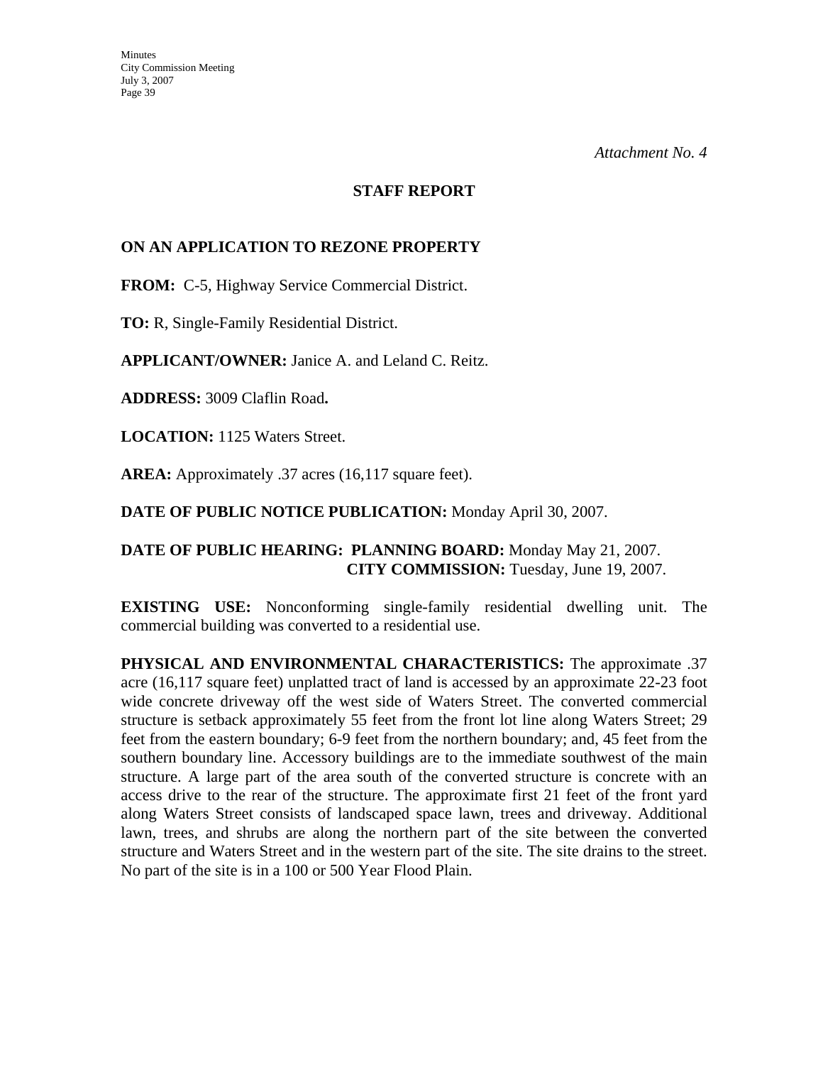*Attachment No. 4*

## STAFF REPORT

## ON AN APPLICATION TO REZONE PROPERTY

**FROM:** C-5, Highway Service Commercial District.

**TO:** R, Single-Family Residential District.

**APPLICANT/OWNER:** Janice A. and Leland C. Reitz.

**ADDRESS:** 3009 Claflin Road**.**

**LOCATION:** 1125 Waters Street.

**AREA:** Approximately .37 acres (16,117 square feet).

**DATE OF PUBLIC NOTICE PUBLICATION:** Monday April 30, 2007.

**DATE OF PUBLIC HEARING: PLANNING BOARD:** Monday May 21, 2007.
**CITY COMMISSION:** Tuesday, June 19, 2007.

**EXISTING USE:** Nonconforming single-family residential dwelling unit. The commercial building was converted to a residential use.

**PHYSICAL AND ENVIRONMENTAL CHARACTERISTICS:** The approximate .37 acre (16,117 square feet) unplatted tract of land is accessed by an approximate 22-23 foot wide concrete driveway off the west side of Waters Street. The converted commercial structure is setback approximately 55 feet from the front lot line along Waters Street; 29 feet from the eastern boundary; 6-9 feet from the northern boundary; and, 45 feet from the southern boundary line. Accessory buildings are to the immediate southwest of the main structure. A large part of the area south of the converted structure is concrete with an access drive to the rear of the structure. The approximate first 21 feet of the front yard along Waters Street consists of landscaped space lawn, trees and driveway. Additional lawn, trees, and shrubs are along the northern part of the site between the converted structure and Waters Street and in the western part of the site. The site drains to the street. No part of the site is in a 100 or 500 Year Flood Plain.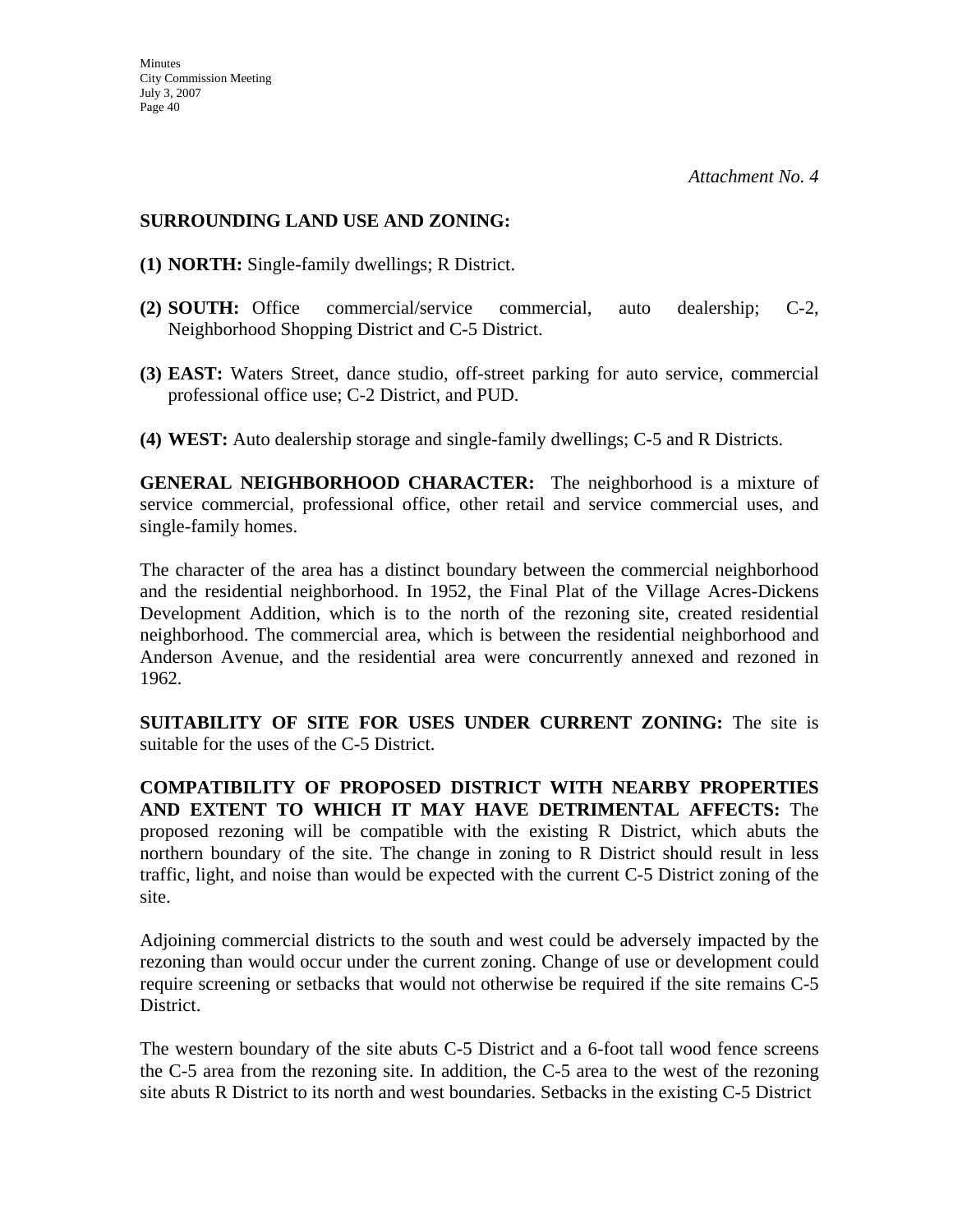*Attachment No. 4*

**SURROUNDING LAND USE AND ZONING:**

**(1) NORTH:** Single-family dwellings; R District.

**(2) SOUTH:** Office commercial/service commercial, auto dealership; C-2, Neighborhood Shopping District and C-5 District.

**(3) EAST:** Waters Street, dance studio, off-street parking for auto service, commercial professional office use; C-2 District, and PUD.

**(4) WEST:** Auto dealership storage and single-family dwellings; C-5 and R Districts.

**GENERAL NEIGHBORHOOD CHARACTER:** The neighborhood is a mixture of service commercial, professional office, other retail and service commercial uses, and single-family homes.

The character of the area has a distinct boundary between the commercial neighborhood and the residential neighborhood. In 1952, the Final Plat of the Village Acres-Dickens Development Addition, which is to the north of the rezoning site, created residential neighborhood. The commercial area, which is between the residential neighborhood and Anderson Avenue, and the residential area were concurrently annexed and rezoned in 1962.

**SUITABILITY OF SITE FOR USES UNDER CURRENT ZONING:** The site is suitable for the uses of the C-5 District.

**COMPATIBILITY OF PROPOSED DISTRICT WITH NEARBY PROPERTIES AND EXTENT TO WHICH IT MAY HAVE DETRIMENTAL AFFECTS:** The proposed rezoning will be compatible with the existing R District, which abuts the northern boundary of the site. The change in zoning to R District should result in less traffic, light, and noise than would be expected with the current C-5 District zoning of the site.

Adjoining commercial districts to the south and west could be adversely impacted by the rezoning than would occur under the current zoning. Change of use or development could require screening or setbacks that would not otherwise be required if the site remains C-5 District.

The western boundary of the site abuts C-5 District and a 6-foot tall wood fence screens the C-5 area from the rezoning site. In addition, the C-5 area to the west of the rezoning site abuts R District to its north and west boundaries. Setbacks in the existing C-5 District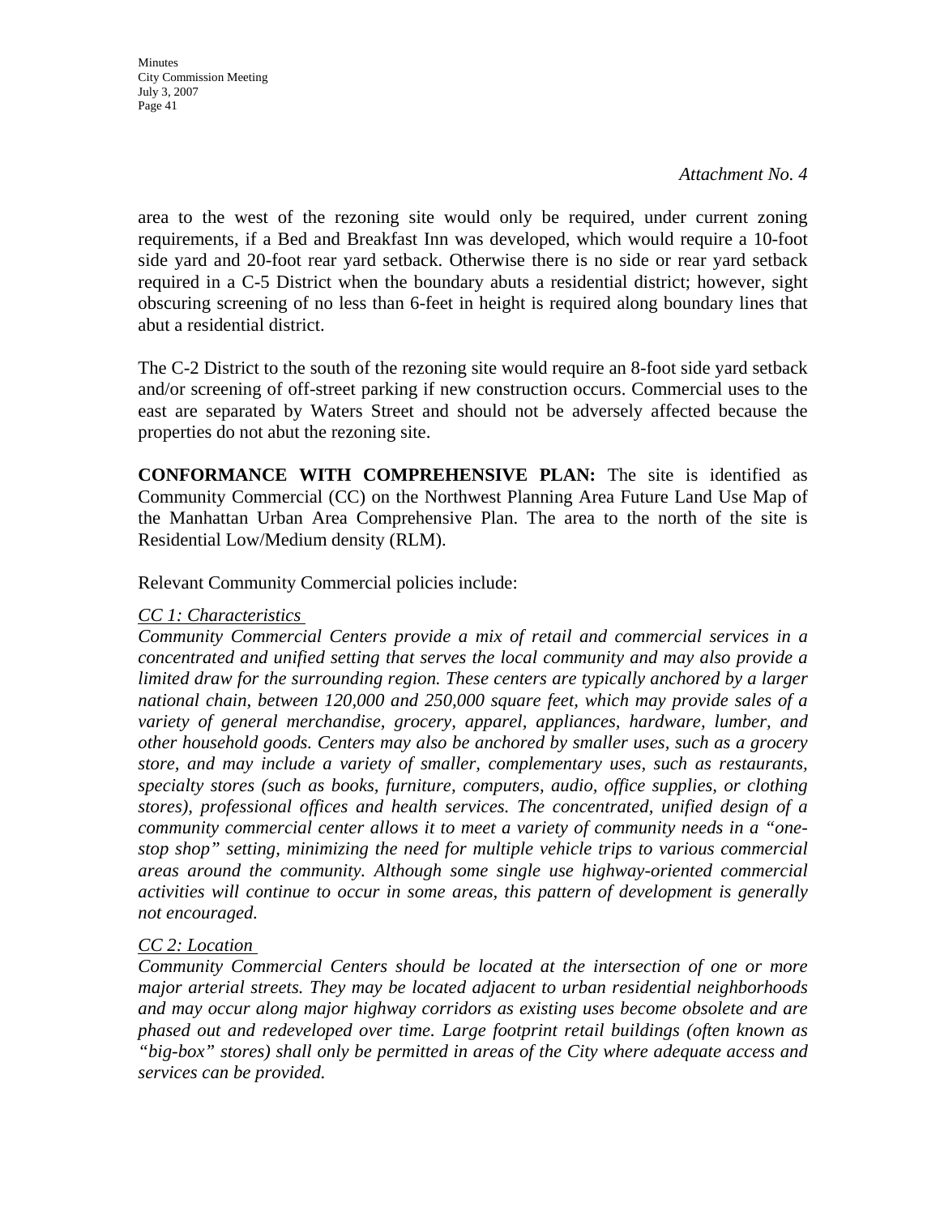*Attachment No. 4*

area to the west of the rezoning site would only be required, under current zoning requirements, if a Bed and Breakfast Inn was developed, which would require a 10-foot side yard and 20-foot rear yard setback. Otherwise there is no side or rear yard setback required in a C-5 District when the boundary abuts a residential district; however, sight obscuring screening of no less than 6-feet in height is required along boundary lines that abut a residential district.

The C-2 District to the south of the rezoning site would require an 8-foot side yard setback and/or screening of off-street parking if new construction occurs. Commercial uses to the east are separated by Waters Street and should not be adversely affected because the properties do not abut the rezoning site.

**CONFORMANCE WITH COMPREHENSIVE PLAN:** The site is identified as Community Commercial (CC) on the Northwest Planning Area Future Land Use Map of the Manhattan Urban Area Comprehensive Plan. The area to the north of the site is Residential Low/Medium density (RLM).

Relevant Community Commercial policies include:

*CC 1: Characteristics*

*Community Commercial Centers provide a mix of retail and commercial services in a concentrated and unified setting that serves the local community and may also provide a limited draw for the surrounding region. These centers are typically anchored by a larger national chain, between 120,000 and 250,000 square feet, which may provide sales of a variety of general merchandise, grocery, apparel, appliances, hardware, lumber, and other household goods. Centers may also be anchored by smaller uses, such as a grocery store, and may include a variety of smaller, complementary uses, such as restaurants, specialty stores (such as books, furniture, computers, audio, office supplies, or clothing stores), professional offices and health services. The concentrated, unified design of a community commercial center allows it to meet a variety of community needs in a "one-stop shop" setting, minimizing the need for multiple vehicle trips to various commercial areas around the community. Although some single use highway-oriented commercial activities will continue to occur in some areas, this pattern of development is generally not encouraged.*

*CC 2: Location*

*Community Commercial Centers should be located at the intersection of one or more major arterial streets. They may be located adjacent to urban residential neighborhoods and may occur along major highway corridors as existing uses become obsolete and are phased out and redeveloped over time. Large footprint retail buildings (often known as "big-box" stores) shall only be permitted in areas of the City where adequate access and services can be provided.*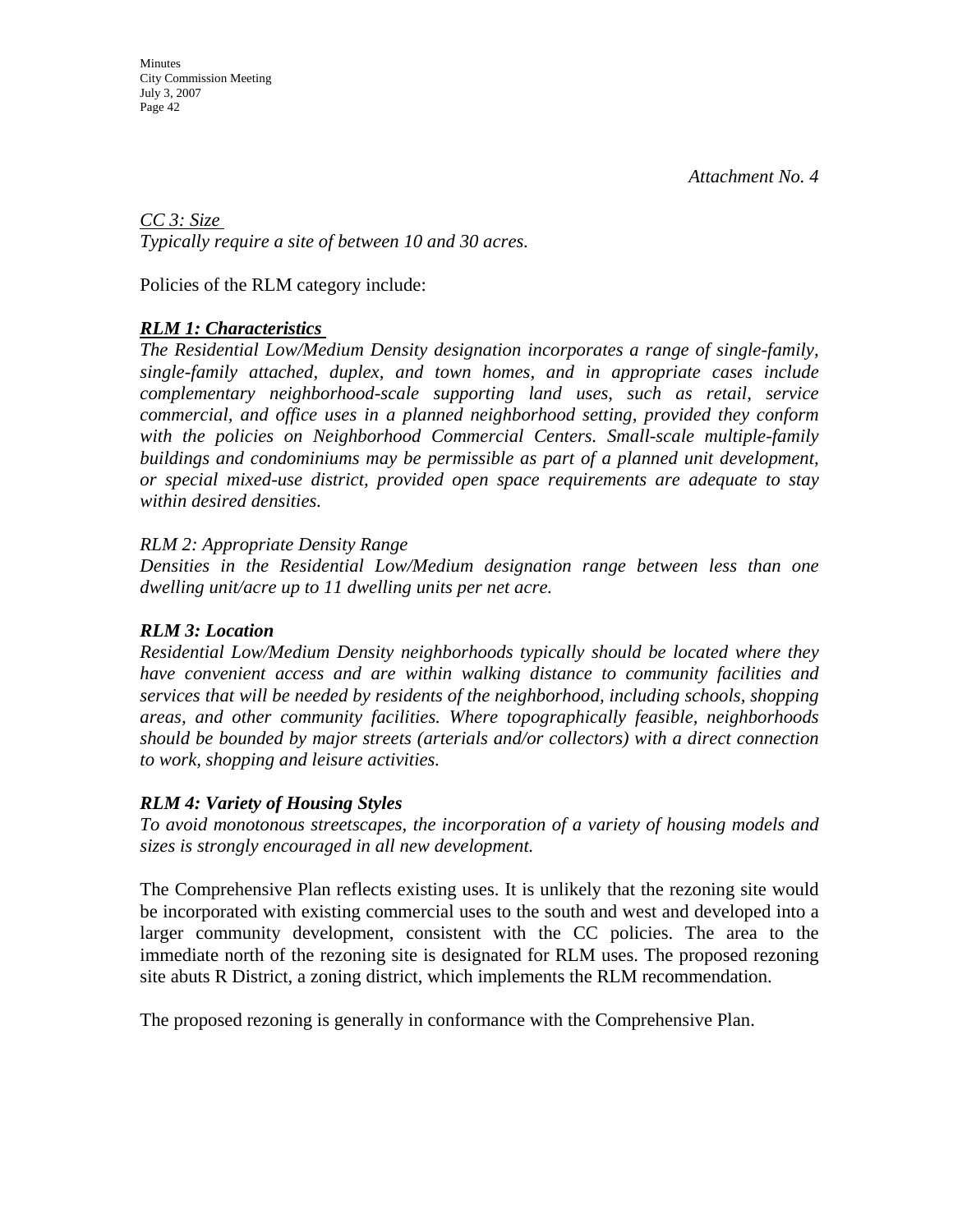*Attachment No. 4*

*<u>CC 3: Size</u>*
*Typically require a site of between 10 and 30 acres.*

Policies of the RLM category include:

***<u>RLM 1: Characteristics</u>***
***The Residential Low/Medium Density designation incorporates a range of single-family, single-family attached, duplex, and town homes, and in appropriate cases include complementary neighborhood-scale supporting land uses, such as retail, service commercial, and office uses in a planned neighborhood setting, provided they conform with the policies on Neighborhood Commercial Centers. Small-scale multiple-family buildings and condominiums may be permissible as part of a planned unit development, or special mixed-use district, provided open space requirements are adequate to stay within desired densities.***

*RLM 2: Appropriate Density Range*
*Densities in the Residential Low/Medium designation range between less than one dwelling unit/acre up to 11 dwelling units per net acre.*

***RLM 3: Location***
*Residential Low/Medium Density neighborhoods typically should be located where they have convenient access and are within walking distance to community facilities and services that will be needed by residents of the neighborhood, including schools, shopping areas, and other community facilities. Where topographically feasible, neighborhoods should be bounded by major streets (arterials and/or collectors) with a direct connection to work, shopping and leisure activities.*

***RLM 4: Variety of Housing Styles***
*To avoid monotonous streetscapes, the incorporation of a variety of housing models and sizes is strongly encouraged in all new development.*

The Comprehensive Plan reflects existing uses. It is unlikely that the rezoning site would be incorporated with existing commercial uses to the south and west and developed into a larger community development, consistent with the CC policies. The area to the immediate north of the rezoning site is designated for RLM uses. The proposed rezoning site abuts R District, a zoning district, which implements the RLM recommendation.

The proposed rezoning is generally in conformance with the Comprehensive Plan.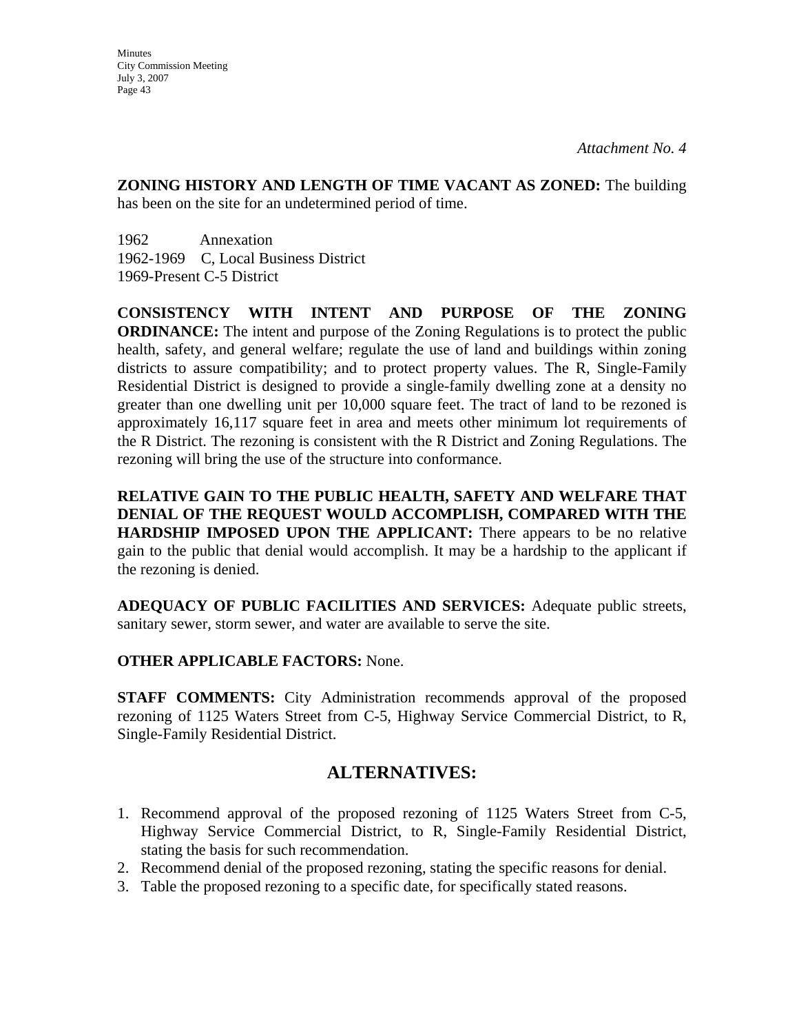*Attachment No. 4*

**ZONING HISTORY AND LENGTH OF TIME VACANT AS ZONED:** The building has been on the site for an undetermined period of time.

1962 Annexation
1962-1969 C, Local Business District
1969-Present C-5 District

**CONSISTENCY WITH INTENT AND PURPOSE OF THE ZONING ORDINANCE:** The intent and purpose of the Zoning Regulations is to protect the public health, safety, and general welfare; regulate the use of land and buildings within zoning districts to assure compatibility; and to protect property values. The R, Single-Family Residential District is designed to provide a single-family dwelling zone at a density no greater than one dwelling unit per 10,000 square feet. The tract of land to be rezoned is approximately 16,117 square feet in area and meets other minimum lot requirements of the R District. The rezoning is consistent with the R District and Zoning Regulations. The rezoning will bring the use of the structure into conformance.

**RELATIVE GAIN TO THE PUBLIC HEALTH, SAFETY AND WELFARE THAT DENIAL OF THE REQUEST WOULD ACCOMPLISH, COMPARED WITH THE HARDSHIP IMPOSED UPON THE APPLICANT:** There appears to be no relative gain to the public that denial would accomplish. It may be a hardship to the applicant if the rezoning is denied.

**ADEQUACY OF PUBLIC FACILITIES AND SERVICES:** Adequate public streets, sanitary sewer, storm sewer, and water are available to serve the site.

**OTHER APPLICABLE FACTORS:** None.

**STAFF COMMENTS:** City Administration recommends approval of the proposed rezoning of 1125 Waters Street from C-5, Highway Service Commercial District, to R, Single-Family Residential District.

## ALTERNATIVES:

1. Recommend approval of the proposed rezoning of 1125 Waters Street from C-5, Highway Service Commercial District, to R, Single-Family Residential District, stating the basis for such recommendation.
2. Recommend denial of the proposed rezoning, stating the specific reasons for denial.
3. Table the proposed rezoning to a specific date, for specifically stated reasons.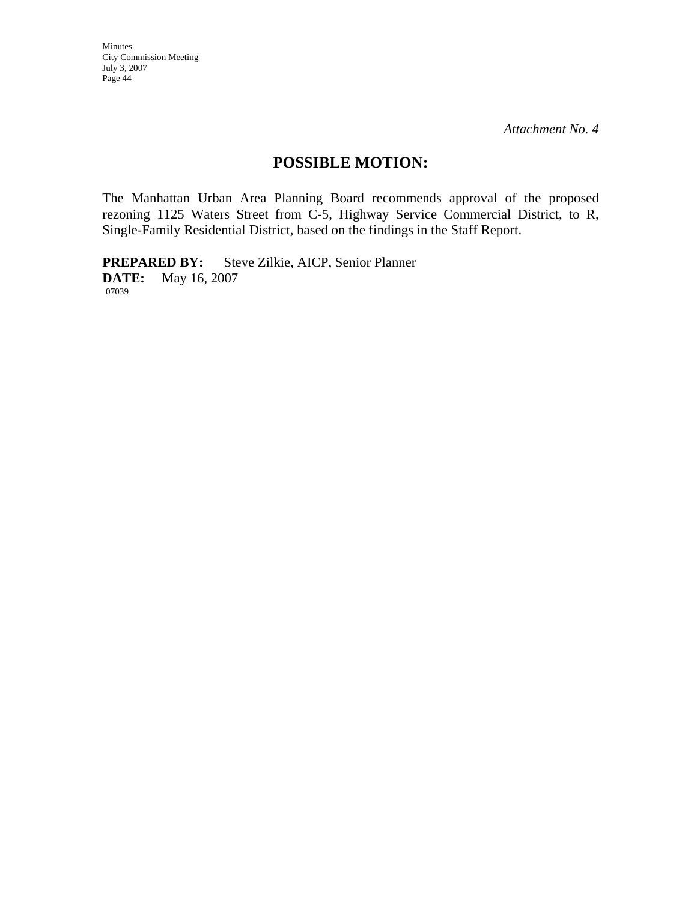*Attachment No. 4*

## POSSIBLE MOTION:

The Manhattan Urban Area Planning Board recommends approval of the proposed rezoning 1125 Waters Street from C-5, Highway Service Commercial District, to R, Single-Family Residential District, based on the findings in the Staff Report.

**PREPARED BY:** Steve Zilkie, AICP, Senior Planner
**DATE:** May 16, 2007
07039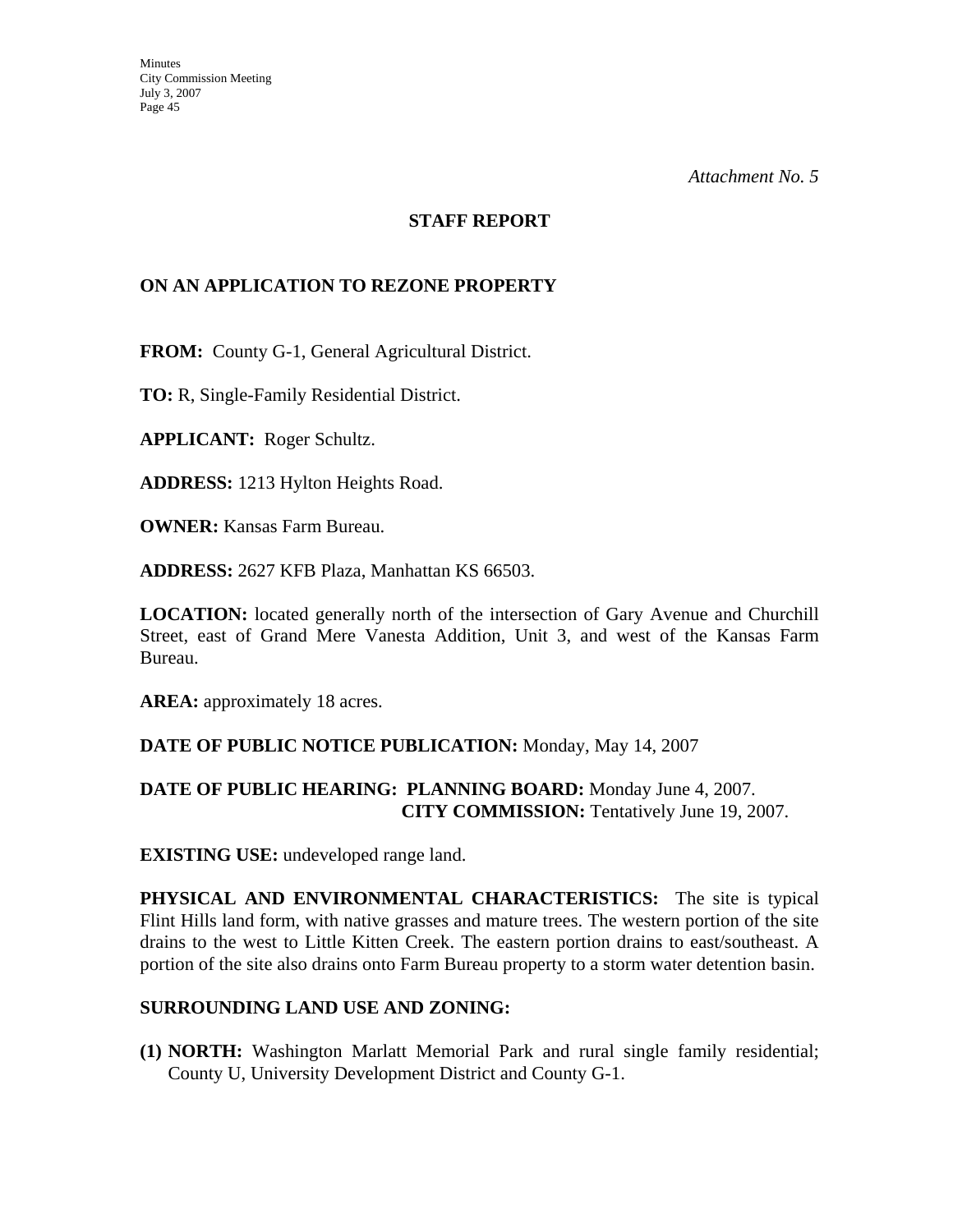*Attachment No. 5*

## STAFF REPORT

### ON AN APPLICATION TO REZONE PROPERTY

**FROM:** County G-1, General Agricultural District.

**TO:** R, Single-Family Residential District.

**APPLICANT:** Roger Schultz.

**ADDRESS:** 1213 Hylton Heights Road.

**OWNER:** Kansas Farm Bureau.

**ADDRESS:** 2627 KFB Plaza, Manhattan KS 66503.

**LOCATION:** located generally north of the intersection of Gary Avenue and Churchill Street, east of Grand Mere Vanesta Addition, Unit 3, and west of the Kansas Farm Bureau.

**AREA:** approximately 18 acres.

**DATE OF PUBLIC NOTICE PUBLICATION:** Monday, May 14, 2007

**DATE OF PUBLIC HEARING: PLANNING BOARD:** Monday June 4, 2007.
**CITY COMMISSION:** Tentatively June 19, 2007.

**EXISTING USE:** undeveloped range land.

**PHYSICAL AND ENVIRONMENTAL CHARACTERISTICS:** The site is typical Flint Hills land form, with native grasses and mature trees. The western portion of the site drains to the west to Little Kitten Creek. The eastern portion drains to east/southeast. A portion of the site also drains onto Farm Bureau property to a storm water detention basin.

**SURROUNDING LAND USE AND ZONING:**

**(1) NORTH:** Washington Marlatt Memorial Park and rural single family residential; County U, University Development District and County G-1.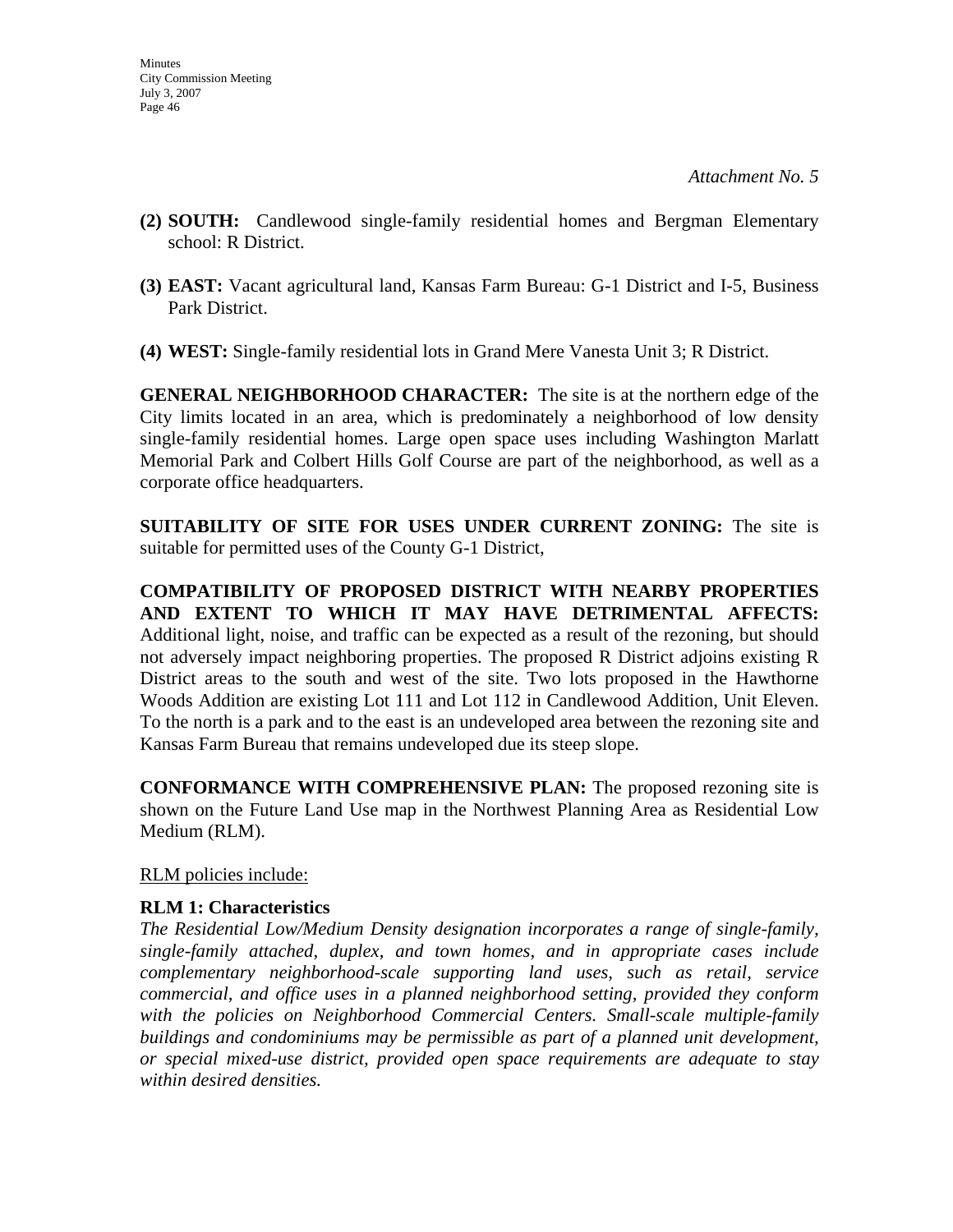*Attachment No. 5*

**(2) SOUTH:** Candlewood single-family residential homes and Bergman Elementary school: R District.

**(3) EAST:** Vacant agricultural land, Kansas Farm Bureau: G-1 District and I-5, Business Park District.

**(4) WEST:** Single-family residential lots in Grand Mere Vanesta Unit 3; R District.

**GENERAL NEIGHBORHOOD CHARACTER:** The site is at the northern edge of the City limits located in an area, which is predominately a neighborhood of low density single-family residential homes. Large open space uses including Washington Marlatt Memorial Park and Colbert Hills Golf Course are part of the neighborhood, as well as a corporate office headquarters.

**SUITABILITY OF SITE FOR USES UNDER CURRENT ZONING:** The site is suitable for permitted uses of the County G-1 District,

**COMPATIBILITY OF PROPOSED DISTRICT WITH NEARBY PROPERTIES AND EXTENT TO WHICH IT MAY HAVE DETRIMENTAL AFFECTS:** Additional light, noise, and traffic can be expected as a result of the rezoning, but should not adversely impact neighboring properties. The proposed R District adjoins existing R District areas to the south and west of the site. Two lots proposed in the Hawthorne Woods Addition are existing Lot 111 and Lot 112 in Candlewood Addition, Unit Eleven. To the north is a park and to the east is an undeveloped area between the rezoning site and Kansas Farm Bureau that remains undeveloped due its steep slope.

**CONFORMANCE WITH COMPREHENSIVE PLAN:** The proposed rezoning site is shown on the Future Land Use map in the Northwest Planning Area as Residential Low Medium (RLM).

RLM policies include:

**RLM 1: Characteristics**

*The Residential Low/Medium Density designation incorporates a range of single-family, single-family attached, duplex, and town homes, and in appropriate cases include complementary neighborhood-scale supporting land uses, such as retail, service commercial, and office uses in a planned neighborhood setting, provided they conform with the policies on Neighborhood Commercial Centers. Small-scale multiple-family buildings and condominiums may be permissible as part of a planned unit development, or special mixed-use district, provided open space requirements are adequate to stay within desired densities.*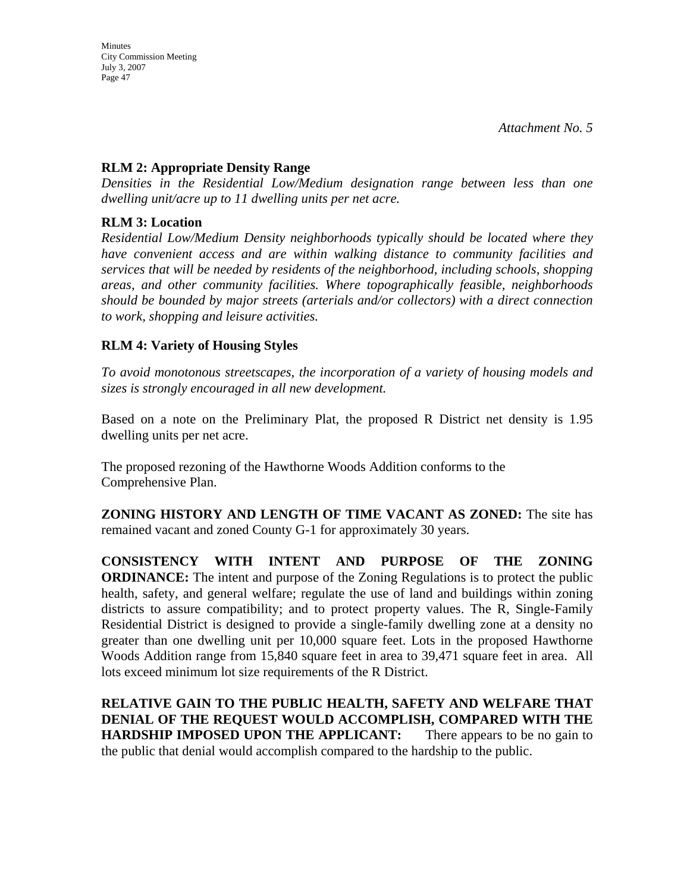*Attachment No. 5*

**RLM 2: Appropriate Density Range**

*Densities in the Residential Low/Medium designation range between less than one dwelling unit/acre up to 11 dwelling units per net acre.*

**RLM 3: Location**

*Residential Low/Medium Density neighborhoods typically should be located where they have convenient access and are within walking distance to community facilities and services that will be needed by residents of the neighborhood, including schools, shopping areas, and other community facilities. Where topographically feasible, neighborhoods should be bounded by major streets (arterials and/or collectors) with a direct connection to work, shopping and leisure activities.*

**RLM 4: Variety of Housing Styles**

*To avoid monotonous streetscapes, the incorporation of a variety of housing models and sizes is strongly encouraged in all new development.*

Based on a note on the Preliminary Plat, the proposed R District net density is 1.95 dwelling units per net acre.

The proposed rezoning of the Hawthorne Woods Addition conforms to the Comprehensive Plan.

**ZONING HISTORY AND LENGTH OF TIME VACANT AS ZONED:** The site has remained vacant and zoned County G-1 for approximately 30 years.

**CONSISTENCY WITH INTENT AND PURPOSE OF THE ZONING ORDINANCE:** The intent and purpose of the Zoning Regulations is to protect the public health, safety, and general welfare; regulate the use of land and buildings within zoning districts to assure compatibility; and to protect property values. The R, Single-Family Residential District is designed to provide a single-family dwelling zone at a density no greater than one dwelling unit per 10,000 square feet. Lots in the proposed Hawthorne Woods Addition range from 15,840 square feet in area to 39,471 square feet in area. All lots exceed minimum lot size requirements of the R District.

**RELATIVE GAIN TO THE PUBLIC HEALTH, SAFETY AND WELFARE THAT DENIAL OF THE REQUEST WOULD ACCOMPLISH, COMPARED WITH THE HARDSHIP IMPOSED UPON THE APPLICANT:** There appears to be no gain to the public that denial would accomplish compared to the hardship to the public.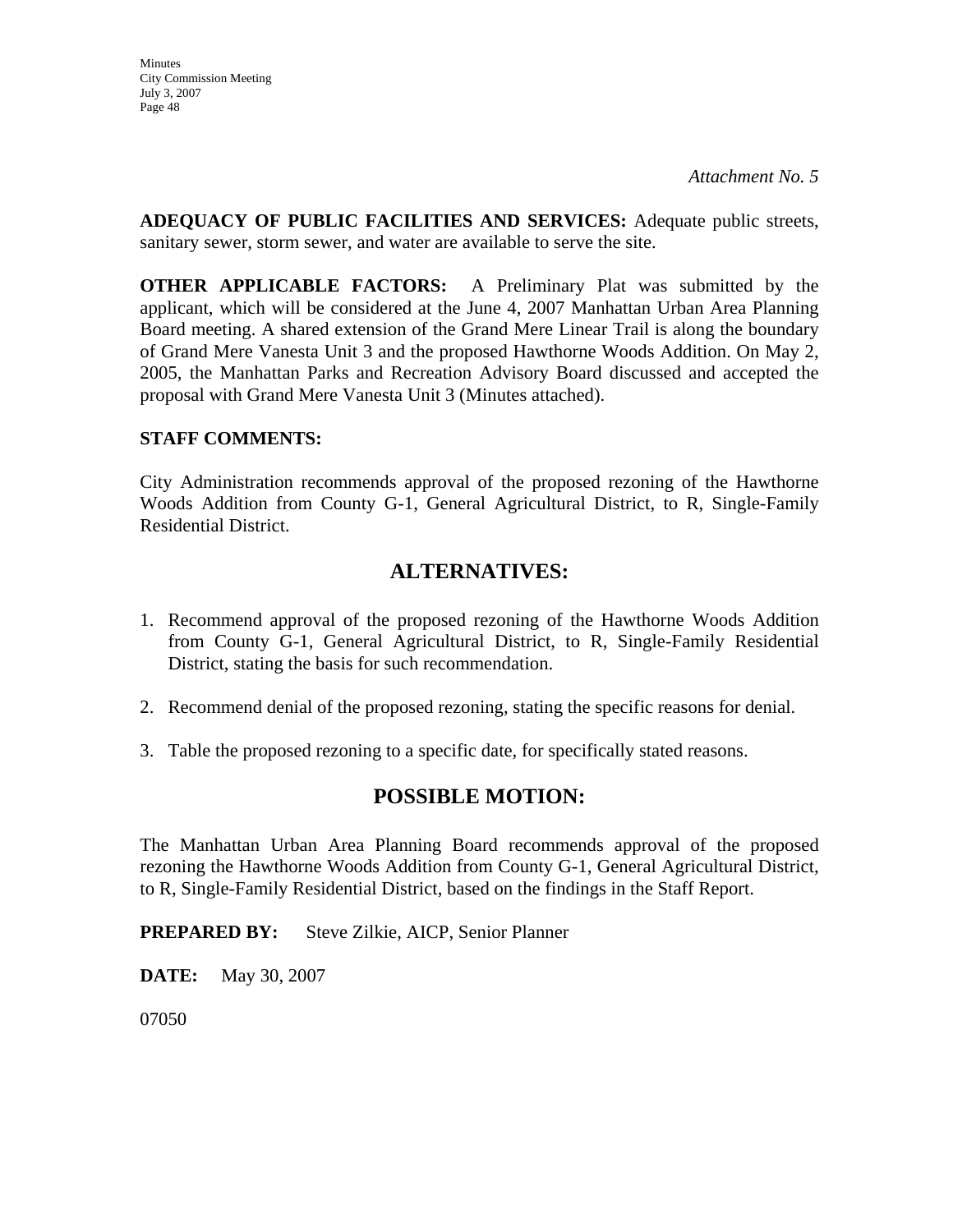*Attachment No. 5*

**ADEQUACY OF PUBLIC FACILITIES AND SERVICES:** Adequate public streets, sanitary sewer, storm sewer, and water are available to serve the site.

**OTHER APPLICABLE FACTORS:** A Preliminary Plat was submitted by the applicant, which will be considered at the June 4, 2007 Manhattan Urban Area Planning Board meeting. A shared extension of the Grand Mere Linear Trail is along the boundary of Grand Mere Vanesta Unit 3 and the proposed Hawthorne Woods Addition. On May 2, 2005, the Manhattan Parks and Recreation Advisory Board discussed and accepted the proposal with Grand Mere Vanesta Unit 3 (Minutes attached).

**STAFF COMMENTS:**

City Administration recommends approval of the proposed rezoning of the Hawthorne Woods Addition from County G-1, General Agricultural District, to R, Single-Family Residential District.

## ALTERNATIVES:

1. Recommend approval of the proposed rezoning of the Hawthorne Woods Addition from County G-1, General Agricultural District, to R, Single-Family Residential District, stating the basis for such recommendation.

2. Recommend denial of the proposed rezoning, stating the specific reasons for denial.

3. Table the proposed rezoning to a specific date, for specifically stated reasons.

## POSSIBLE MOTION:

The Manhattan Urban Area Planning Board recommends approval of the proposed rezoning the Hawthorne Woods Addition from County G-1, General Agricultural District, to R, Single-Family Residential District, based on the findings in the Staff Report.

**PREPARED BY:** Steve Zilkie, AICP, Senior Planner

**DATE:** May 30, 2007

07050